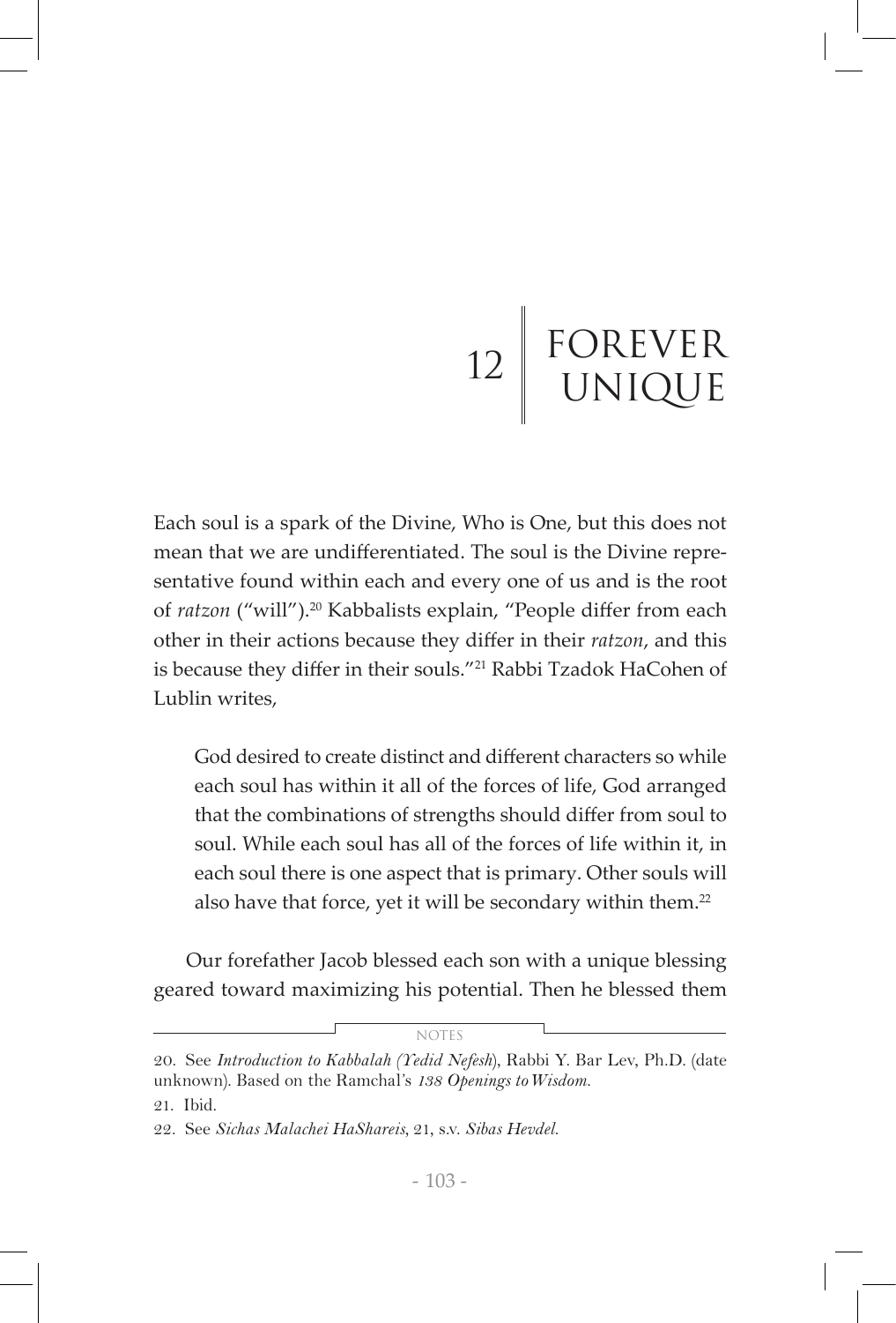# 12 FOREVER UNIQUE

Each soul is a spark of the Divine, Who is One, but this does not mean that we are undifferentiated. The soul is the Divine representative found within each and every one of us and is the root of *ratzon* ("will").[20] Kabbalists explain, "People differ from each other in their actions because they differ in their *ratzon*, and this is because they differ in their souls."[21] Rabbi Tzadok HaCohen of Lublin writes,

> God desired to create distinct and different characters so while each soul has within it all of the forces of life, God arranged that the combinations of strengths should differ from soul to soul. While each soul has all of the forces of life within it, in each soul there is one aspect that is primary. Other souls will also have that force, yet it will be secondary within them.[22]

Our forefather Jacob blessed each son with a unique blessing geared toward maximizing his potential. Then he blessed them

---

NOTES

20. See *Introduction to Kabbalah (Yedid Nefesh)*, Rabbi Y. Bar Lev, Ph.D. (date unknown). Based on the Ramchal's *138 Openings to Wisdom*.

21. Ibid.

22. See *Sichas Malachei HaShareis*, 21, s.v. *Sibas Hevdel*.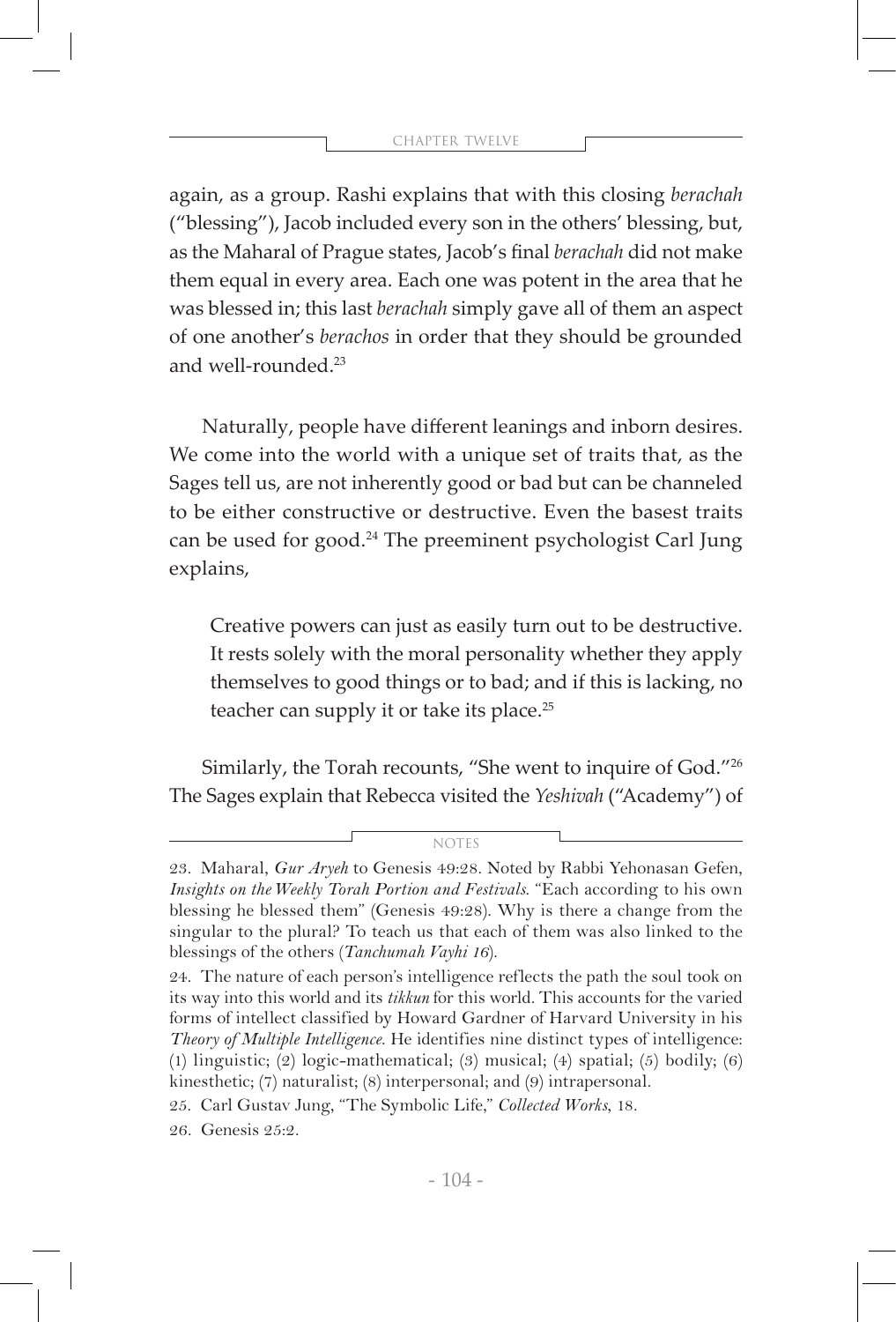again, as a group. Rashi explains that with this closing *berachah* ("blessing"), Jacob included every son in the others' blessing, but, as the Maharal of Prague states, Jacob's final *berachah* did not make them equal in every area. Each one was potent in the area that he was blessed in; this last *berachah* simply gave all of them an aspect of one another's *berachos* in order that they should be grounded and well-rounded.[23]

Naturally, people have different leanings and inborn desires. We come into the world with a unique set of traits that, as the Sages tell us, are not inherently good or bad but can be channeled to be either constructive or destructive. Even the basest traits can be used for good.[24] The preeminent psychologist Carl Jung explains,

> Creative powers can just as easily turn out to be destructive. It rests solely with the moral personality whether they apply themselves to good things or to bad; and if this is lacking, no teacher can supply it or take its place.[25]

Similarly, the Torah recounts, "She went to inquire of God."[26] The Sages explain that Rebecca visited the *Yeshivah* ("Academy") of

---

NOTES

23. Maharal, *Gur Aryeh* to Genesis 49:28. Noted by Rabbi Yehonasan Gefen, *Insights on the Weekly Torah Portion and Festivals*. "Each according to his own blessing he blessed them" (Genesis 49:28). Why is there a change from the singular to the plural? To teach us that each of them was also linked to the blessings of the others (*Tanchumah Vayhi 16*).

24. The nature of each person's intelligence reflects the path the soul took on its way into this world and its *tikkun* for this world. This accounts for the varied forms of intellect classified by Howard Gardner of Harvard University in his *Theory of Multiple Intelligence*. He identifies nine distinct types of intelligence: (1) linguistic; (2) logic-mathematical; (3) musical; (4) spatial; (5) bodily; (6) kinesthetic; (7) naturalist; (8) interpersonal; and (9) intrapersonal.

25. Carl Gustav Jung, "The Symbolic Life," *Collected Works*, 18.

26. Genesis 25:2.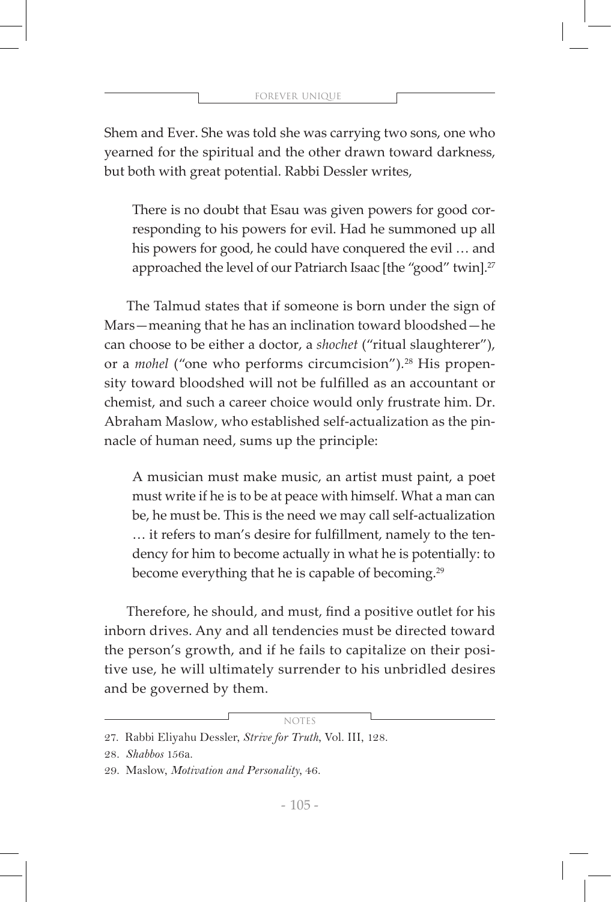Shem and Ever. She was told she was carrying two sons, one who yearned for the spiritual and the other drawn toward darkness, but both with great potential. Rabbi Dessler writes,

> There is no doubt that Esau was given powers for good corresponding to his powers for evil. Had he summoned up all his powers for good, he could have conquered the evil … and approached the level of our Patriarch Isaac [the "good" twin].[27]

The Talmud states that if someone is born under the sign of Mars—meaning that he has an inclination toward bloodshed—he can choose to be either a doctor, a *shochet* ("ritual slaughterer"), or a *mohel* ("one who performs circumcision").[28] His propensity toward bloodshed will not be fulfilled as an accountant or chemist, and such a career choice would only frustrate him. Dr. Abraham Maslow, who established self-actualization as the pinnacle of human need, sums up the principle:

> A musician must make music, an artist must paint, a poet must write if he is to be at peace with himself. What a man can be, he must be. This is the need we may call self-actualization … it refers to man's desire for fulfillment, namely to the tendency for him to become actually in what he is potentially: to become everything that he is capable of becoming.[29]

Therefore, he should, and must, find a positive outlet for his inborn drives. Any and all tendencies must be directed toward the person's growth, and if he fails to capitalize on their positive use, he will ultimately surrender to his unbridled desires and be governed by them.

---

NOTES

27. Rabbi Eliyahu Dessler, *Strive for Truth*, Vol. III, 128.
28. *Shabbos* 156a.
29. Maslow, *Motivation and Personality*, 46.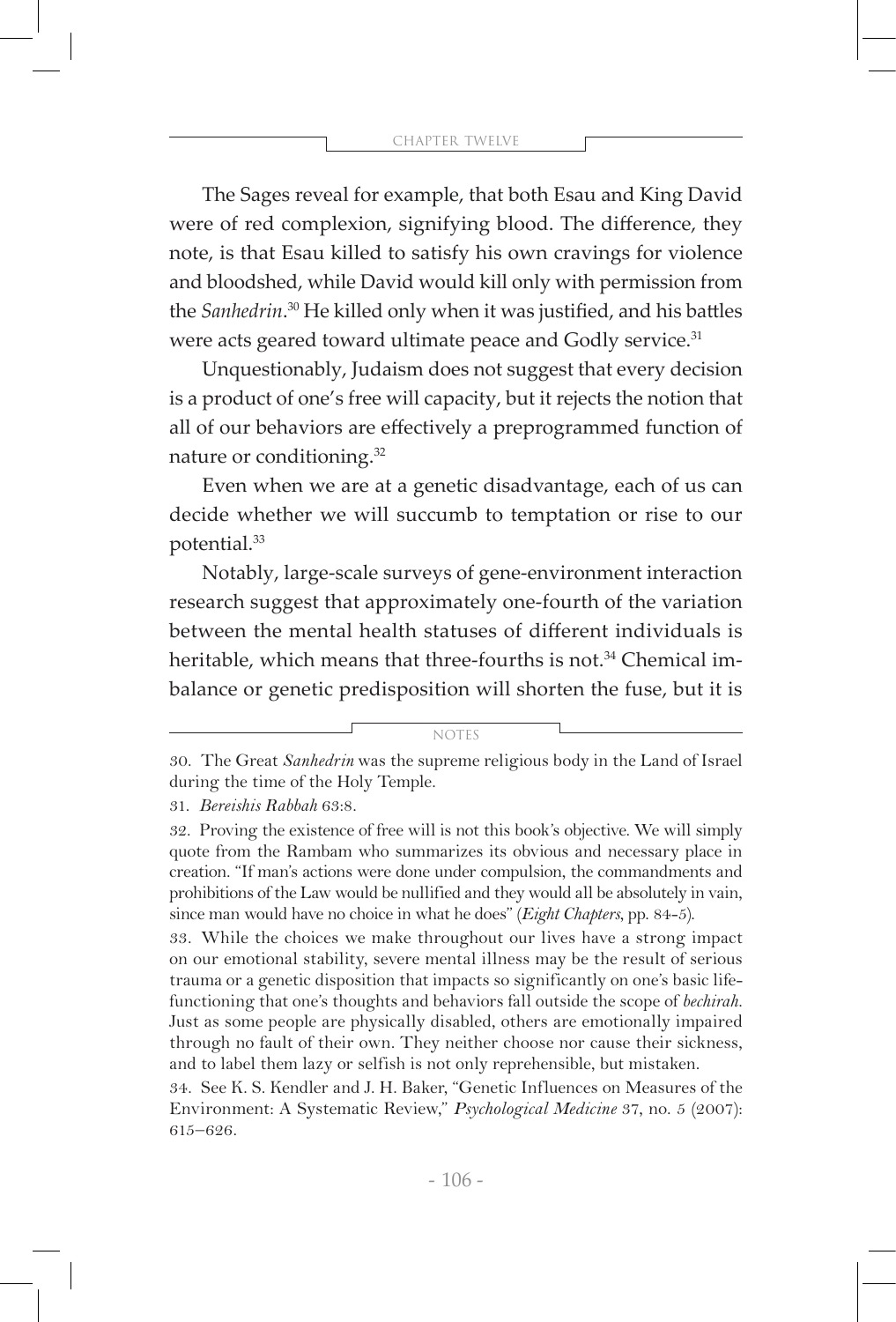The Sages reveal for example, that both Esau and King David were of red complexion, signifying blood. The difference, they note, is that Esau killed to satisfy his own cravings for violence and bloodshed, while David would kill only with permission from the *Sanhedrin*.[30] He killed only when it was justified, and his battles were acts geared toward ultimate peace and Godly service.[31]

Unquestionably, Judaism does not suggest that every decision is a product of one's free will capacity, but it rejects the notion that all of our behaviors are effectively a preprogrammed function of nature or conditioning.[32]

Even when we are at a genetic disadvantage, each of us can decide whether we will succumb to temptation or rise to our potential.[33]

Notably, large-scale surveys of gene-environment interaction research suggest that approximately one-fourth of the variation between the mental health statuses of different individuals is heritable, which means that three-fourths is not.[34] Chemical imbalance or genetic predisposition will shorten the fuse, but it is

---

NOTES

30. The Great *Sanhedrin* was the supreme religious body in the Land of Israel during the time of the Holy Temple.

31. *Bereishis Rabbah* 63:8.

32. Proving the existence of free will is not this book's objective. We will simply quote from the Rambam who summarizes its obvious and necessary place in creation. "If man's actions were done under compulsion, the commandments and prohibitions of the Law would be nullified and they would all be absolutely in vain, since man would have no choice in what he does" (*Eight Chapters*, pp. 84-5).

33. While the choices we make throughout our lives have a strong impact on our emotional stability, severe mental illness may be the result of serious trauma or a genetic disposition that impacts so significantly on one's basic life-functioning that one's thoughts and behaviors fall outside the scope of *bechirah*. Just as some people are physically disabled, others are emotionally impaired through no fault of their own. They neither choose nor cause their sickness, and to label them lazy or selfish is not only reprehensible, but mistaken.

34. See K. S. Kendler and J. H. Baker, "Genetic Influences on Measures of the Environment: A Systematic Review," *Psychological Medicine* 37, no. 5 (2007): 615–626.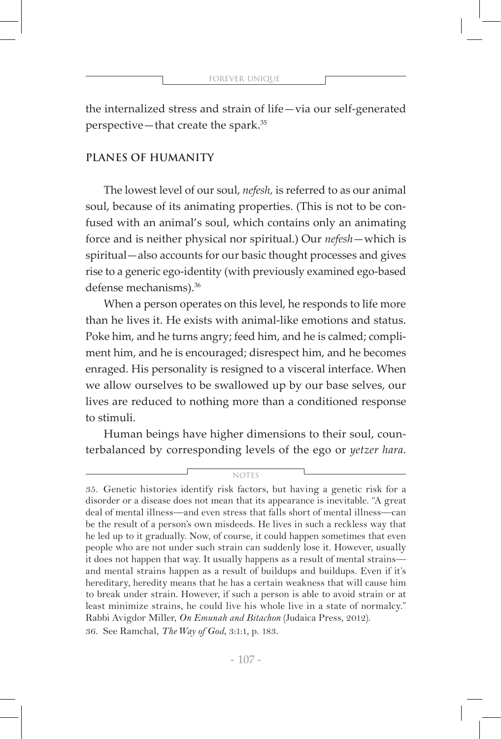the internalized stress and strain of life—via our self-generated perspective—that create the spark.[35]

## PLANES OF HUMANITY

The lowest level of our soul, *nefesh,* is referred to as our animal soul, because of its animating properties. (This is not to be confused with an animal's soul, which contains only an animating force and is neither physical nor spiritual.) Our *nefesh*—which is spiritual—also accounts for our basic thought processes and gives rise to a generic ego-identity (with previously examined ego-based defense mechanisms).[36]

When a person operates on this level, he responds to life more than he lives it. He exists with animal-like emotions and status. Poke him, and he turns angry; feed him, and he is calmed; compliment him, and he is encouraged; disrespect him, and he becomes enraged. His personality is resigned to a visceral interface. When we allow ourselves to be swallowed up by our base selves, our lives are reduced to nothing more than a conditioned response to stimuli.

Human beings have higher dimensions to their soul, counterbalanced by corresponding levels of the ego or *yetzer hara*.

NOTES

35. Genetic histories identify risk factors, but having a genetic risk for a disorder or a disease does not mean that its appearance is inevitable. "A great deal of mental illness—and even stress that falls short of mental illness—can be the result of a person's own misdeeds. He lives in such a reckless way that he led up to it gradually. Now, of course, it could happen sometimes that even people who are not under such strain can suddenly lose it. However, usually it does not happen that way. It usually happens as a result of mental strains—and mental strains happen as a result of buildups and buildups. Even if it's hereditary, heredity means that he has a certain weakness that will cause him to break under strain. However, if such a person is able to avoid strain or at least minimize strains, he could live his whole live in a state of normalcy." Rabbi Avigdor Miller, ***On Emunah and Bitachon*** (Judaica Press, 2012).

36. See Ramchal, *The Way of God*, 3:1:1, p. 183.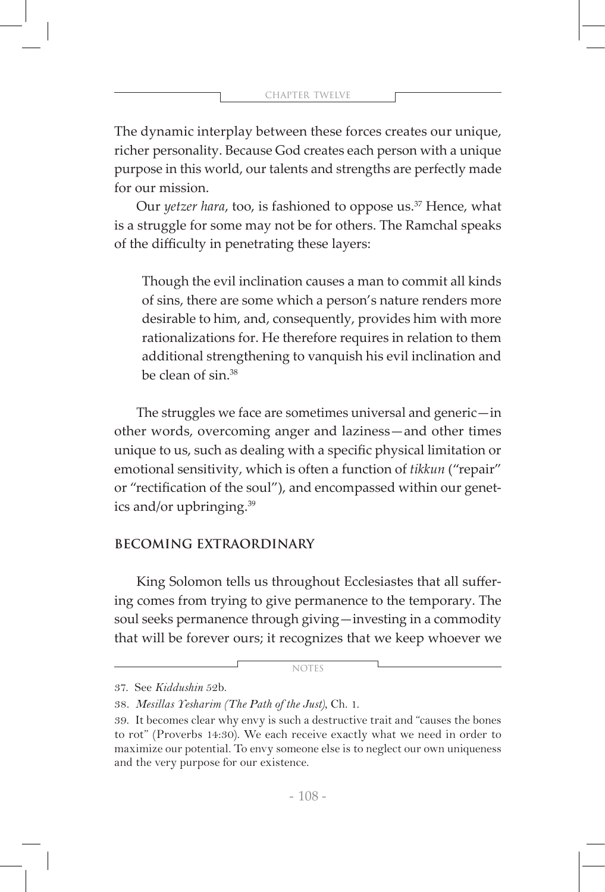The dynamic interplay between these forces creates our unique, richer personality. Because God creates each person with a unique purpose in this world, our talents and strengths are perfectly made for our mission.

Our *yetzer hara*, too, is fashioned to oppose us.[37] Hence, what is a struggle for some may not be for others. The Ramchal speaks of the difficulty in penetrating these layers:

> Though the evil inclination causes a man to commit all kinds of sins, there are some which a person's nature renders more desirable to him, and, consequently, provides him with more rationalizations for. He therefore requires in relation to them additional strengthening to vanquish his evil inclination and be clean of sin.[38]

The struggles we face are sometimes universal and generic—in other words, overcoming anger and laziness—and other times unique to us, such as dealing with a specific physical limitation or emotional sensitivity, which is often a function of *tikkun* ("repair" or "rectification of the soul"), and encompassed within our genetics and/or upbringing.[39]

## BECOMING EXTRAORDINARY

King Solomon tells us throughout Ecclesiastes that all suffering comes from trying to give permanence to the temporary. The soul seeks permanence through giving—investing in a commodity that will be forever ours; it recognizes that we keep whoever we

---

NOTES

37. See *Kiddushin* 52b.

38. *Mesillas Yesharim (The Path of the Just)*, Ch. 1.

39. It becomes clear why envy is such a destructive trait and "causes the bones to rot" (Proverbs 14:30). We each receive exactly what we need in order to maximize our potential. To envy someone else is to neglect our own uniqueness and the very purpose for our existence.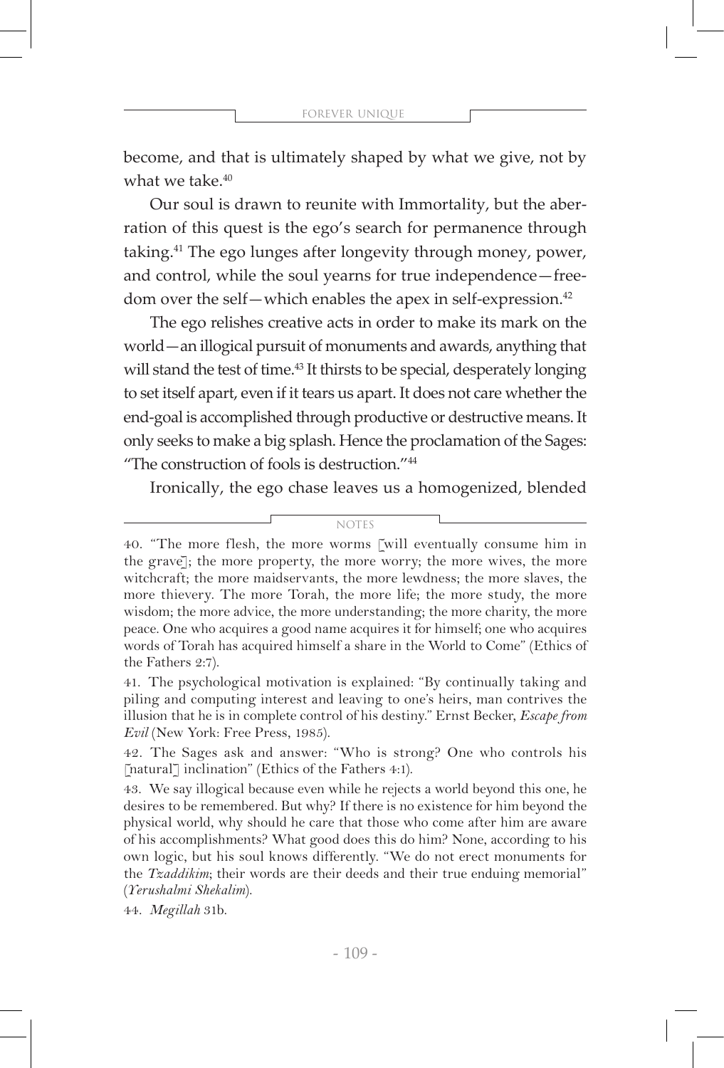become, and that is ultimately shaped by what we give, not by what we take.[40]

Our soul is drawn to reunite with Immortality, but the aberration of this quest is the ego's search for permanence through taking.[41] The ego lunges after longevity through money, power, and control, while the soul yearns for true independence—freedom over the self—which enables the apex in self-expression.[42]

The ego relishes creative acts in order to make its mark on the world—an illogical pursuit of monuments and awards, anything that will stand the test of time.[43] It thirsts to be special, desperately longing to set itself apart, even if it tears us apart. It does not care whether the end-goal is accomplished through productive or destructive means. It only seeks to make a big splash. Hence the proclamation of the Sages: "The construction of fools is destruction."[44]

Ironically, the ego chase leaves us a homogenized, blended

---

NOTES

40. "The more flesh, the more worms [will eventually consume him in the grave]; the more property, the more worry; the more wives, the more witchcraft; the more maidservants, the more lewdness; the more slaves, the more thievery. The more Torah, the more life; the more study, the more wisdom; the more advice, the more understanding; the more charity, the more peace. One who acquires a good name acquires it for himself; one who acquires words of Torah has acquired himself a share in the World to Come" (Ethics of the Fathers 2:7).

41. The psychological motivation is explained: "By continually taking and piling and computing interest and leaving to one's heirs, man contrives the illusion that he is in complete control of his destiny." Ernst Becker, *Escape from Evil* (New York: Free Press, 1985).

42. The Sages ask and answer: "Who is strong? One who controls his [natural] inclination" (Ethics of the Fathers 4:1).

43. We say illogical because even while he rejects a world beyond this one, he desires to be remembered. But why? If there is no existence for him beyond the physical world, why should he care that those who come after him are aware of his accomplishments? What good does this do him? None, according to his own logic, but his soul knows differently. "We do not erect monuments for the *Tzaddikim*; their words are their deeds and their true enduing memorial" (*Yerushalmi Shekalim*).

44. *Megillah* 31b.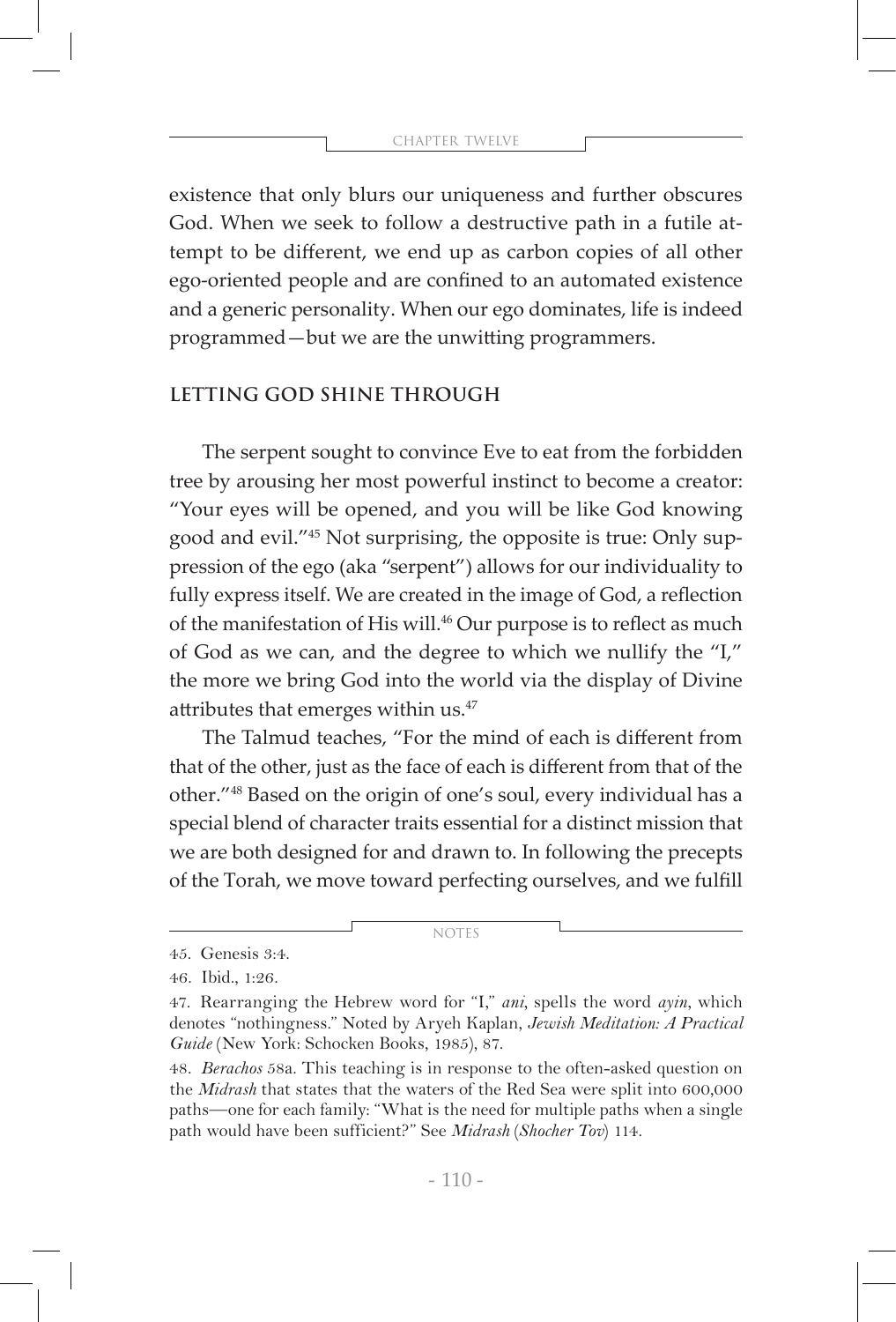existence that only blurs our uniqueness and further obscures God. When we seek to follow a destructive path in a futile attempt to be different, we end up as carbon copies of all other ego-oriented people and are confined to an automated existence and a generic personality. When our ego dominates, life is indeed programmed—but we are the unwitting programmers.

## LETTING GOD SHINE THROUGH

The serpent sought to convince Eve to eat from the forbidden tree by arousing her most powerful instinct to become a creator: "Your eyes will be opened, and you will be like God knowing good and evil."[45] Not surprising, the opposite is true: Only suppression of the ego (aka "serpent") allows for our individuality to fully express itself. We are created in the image of God, a reflection of the manifestation of His will.[46] Our purpose is to reflect as much of God as we can, and the degree to which we nullify the "I," the more we bring God into the world via the display of Divine attributes that emerges within us.[47]

The Talmud teaches, "For the mind of each is different from that of the other, just as the face of each is different from that of the other."[48] Based on the origin of one's soul, every individual has a special blend of character traits essential for a distinct mission that we are both designed for and drawn to. In following the precepts of the Torah, we move toward perfecting ourselves, and we fulfill

---

NOTES

45. Genesis 3:4.

46. Ibid., 1:26.

47. Rearranging the Hebrew word for "I," *ani*, spells the word *ayin*, which denotes "nothingness." Noted by Aryeh Kaplan, *Jewish Meditation: A Practical Guide* (New York: Schocken Books, 1985), 87.

48. *Berachos* 58a. This teaching is in response to the often-asked question on the *Midrash* that states that the waters of the Red Sea were split into 600,000 paths—one for each family: "What is the need for multiple paths when a single path would have been sufficient?" See *Midrash* (*Shocher Tov*) 114.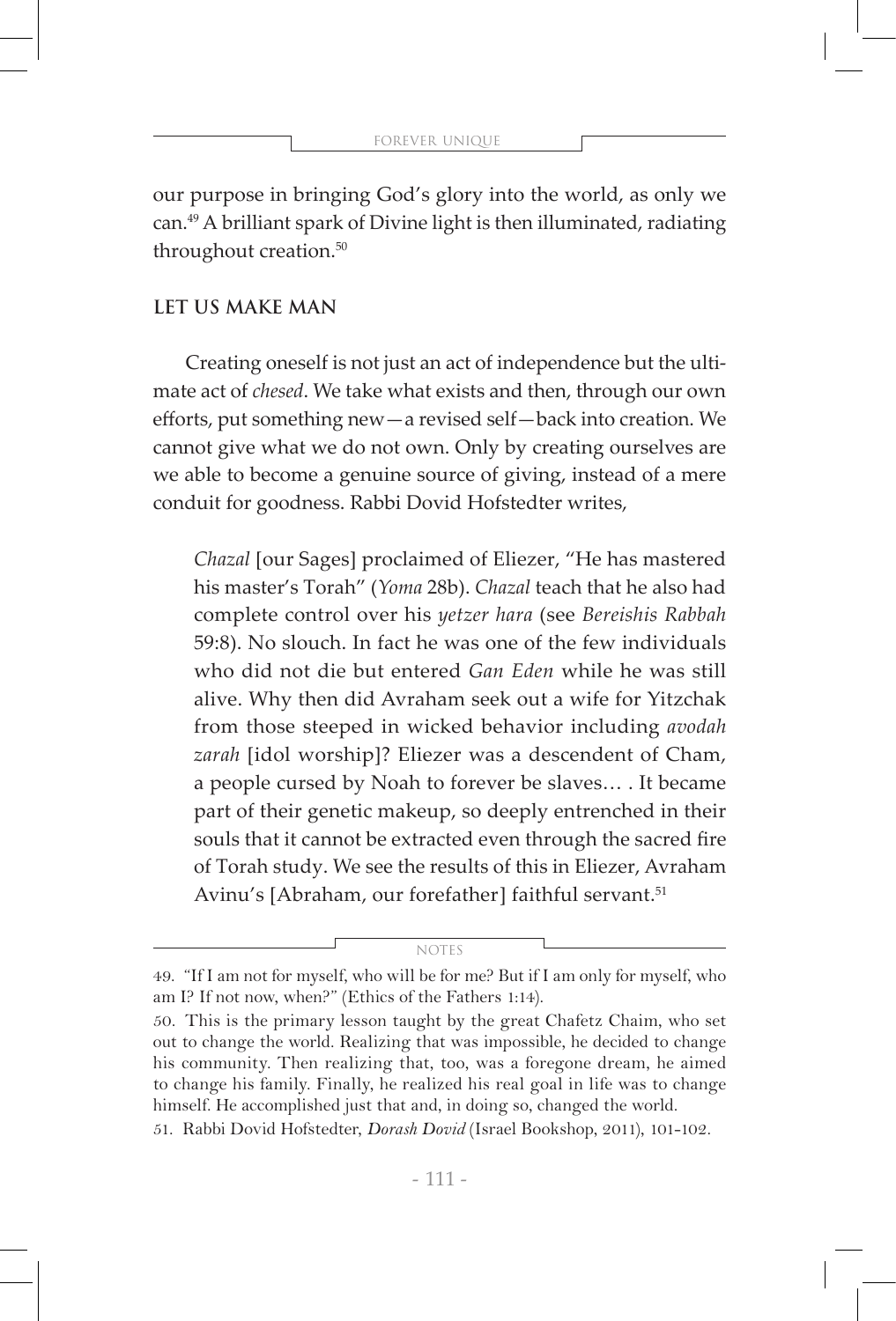our purpose in bringing God's glory into the world, as only we can.[49] A brilliant spark of Divine light is then illuminated, radiating throughout creation.[50]

## LET US MAKE MAN

Creating oneself is not just an act of independence but the ultimate act of *chesed*. We take what exists and then, through our own efforts, put something new—a revised self—back into creation. We cannot give what we do not own. Only by creating ourselves are we able to become a genuine source of giving, instead of a mere conduit for goodness. Rabbi Dovid Hofstedter writes,

> *Chazal* [our Sages] proclaimed of Eliezer, "He has mastered his master's Torah" (*Yoma* 28b). *Chazal* teach that he also had complete control over his *yetzer hara* (see *Bereishis Rabbah* 59:8). No slouch. In fact he was one of the few individuals who did not die but entered *Gan Eden* while he was still alive. Why then did Avraham seek out a wife for Yitzchak from those steeped in wicked behavior including *avodah zarah* [idol worship]? Eliezer was a descendent of Cham, a people cursed by Noah to forever be slaves… . It became part of their genetic makeup, so deeply entrenched in their souls that it cannot be extracted even through the sacred fire of Torah study. We see the results of this in Eliezer, Avraham Avinu's [Abraham, our forefather] faithful servant.[51]

---

NOTES

49. "If I am not for myself, who will be for me? But if I am only for myself, who am I? If not now, when?" (Ethics of the Fathers 1:14).

50. This is the primary lesson taught by the great Chafetz Chaim, who set out to change the world. Realizing that was impossible, he decided to change his community. Then realizing that, too, was a foregone dream, he aimed to change his family. Finally, he realized his real goal in life was to change himself. He accomplished just that and, in doing so, changed the world.

51. Rabbi Dovid Hofstedter, *Dorash Dovid* (Israel Bookshop, 2011), 101-102.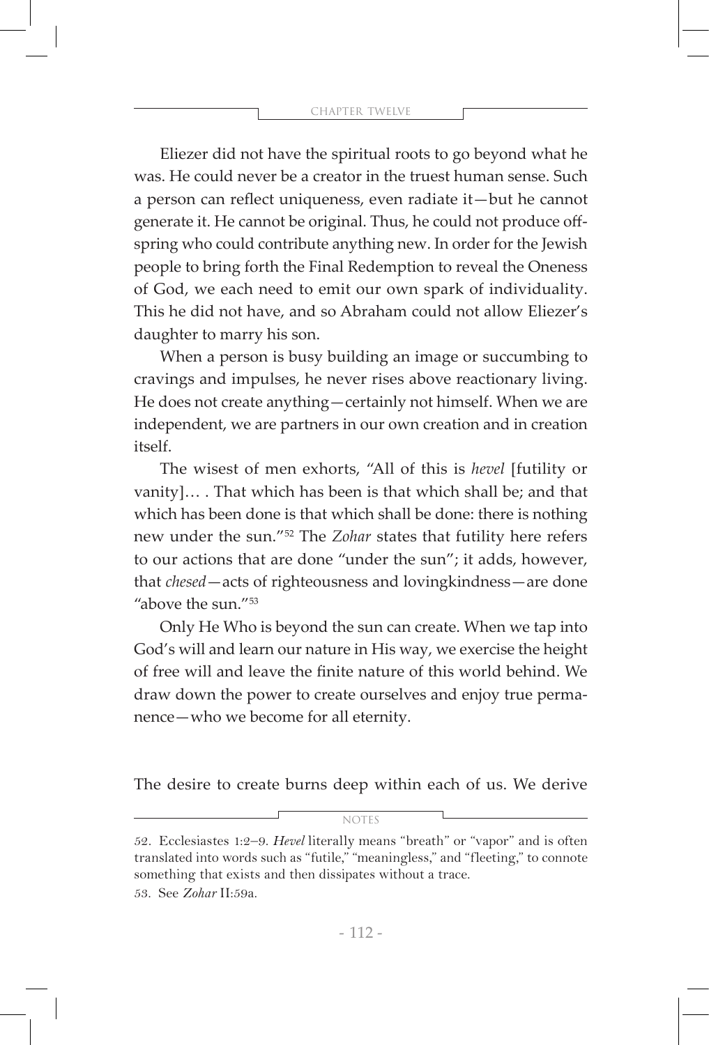Eliezer did not have the spiritual roots to go beyond what he was. He could never be a creator in the truest human sense. Such a person can reflect uniqueness, even radiate it—but he cannot generate it. He cannot be original. Thus, he could not produce offspring who could contribute anything new. In order for the Jewish people to bring forth the Final Redemption to reveal the Oneness of God, we each need to emit our own spark of individuality. This he did not have, and so Abraham could not allow Eliezer's daughter to marry his son.

When a person is busy building an image or succumbing to cravings and impulses, he never rises above reactionary living. He does not create anything—certainly not himself. When we are independent, we are partners in our own creation and in creation itself.

The wisest of men exhorts, "All of this is *hevel* [futility or vanity]… . That which has been is that which shall be; and that which has been done is that which shall be done: there is nothing new under the sun."[52] The *Zohar* states that futility here refers to our actions that are done "under the sun"; it adds, however, that *chesed*—acts of righteousness and lovingkindness—are done "above the sun."[53]

Only He Who is beyond the sun can create. When we tap into God's will and learn our nature in His way, we exercise the height of free will and leave the finite nature of this world behind. We draw down the power to create ourselves and enjoy true permanence—who we become for all eternity.

The desire to create burns deep within each of us. We derive

NOTES

52. Ecclesiastes 1:2–9. *Hevel* literally means "breath" or "vapor" and is often translated into words such as "futile," "meaningless," and "fleeting," to connote something that exists and then dissipates without a trace.

53. See *Zohar* II:59a.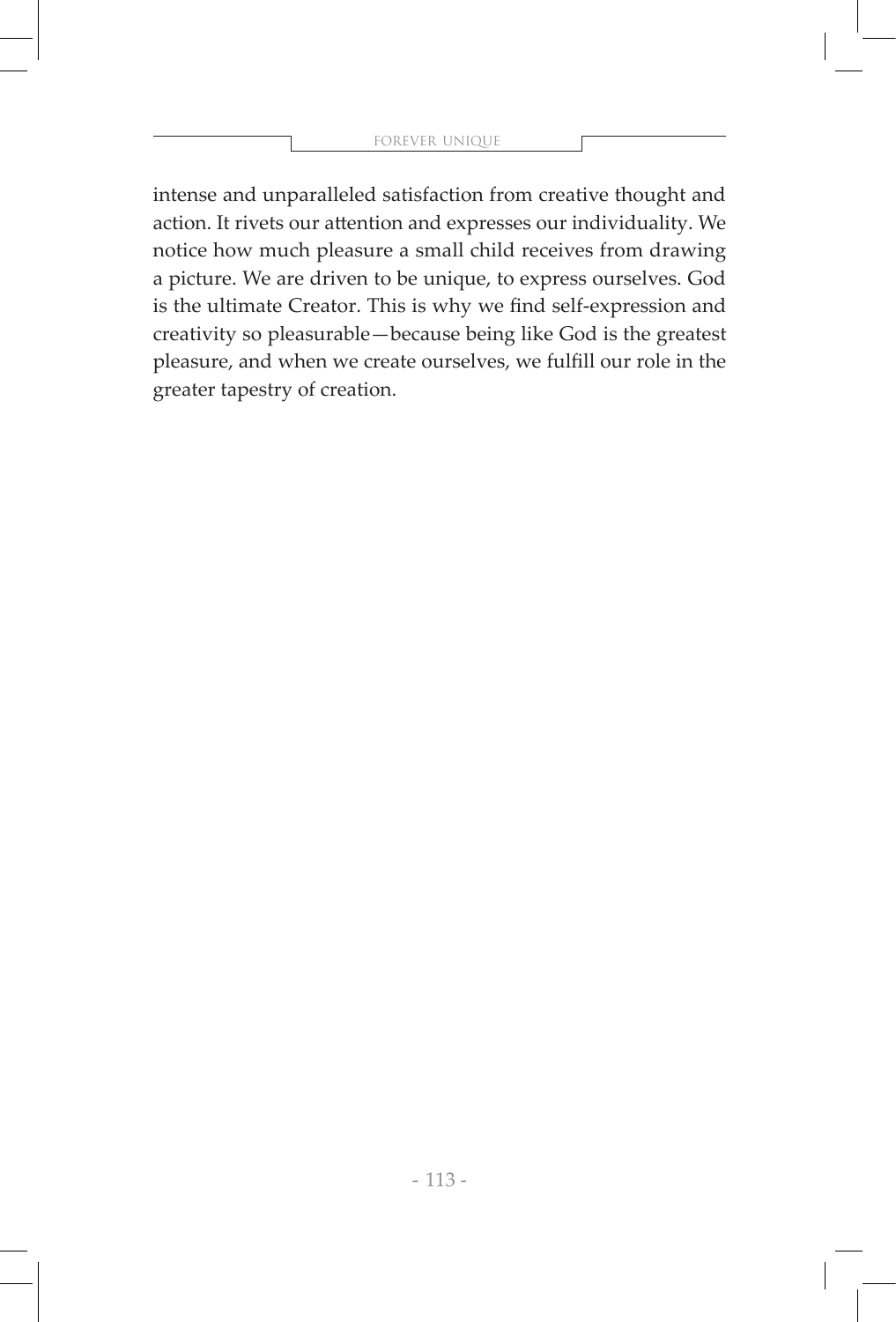intense and unparalleled satisfaction from creative thought and action. It rivets our attention and expresses our individuality. We notice how much pleasure a small child receives from drawing a picture. We are driven to be unique, to express ourselves. God is the ultimate Creator. This is why we find self-expression and creativity so pleasurable—because being like God is the greatest pleasure, and when we create ourselves, we fulfill our role in the greater tapestry of creation.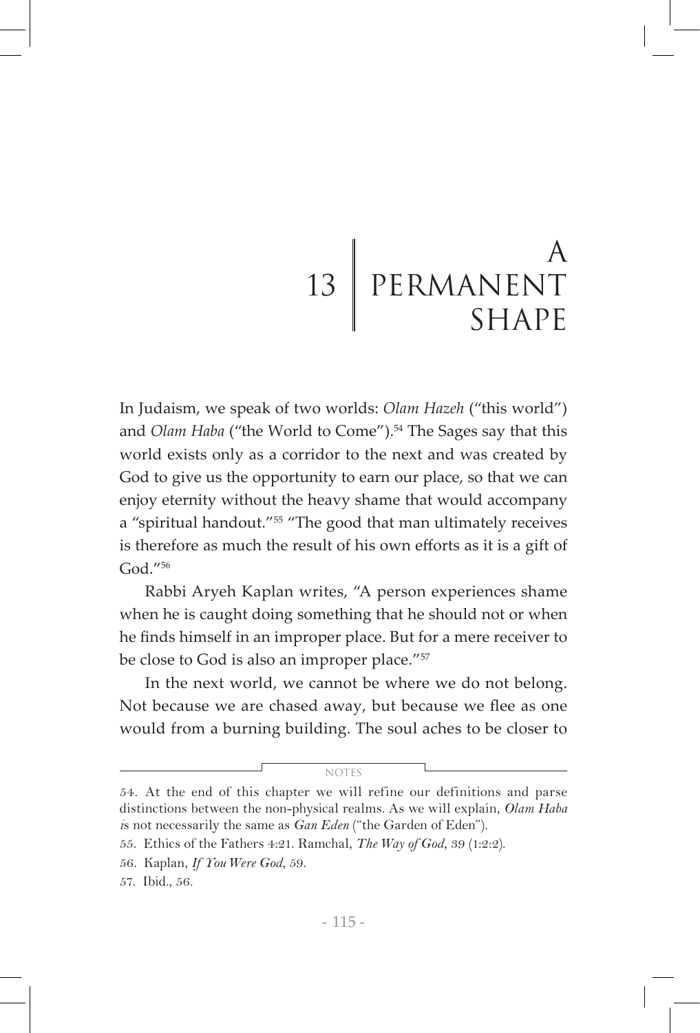# 13 A PERMANENT SHAPE

In Judaism, we speak of two worlds: *Olam Hazeh* ("this world") and *Olam Haba* ("the World to Come").[54] The Sages say that this world exists only as a corridor to the next and was created by God to give us the opportunity to earn our place, so that we can enjoy eternity without the heavy shame that would accompany a "spiritual handout."[55] "The good that man ultimately receives is therefore as much the result of his own efforts as it is a gift of God."[56]

Rabbi Aryeh Kaplan writes, "A person experiences shame when he is caught doing something that he should not or when he finds himself in an improper place. But for a mere receiver to be close to God is also an improper place."[57]

In the next world, we cannot be where we do not belong. Not because we are chased away, but because we flee as one would from a burning building. The soul aches to be closer to

---

NOTES

54. At the end of this chapter we will refine our definitions and parse distinctions between the non-physical realms. As we will explain, *Olam Haba is* not necessarily the same as *Gan Eden* ("the Garden of Eden").

55. Ethics of the Fathers 4:21. Ramchal, *The Way of God*, 39 (1:2:2).

56. Kaplan, *If You Were God*, 59.

57. Ibid., 56.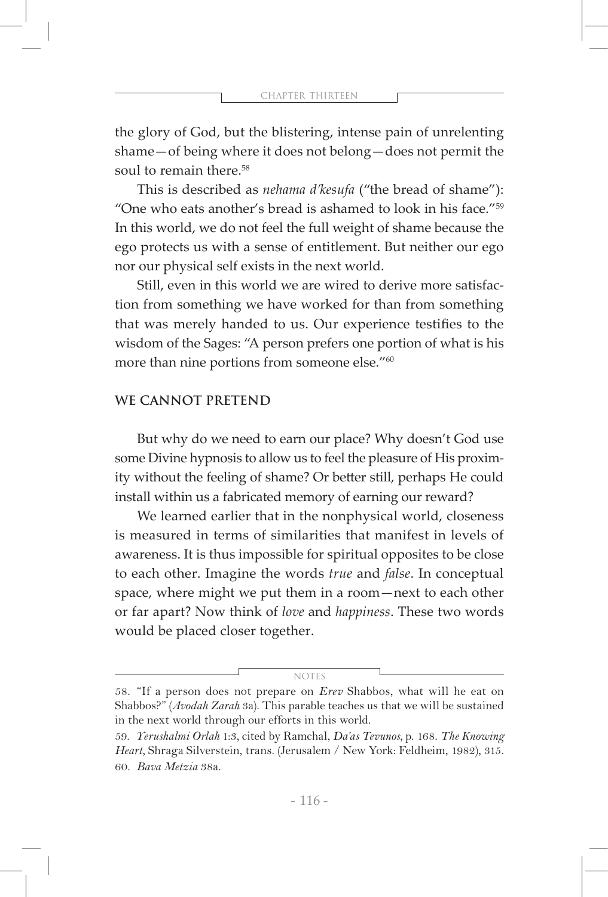the glory of God, but the blistering, intense pain of unrelenting shame—of being where it does not belong—does not permit the soul to remain there.[58]

This is described as *nehama d'kesufa* ("the bread of shame"): "One who eats another's bread is ashamed to look in his face."[59] In this world, we do not feel the full weight of shame because the ego protects us with a sense of entitlement. But neither our ego nor our physical self exists in the next world.

Still, even in this world we are wired to derive more satisfaction from something we have worked for than from something that was merely handed to us. Our experience testifies to the wisdom of the Sages: "A person prefers one portion of what is his more than nine portions from someone else."[60]

## WE CANNOT PRETEND

But why do we need to earn our place? Why doesn't God use some Divine hypnosis to allow us to feel the pleasure of His proximity without the feeling of shame? Or better still, perhaps He could install within us a fabricated memory of earning our reward?

We learned earlier that in the nonphysical world, closeness is measured in terms of similarities that manifest in levels of awareness. It is thus impossible for spiritual opposites to be close to each other. Imagine the words *true* and *false*. In conceptual space, where might we put them in a room—next to each other or far apart? Now think of *love* and *happiness*. These two words would be placed closer together.

---

NOTES

58. "If a person does not prepare on *Erev* Shabbos, what will he eat on Shabbos?" (*Avodah Zarah* 3a). This parable teaches us that we will be sustained in the next world through our efforts in this world.

59. *Yerushalmi Orlah* 1:3, cited by Ramchal, *Da'as Tevunos*, p. 168. *The Knowing Heart*, Shraga Silverstein, trans. (Jerusalem / New York: Feldheim, 1982), 315.

60. *Bava Metzia* 38a.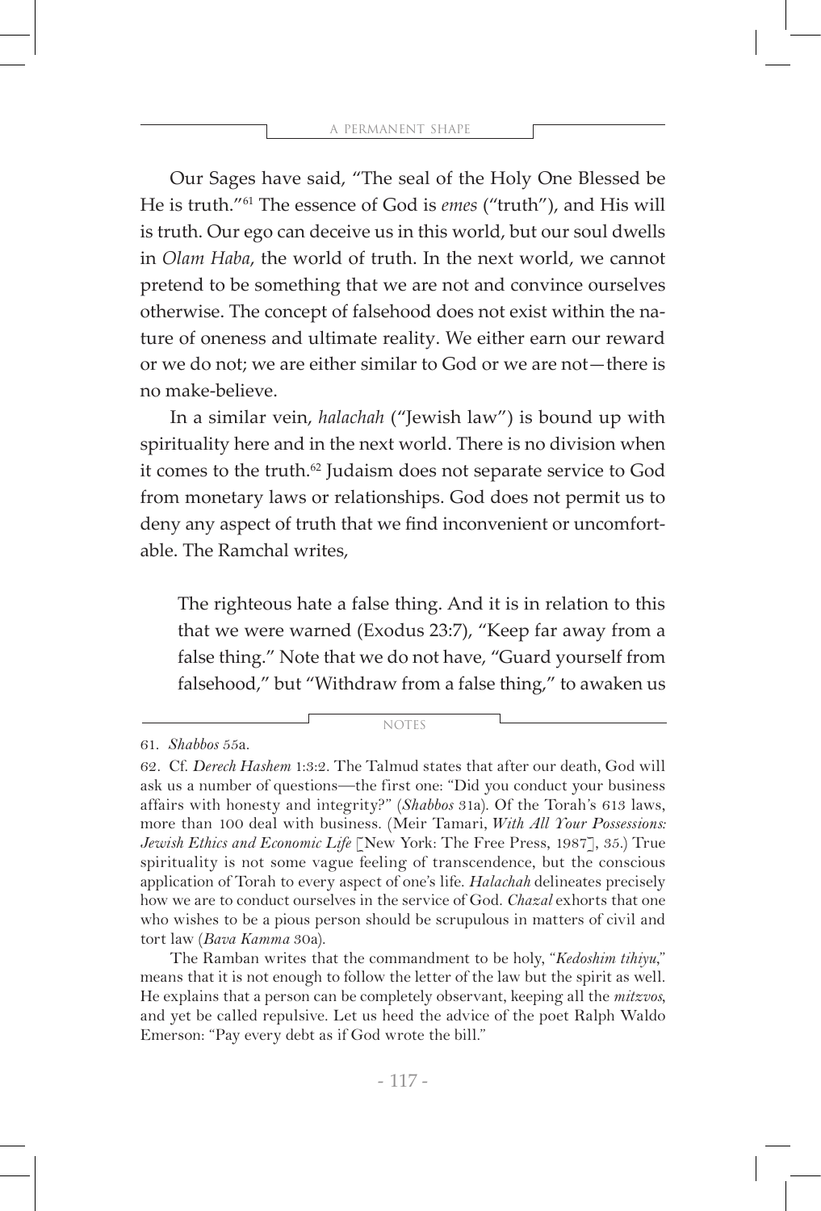Our Sages have said, "The seal of the Holy One Blessed be He is truth."[61] The essence of God is *emes* ("truth"), and His will is truth. Our ego can deceive us in this world, but our soul dwells in *Olam Haba*, the world of truth. In the next world, we cannot pretend to be something that we are not and convince ourselves otherwise. The concept of falsehood does not exist within the nature of oneness and ultimate reality. We either earn our reward or we do not; we are either similar to God or we are not—there is no make-believe.

In a similar vein, *halachah* ("Jewish law") is bound up with spirituality here and in the next world. There is no division when it comes to the truth.[62] Judaism does not separate service to God from monetary laws or relationships. God does not permit us to deny any aspect of truth that we find inconvenient or uncomfortable. The Ramchal writes,

> The righteous hate a false thing. And it is in relation to this that we were warned (Exodus 23:7), "Keep far away from a false thing." Note that we do not have, "Guard yourself from falsehood," but "Withdraw from a false thing," to awaken us

NOTES

61. *Shabbos* 55a.

62. Cf. *Derech Hashem* 1:3:2. The Talmud states that after our death, God will ask us a number of questions—the first one: "Did you conduct your business affairs with honesty and integrity?" (*Shabbos* 31a). Of the Torah's 613 laws, more than 100 deal with business. (Meir Tamari, *With All Your Possessions: Jewish Ethics and Economic Life* [New York: The Free Press, 1987], 35.) True spirituality is not some vague feeling of transcendence, but the conscious application of Torah to every aspect of one's life. *Halachah* delineates precisely how we are to conduct ourselves in the service of God. *Chazal* exhorts that one who wishes to be a pious person should be scrupulous in matters of civil and tort law (*Bava Kamma* 30a).

The Ramban writes that the commandment to be holy, "*Kedoshim tihiyu*," means that it is not enough to follow the letter of the law but the spirit as well. He explains that a person can be completely observant, keeping all the *mitzvos*, and yet be called repulsive. Let us heed the advice of the poet Ralph Waldo Emerson: "Pay every debt as if God wrote the bill."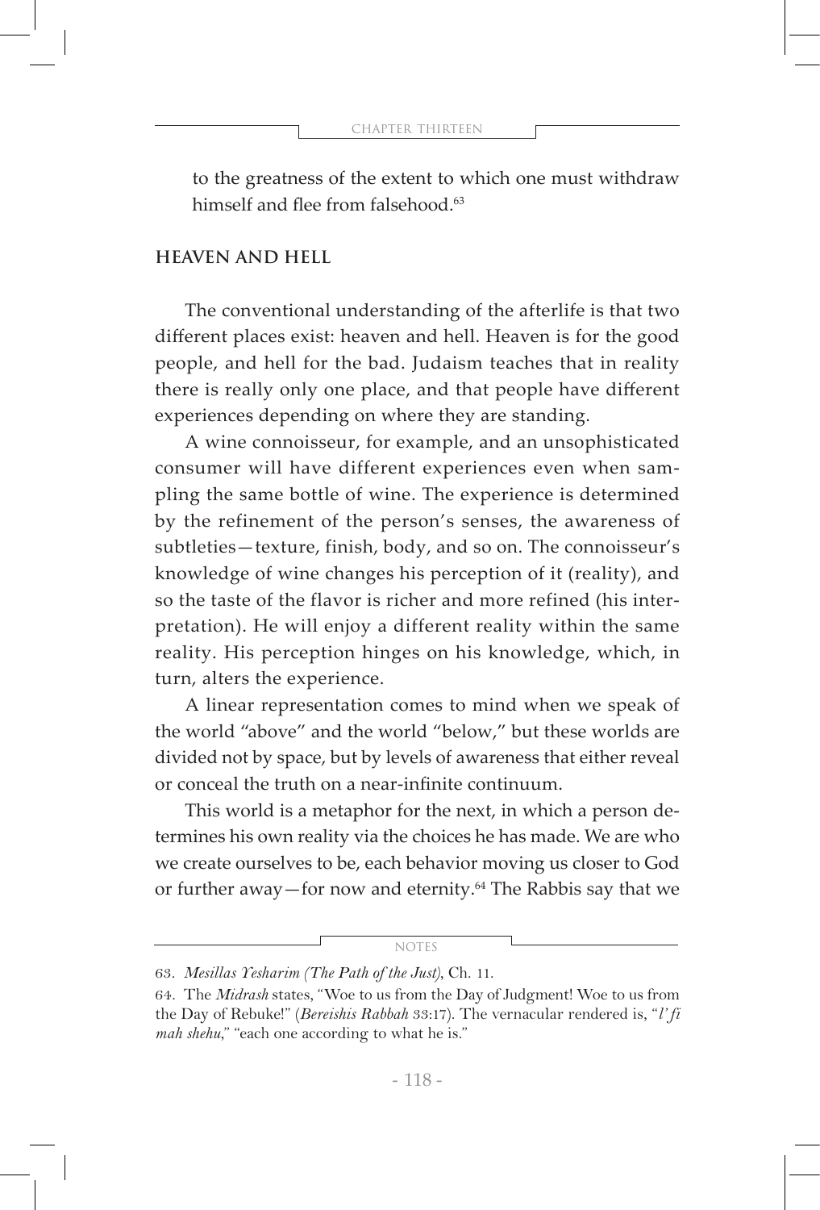to the greatness of the extent to which one must withdraw himself and flee from falsehood.[63]

## HEAVEN AND HELL

The conventional understanding of the afterlife is that two different places exist: heaven and hell. Heaven is for the good people, and hell for the bad. Judaism teaches that in reality there is really only one place, and that people have different experiences depending on where they are standing.

A wine connoisseur, for example, and an unsophisticated consumer will have different experiences even when sampling the same bottle of wine. The experience is determined by the refinement of the person's senses, the awareness of subtleties—texture, finish, body, and so on. The connoisseur's knowledge of wine changes his perception of it (reality), and so the taste of the flavor is richer and more refined (his interpretation). He will enjoy a different reality within the same reality. His perception hinges on his knowledge, which, in turn, alters the experience.

A linear representation comes to mind when we speak of the world "above" and the world "below," but these worlds are divided not by space, but by levels of awareness that either reveal or conceal the truth on a near-infinite continuum.

This world is a metaphor for the next, in which a person determines his own reality via the choices he has made. We are who we create ourselves to be, each behavior moving us closer to God or further away—for now and eternity.[64] The Rabbis say that we

---

NOTES

63. *Mesillas Yesharim (The Path of the Just)*, Ch. 11.

64. The *Midrash* states, "Woe to us from the Day of Judgment! Woe to us from the Day of Rebuke!" (*Bereishis Rabbah* 33:17). The vernacular rendered is, "*l' fi mah shehu*," "each one according to what he is."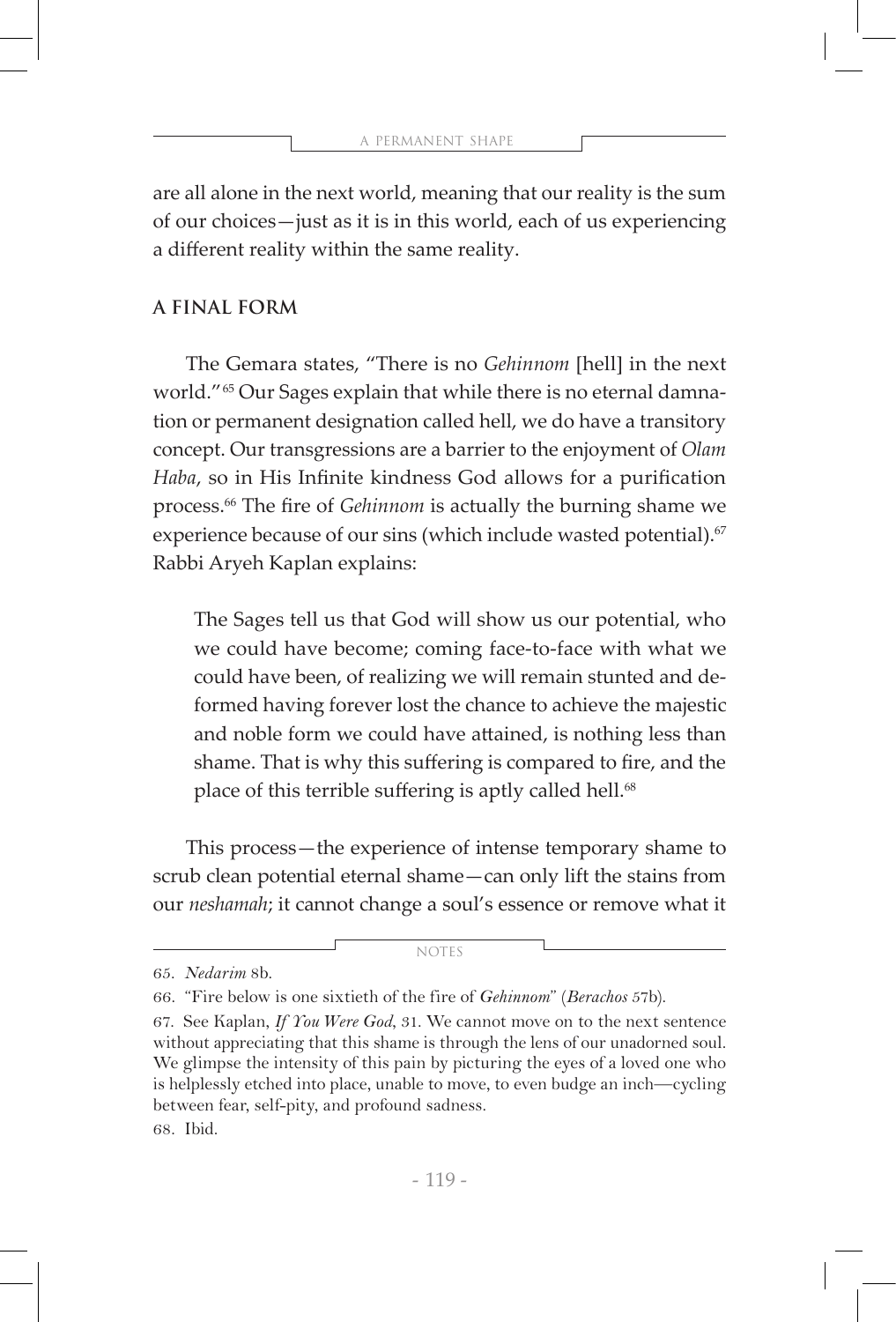are all alone in the next world, meaning that our reality is the sum of our choices—just as it is in this world, each of us experiencing a different reality within the same reality.

### A FINAL FORM

The Gemara states, "There is no *Gehinnom* [hell] in the next world."[65] Our Sages explain that while there is no eternal damnation or permanent designation called hell, we do have a transitory concept. Our transgressions are a barrier to the enjoyment of *Olam Haba*, so in His Infinite kindness God allows for a purification process.[66] The fire of *Gehinnom* is actually the burning shame we experience because of our sins (which include wasted potential).[67] Rabbi Aryeh Kaplan explains:

> The Sages tell us that God will show us our potential, who we could have become; coming face-to-face with what we could have been, of realizing we will remain stunted and deformed having forever lost the chance to achieve the majestic and noble form we could have attained, is nothing less than shame. That is why this suffering is compared to fire, and the place of this terrible suffering is aptly called hell.[68]

This process—the experience of intense temporary shame to scrub clean potential eternal shame—can only lift the stains from our *neshamah*; it cannot change a soul's essence or remove what it

---

NOTES

65. *Nedarim* 8b.

66. "Fire below is one sixtieth of the fire of *Gehinnom*" (*Berachos* 57b).

67. See Kaplan, *If You Were God*, 31. We cannot move on to the next sentence without appreciating that this shame is through the lens of our unadorned soul. We glimpse the intensity of this pain by picturing the eyes of a loved one who is helplessly etched into place, unable to move, to even budge an inch—cycling between fear, self-pity, and profound sadness.

68. Ibid.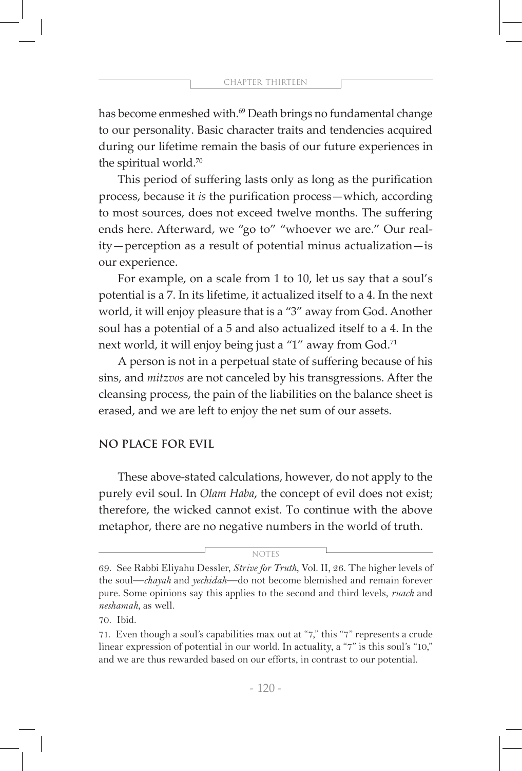has become enmeshed with.[69] Death brings no fundamental change to our personality. Basic character traits and tendencies acquired during our lifetime remain the basis of our future experiences in the spiritual world.[70]

This period of suffering lasts only as long as the purification process, because it *is* the purification process—which, according to most sources, does not exceed twelve months. The suffering ends here. Afterward, we "go to" "whoever we are." Our reality—perception as a result of potential minus actualization—is our experience.

For example, on a scale from 1 to 10, let us say that a soul's potential is a 7. In its lifetime, it actualized itself to a 4. In the next world, it will enjoy pleasure that is a "3" away from God. Another soul has a potential of a 5 and also actualized itself to a 4. In the next world, it will enjoy being just a "1" away from God.[71]

A person is not in a perpetual state of suffering because of his sins, and *mitzvos* are not canceled by his transgressions. After the cleansing process, the pain of the liabilities on the balance sheet is erased, and we are left to enjoy the net sum of our assets.

## NO PLACE FOR EVIL

These above-stated calculations, however, do not apply to the purely evil soul. In *Olam Haba*, the concept of evil does not exist; therefore, the wicked cannot exist. To continue with the above metaphor, there are no negative numbers in the world of truth.

---

NOTES

69. See Rabbi Eliyahu Dessler, *Strive for Truth*, Vol. II, 26. The higher levels of the soul—*chayah* and *yechidah*—do not become blemished and remain forever pure. Some opinions say this applies to the second and third levels, *ruach* and *neshamah*, as well.

70. Ibid.

71. Even though a soul's capabilities max out at "7," this "7" represents a crude linear expression of potential in our world. In actuality, a "7" is this soul's "10," and we are thus rewarded based on our efforts, in contrast to our potential.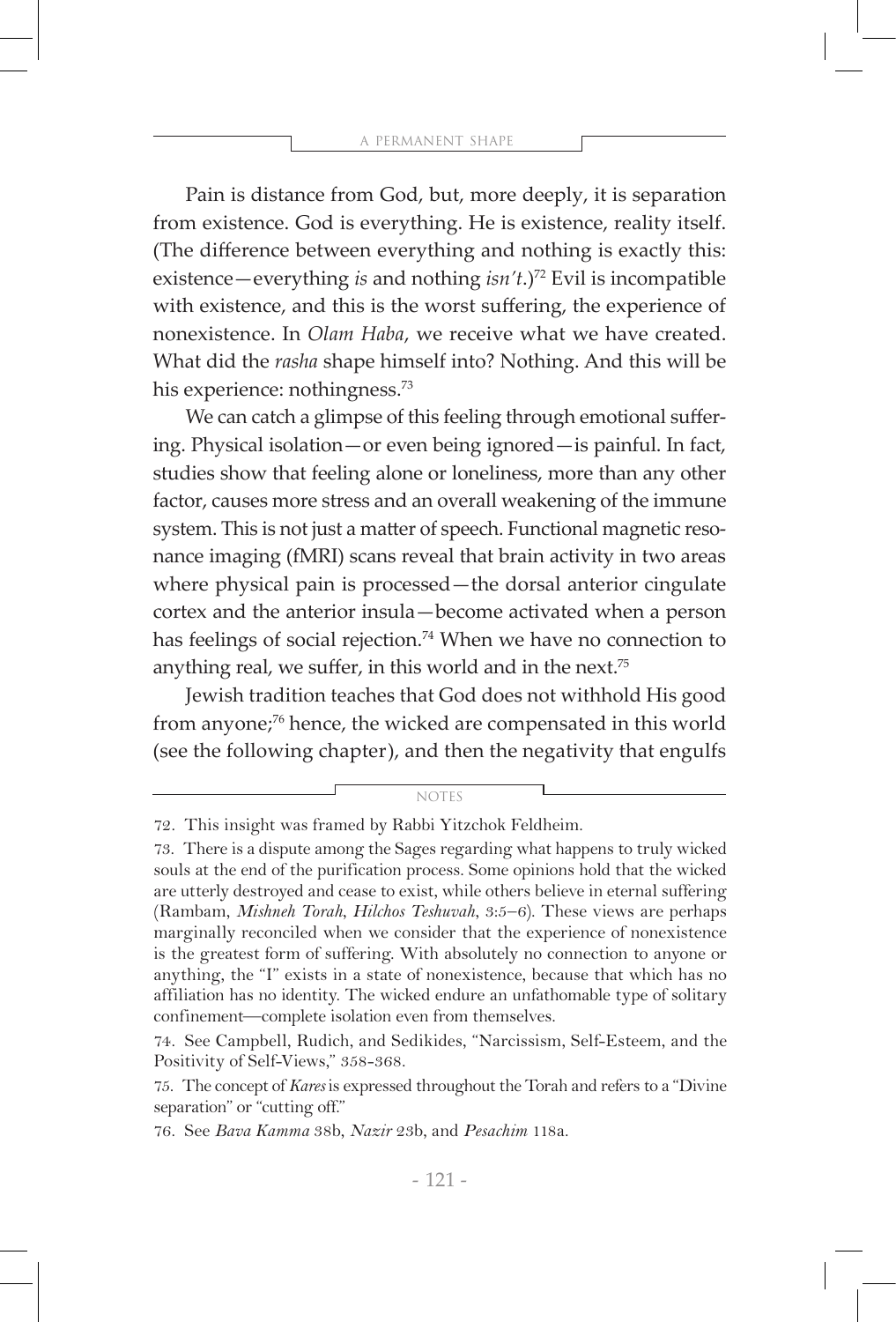Pain is distance from God, but, more deeply, it is separation from existence. God is everything. He is existence, reality itself. (The difference between everything and nothing is exactly this: existence—everything *is* and nothing *isn't*.)[72] Evil is incompatible with existence, and this is the worst suffering, the experience of nonexistence. In *Olam Haba*, we receive what we have created. What did the *rasha* shape himself into? Nothing. And this will be his experience: nothingness.[73]

We can catch a glimpse of this feeling through emotional suffering. Physical isolation—or even being ignored—is painful. In fact, studies show that feeling alone or loneliness, more than any other factor, causes more stress and an overall weakening of the immune system. This is not just a matter of speech. Functional magnetic resonance imaging (fMRI) scans reveal that brain activity in two areas where physical pain is processed—the dorsal anterior cingulate cortex and the anterior insula—become activated when a person has feelings of social rejection.[74] When we have no connection to anything real, we suffer, in this world and in the next.[75]

Jewish tradition teaches that God does not withhold His good from anyone;[76] hence, the wicked are compensated in this world (see the following chapter), and then the negativity that engulfs

---

NOTES

72. This insight was framed by Rabbi Yitzchok Feldheim.

73. There is a dispute among the Sages regarding what happens to truly wicked souls at the end of the purification process. Some opinions hold that the wicked are utterly destroyed and cease to exist, while others believe in eternal suffering (Rambam, *Mishneh Torah*, *Hilchos Teshuvah*, 3:5–6). These views are perhaps marginally reconciled when we consider that the experience of nonexistence is the greatest form of suffering. With absolutely no connection to anyone or anything, the "I" exists in a state of nonexistence, because that which has no affiliation has no identity. The wicked endure an unfathomable type of solitary confinement—complete isolation even from themselves.

74. See Campbell, Rudich, and Sedikides, "Narcissism, Self-Esteem, and the Positivity of Self-Views," 358-368.

75. The concept of *Kares* is expressed throughout the Torah and refers to a "Divine separation" or "cutting off."

76. See *Bava Kamma* 38b, *Nazir* 23b, and *Pesachim* 118a.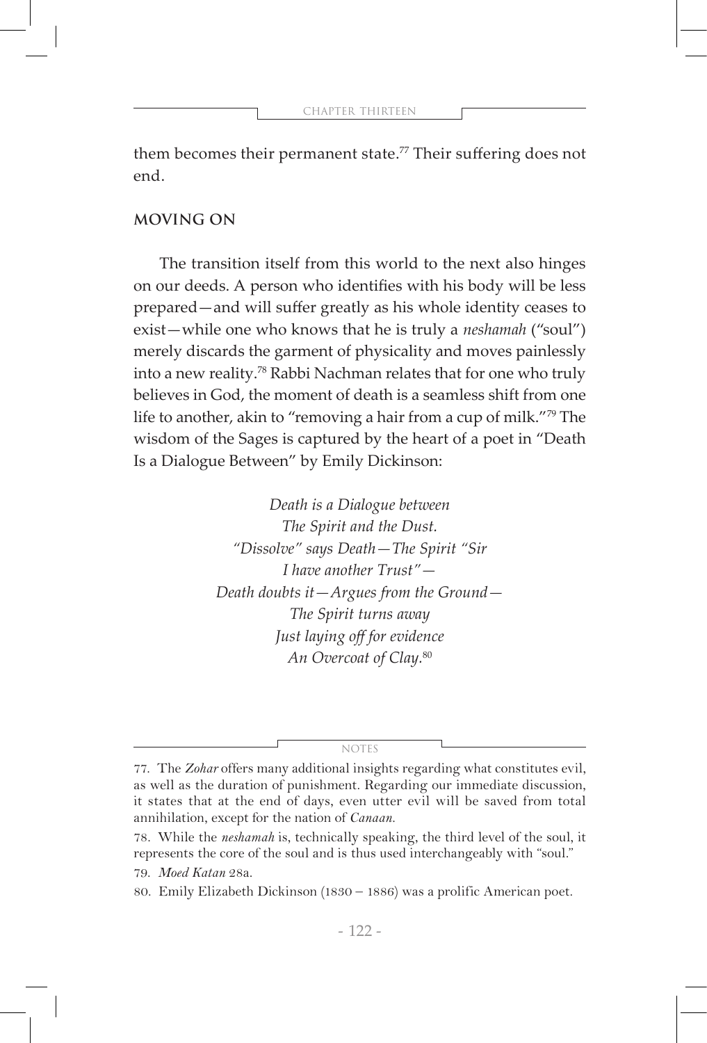them becomes their permanent state.[77] Their suffering does not end.

## MOVING ON

The transition itself from this world to the next also hinges on our deeds. A person who identifies with his body will be less prepared—and will suffer greatly as his whole identity ceases to exist—while one who knows that he is truly a *neshamah* ("soul") merely discards the garment of physicality and moves painlessly into a new reality.[78] Rabbi Nachman relates that for one who truly believes in God, the moment of death is a seamless shift from one life to another, akin to "removing a hair from a cup of milk."[79] The wisdom of the Sages is captured by the heart of a poet in "Death Is a Dialogue Between" by Emily Dickinson:

*Death is a Dialogue between*
*The Spirit and the Dust.*
*"Dissolve" says Death—The Spirit "Sir*
*I have another Trust"—*
*Death doubts it—Argues from the Ground—*
*The Spirit turns away*
*Just laying off for evidence*
*An Overcoat of Clay.*[80]

NOTES

77. The *Zohar* offers many additional insights regarding what constitutes evil, as well as the duration of punishment. Regarding our immediate discussion, it states that at the end of days, even utter evil will be saved from total annihilation, except for the nation of *Canaan.*

78. While the *neshamah* is, technically speaking, the third level of the soul, it represents the core of the soul and is thus used interchangeably with "soul."

79. *Moed Katan* 28a.

80. Emily Elizabeth Dickinson (1830 – 1886) was a prolific American poet.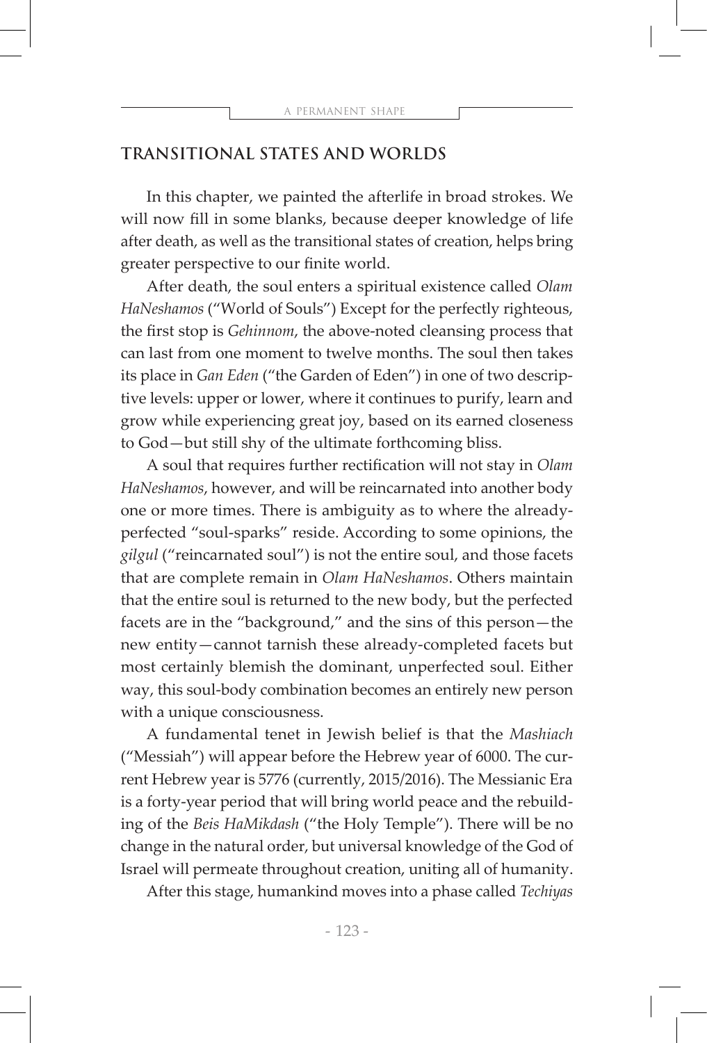## TRANSITIONAL STATES AND WORLDS

In this chapter, we painted the afterlife in broad strokes. We will now fill in some blanks, because deeper knowledge of life after death, as well as the transitional states of creation, helps bring greater perspective to our finite world.

After death, the soul enters a spiritual existence called *Olam HaNeshamos* ("World of Souls") Except for the perfectly righteous, the first stop is *Gehinnom*, the above-noted cleansing process that can last from one moment to twelve months. The soul then takes its place in *Gan Eden* ("the Garden of Eden") in one of two descriptive levels: upper or lower, where it continues to purify, learn and grow while experiencing great joy, based on its earned closeness to God—but still shy of the ultimate forthcoming bliss.

A soul that requires further rectification will not stay in *Olam HaNeshamos*, however, and will be reincarnated into another body one or more times. There is ambiguity as to where the already-perfected "soul-sparks" reside. According to some opinions, the *gilgul* ("reincarnated soul") is not the entire soul, and those facets that are complete remain in *Olam HaNeshamos*. Others maintain that the entire soul is returned to the new body, but the perfected facets are in the "background," and the sins of this person—the new entity—cannot tarnish these already-completed facets but most certainly blemish the dominant, unperfected soul. Either way, this soul-body combination becomes an entirely new person with a unique consciousness.

A fundamental tenet in Jewish belief is that the *Mashiach* ("Messiah") will appear before the Hebrew year of 6000. The current Hebrew year is 5776 (currently, 2015/2016). The Messianic Era is a forty-year period that will bring world peace and the rebuilding of the *Beis HaMikdash* ("the Holy Temple"). There will be no change in the natural order, but universal knowledge of the God of Israel will permeate throughout creation, uniting all of humanity.

After this stage, humankind moves into a phase called *Techiyas*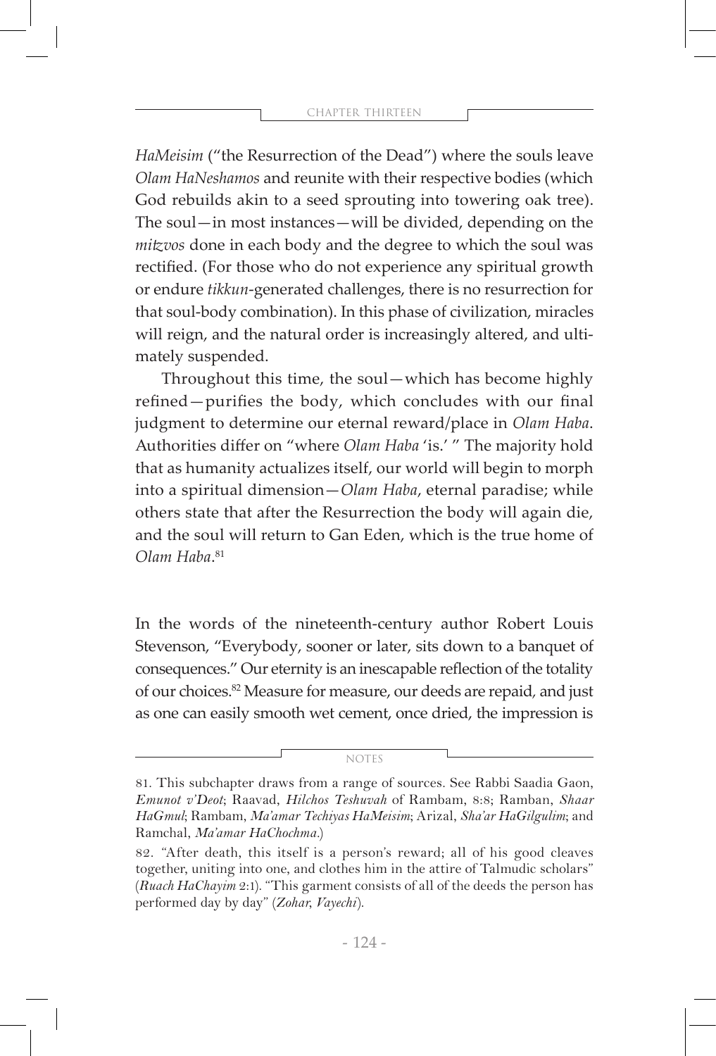*HaMeisim* ("the Resurrection of the Dead") where the souls leave *Olam HaNeshamos* and reunite with their respective bodies (which God rebuilds akin to a seed sprouting into towering oak tree). The soul—in most instances—will be divided, depending on the *mitzvos* done in each body and the degree to which the soul was rectified. (For those who do not experience any spiritual growth or endure *tikkun*-generated challenges, there is no resurrection for that soul-body combination). In this phase of civilization, miracles will reign, and the natural order is increasingly altered, and ultimately suspended.

Throughout this time, the soul—which has become highly refined—purifies the body, which concludes with our final judgment to determine our eternal reward/place in *Olam Haba*. Authorities differ on "where *Olam Haba* 'is.' " The majority hold that as humanity actualizes itself, our world will begin to morph into a spiritual dimension—*Olam Haba*, eternal paradise; while others state that after the Resurrection the body will again die, and the soul will return to Gan Eden, which is the true home of *Olam Haba*.[81]

In the words of the nineteenth-century author Robert Louis Stevenson, "Everybody, sooner or later, sits down to a banquet of consequences." Our eternity is an inescapable reflection of the totality of our choices.[82] Measure for measure, our deeds are repaid, and just as one can easily smooth wet cement, once dried, the impression is

NOTES

81. This subchapter draws from a range of sources. See Rabbi Saadia Gaon, *Emunot v'Deot*; Raavad, *Hilchos Teshuvah* of Rambam, 8:8; Ramban, *Shaar HaGmul*; Rambam, *Ma'amar Techiyas HaMeisim*; Arizal, *Sha'ar HaGilgulim*; and Ramchal, *Ma'amar HaChochma*.)

82. "After death, this itself is a person's reward; all of his good cleaves together, uniting into one, and clothes him in the attire of Talmudic scholars" (*Ruach HaChayim* 2:1). "This garment consists of all of the deeds the person has performed day by day" (*Zohar*, *Vayechi*).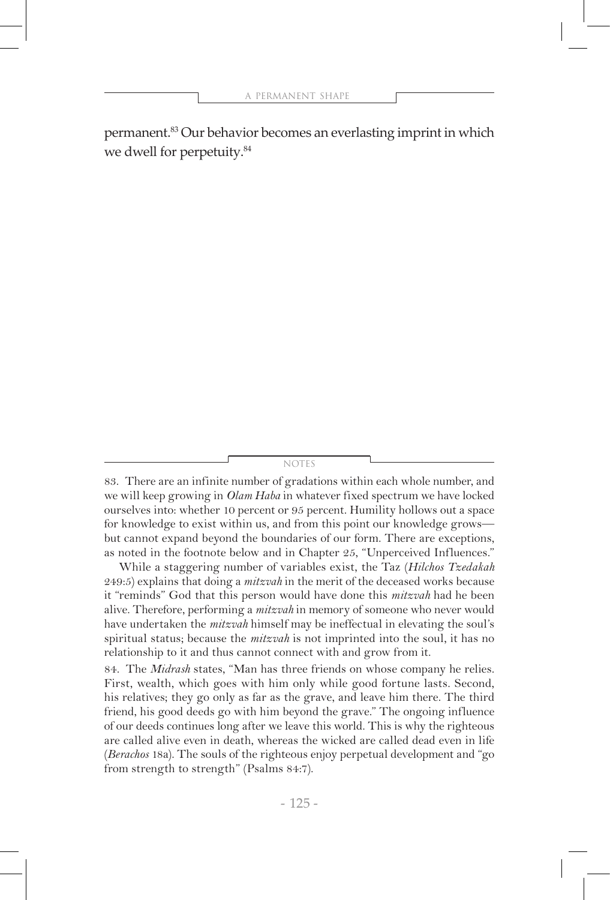permanent.[83] Our behavior becomes an everlasting imprint in which we dwell for perpetuity.[84]

NOTES

83. There are an infinite number of gradations within each whole number, and we will keep growing in *Olam Haba* in whatever fixed spectrum we have locked ourselves into: whether 10 percent or 95 percent. Humility hollows out a space for knowledge to exist within us, and from this point our knowledge grows—but cannot expand beyond the boundaries of our form. There are exceptions, as noted in the footnote below and in Chapter 25, "Unperceived Influences."

While a staggering number of variables exist, the Taz (*Hilchos Tzedakah* 249:5) explains that doing a *mitzvah* in the merit of the deceased works because it "reminds" God that this person would have done this *mitzvah* had he been alive. Therefore, performing a *mitzvah* in memory of someone who never would have undertaken the *mitzvah* himself may be ineffectual in elevating the soul's spiritual status; because the *mitzvah* is not imprinted into the soul, it has no relationship to it and thus cannot connect with and grow from it.

84. The *Midrash* states, "Man has three friends on whose company he relies. First, wealth, which goes with him only while good fortune lasts. Second, his relatives; they go only as far as the grave, and leave him there. The third friend, his good deeds go with him beyond the grave." The ongoing influence of our deeds continues long after we leave this world. This is why the righteous are called alive even in death, whereas the wicked are called dead even in life (*Berachos* 18a). The souls of the righteous enjoy perpetual development and "go from strength to strength" (Psalms 84:7).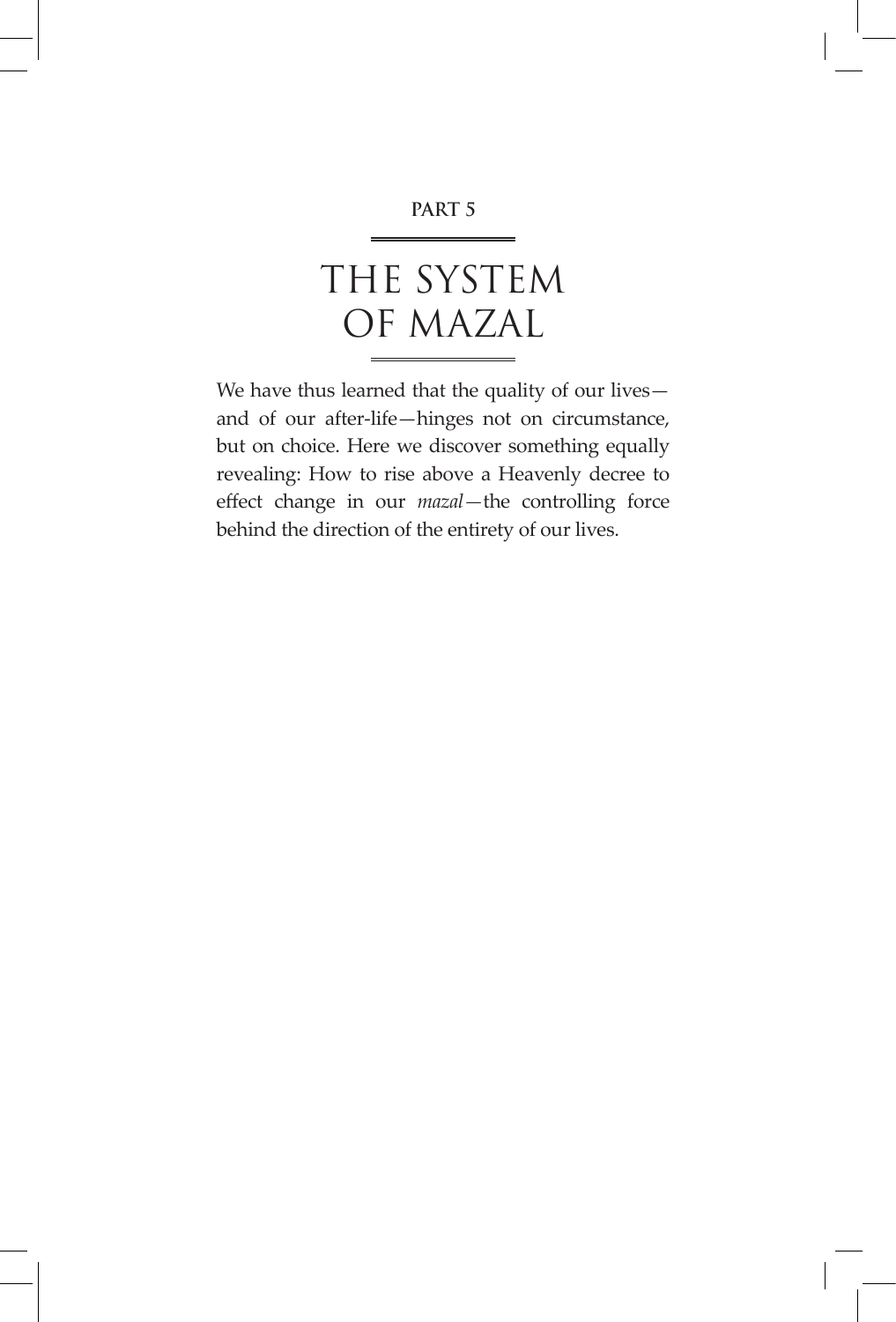PART 5

# THE SYSTEM OF MAZAL

We have thus learned that the quality of our lives—and of our after-life—hinges not on circumstance, but on choice. Here we discover something equally revealing: How to rise above a Heavenly decree to effect change in our *mazal*—the controlling force behind the direction of the entirety of our lives.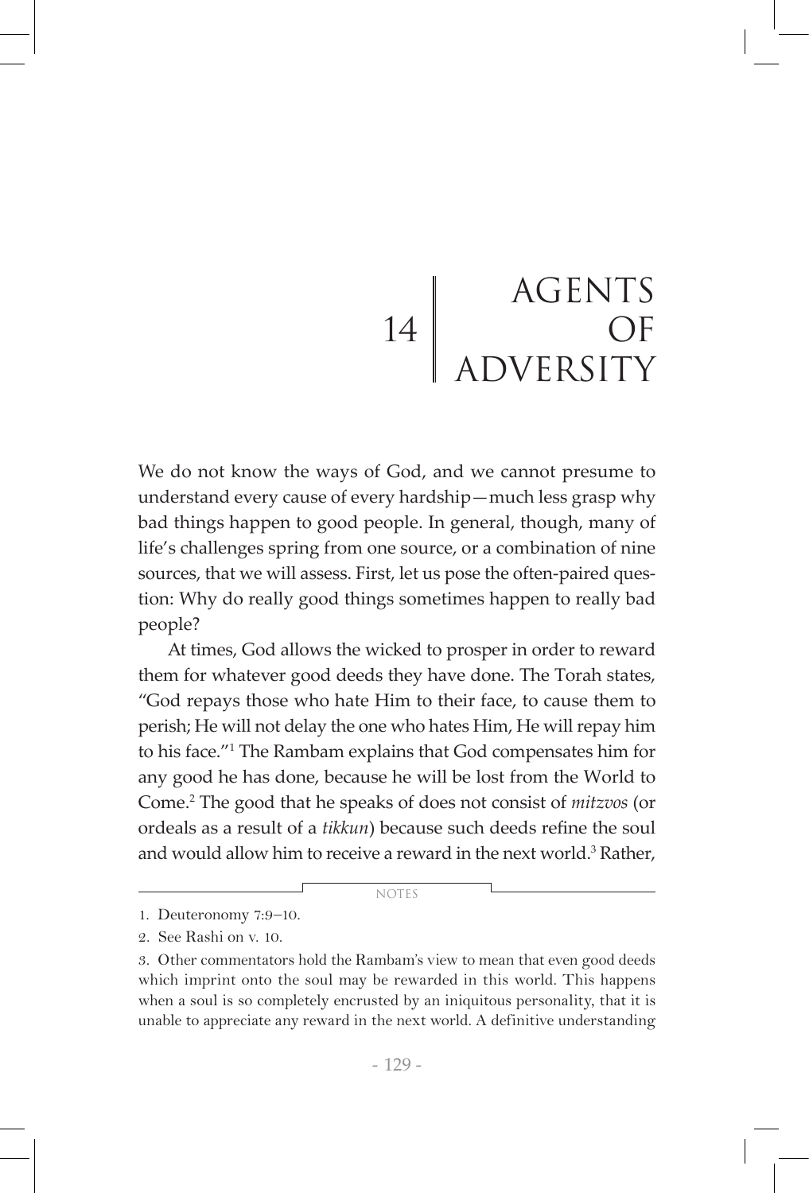# 14 Agents of Adversity

We do not know the ways of God, and we cannot presume to understand every cause of every hardship—much less grasp why bad things happen to good people. In general, though, many of life's challenges spring from one source, or a combination of nine sources, that we will assess. First, let us pose the often-paired question: Why do really good things sometimes happen to really bad people?

At times, God allows the wicked to prosper in order to reward them for whatever good deeds they have done. The Torah states, "God repays those who hate Him to their face, to cause them to perish; He will not delay the one who hates Him, He will repay him to his face."[1] The Rambam explains that God compensates him for any good he has done, because he will be lost from the World to Come.[2] The good that he speaks of does not consist of *mitzvos* (or ordeals as a result of a *tikkun*) because such deeds refine the soul and would allow him to receive a reward in the next world.[3] Rather,

NOTES

1. Deuteronomy 7:9–10.

2. See Rashi on v. 10.

3. Other commentators hold the Rambam's view to mean that even good deeds which imprint onto the soul may be rewarded in this world. This happens when a soul is so completely encrusted by an iniquitous personality, that it is unable to appreciate any reward in the next world. A definitive understanding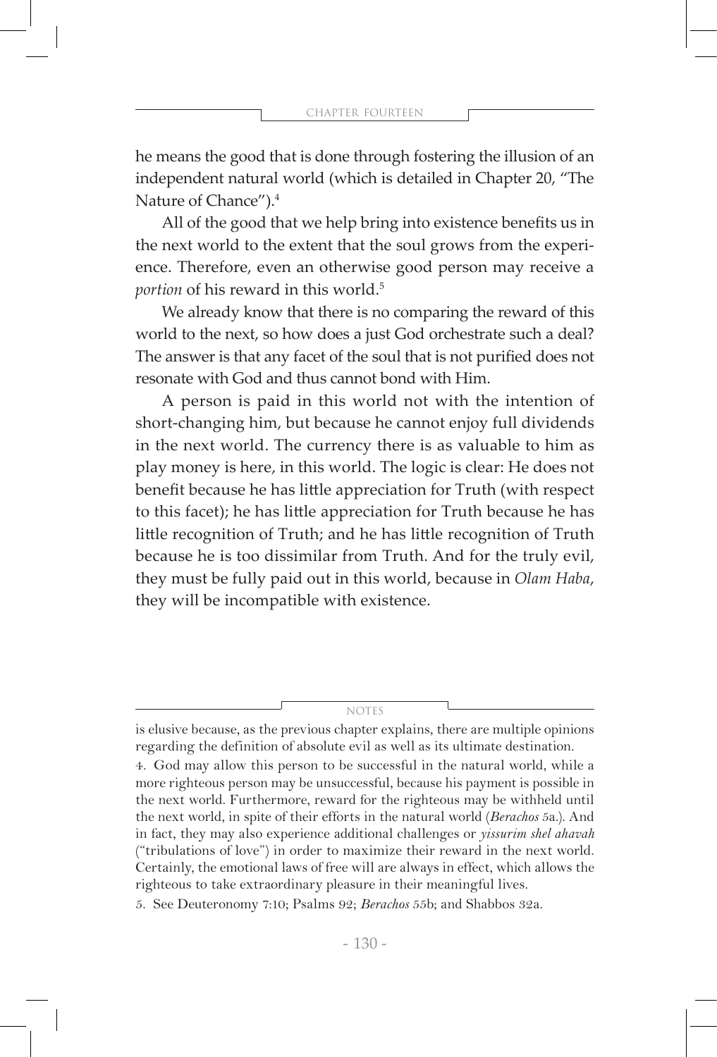he means the good that is done through fostering the illusion of an independent natural world (which is detailed in Chapter 20, "The Nature of Chance").[4]

All of the good that we help bring into existence benefits us in the next world to the extent that the soul grows from the experience. Therefore, even an otherwise good person may receive a *portion* of his reward in this world.[5]

We already know that there is no comparing the reward of this world to the next, so how does a just God orchestrate such a deal? The answer is that any facet of the soul that is not purified does not resonate with God and thus cannot bond with Him.

A person is paid in this world not with the intention of short-changing him, but because he cannot enjoy full dividends in the next world. The currency there is as valuable to him as play money is here, in this world. The logic is clear: He does not benefit because he has little appreciation for Truth (with respect to this facet); he has little appreciation for Truth because he has little recognition of Truth; and he has little recognition of Truth because he is too dissimilar from Truth. And for the truly evil, they must be fully paid out in this world, because in *Olam Haba*, they will be incompatible with existence.

---

NOTES

is elusive because, as the previous chapter explains, there are multiple opinions regarding the definition of absolute evil as well as its ultimate destination.

4. God may allow this person to be successful in the natural world, while a more righteous person may be unsuccessful, because his payment is possible in the next world. Furthermore, reward for the righteous may be withheld until the next world, in spite of their efforts in the natural world (*Berachos* 5a.). And in fact, they may also experience additional challenges or *yissurim shel ahavah* ("tribulations of love") in order to maximize their reward in the next world. Certainly, the emotional laws of free will are always in effect, which allows the righteous to take extraordinary pleasure in their meaningful lives.

5. See Deuteronomy 7:10; Psalms 92; *Berachos* 55b; and Shabbos 32a.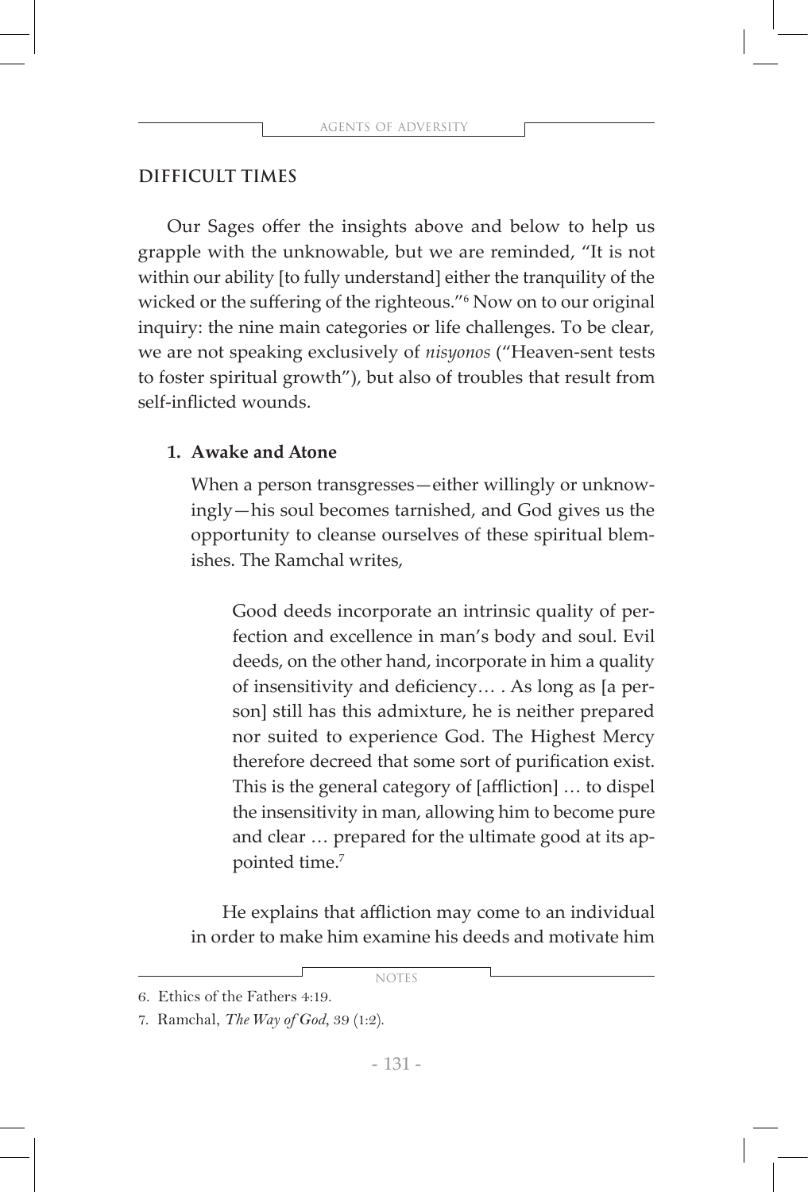## DIFFICULT TIMES

Our Sages offer the insights above and below to help us grapple with the unknowable, but we are reminded, "It is not within our ability [to fully understand] either the tranquility of the wicked or the suffering of the righteous."[6] Now on to our original inquiry: the nine main categories or life challenges. To be clear, we are not speaking exclusively of *nisyonos* ("Heaven-sent tests to foster spiritual growth"), but also of troubles that result from self-inflicted wounds.

### 1. Awake and Atone

When a person transgresses—either willingly or unknowingly—his soul becomes tarnished, and God gives us the opportunity to cleanse ourselves of these spiritual blemishes. The Ramchal writes,

> Good deeds incorporate an intrinsic quality of perfection and excellence in man's body and soul. Evil deeds, on the other hand, incorporate in him a quality of insensitivity and deficiency… . As long as [a person] still has this admixture, he is neither prepared nor suited to experience God. The Highest Mercy therefore decreed that some sort of purification exist. This is the general category of [affliction] … to dispel the insensitivity in man, allowing him to become pure and clear … prepared for the ultimate good at its appointed time.[7]

He explains that affliction may come to an individual in order to make him examine his deeds and motivate him

---

6. Ethics of the Fathers 4:19.

7. Ramchal, *The Way of God*, 39 (1:2).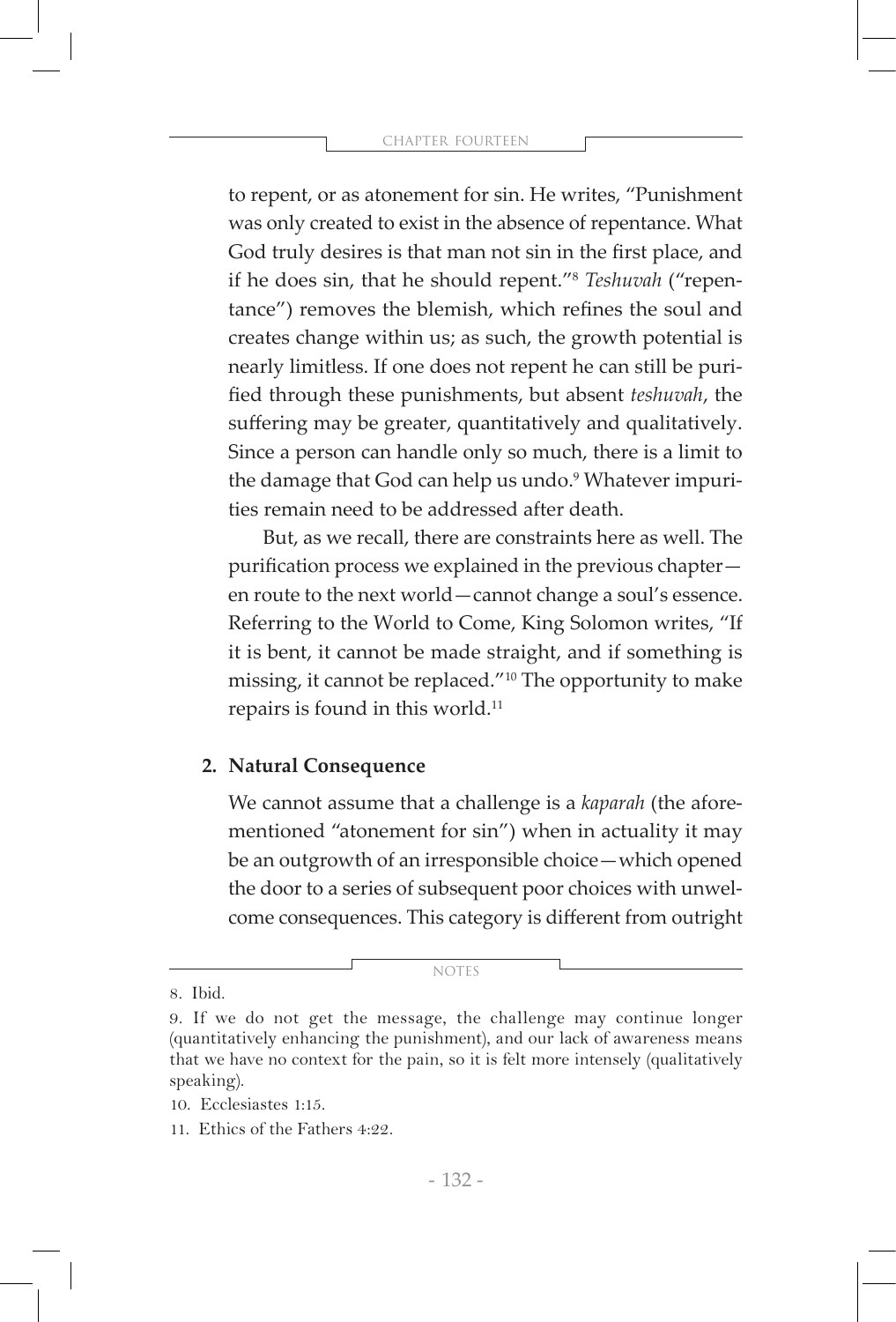to repent, or as atonement for sin. He writes, "Punishment was only created to exist in the absence of repentance. What God truly desires is that man not sin in the first place, and if he does sin, that he should repent."[8] *Teshuvah* ("repentance") removes the blemish, which refines the soul and creates change within us; as such, the growth potential is nearly limitless. If one does not repent he can still be purified through these punishments, but absent *teshuvah*, the suffering may be greater, quantitatively and qualitatively. Since a person can handle only so much, there is a limit to the damage that God can help us undo.[9] Whatever impurities remain need to be addressed after death.

But, as we recall, there are constraints here as well. The purification process we explained in the previous chapter—en route to the next world—cannot change a soul's essence. Referring to the World to Come, King Solomon writes, "If it is bent, it cannot be made straight, and if something is missing, it cannot be replaced."[10] The opportunity to make repairs is found in this world.[11]

**2. Natural Consequence**

We cannot assume that a challenge is a *kaparah* (the aforementioned "atonement for sin") when in actuality it may be an outgrowth of an irresponsible choice—which opened the door to a series of subsequent poor choices with unwelcome consequences. This category is different from outright

---

8. Ibid.

9. If we do not get the message, the challenge may continue longer (quantitatively enhancing the punishment), and our lack of awareness means that we have no context for the pain, so it is felt more intensely (qualitatively speaking).

10. Ecclesiastes 1:15.

11. Ethics of the Fathers 4:22.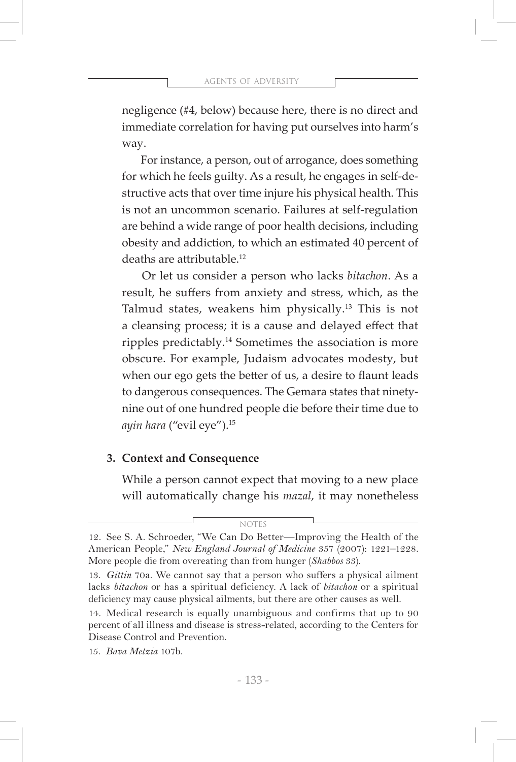negligence (#4, below) because here, there is no direct and immediate correlation for having put ourselves into harm's way.

For instance, a person, out of arrogance, does something for which he feels guilty. As a result, he engages in self-destructive acts that over time injure his physical health. This is not an uncommon scenario. Failures at self-regulation are behind a wide range of poor health decisions, including obesity and addiction, to which an estimated 40 percent of deaths are attributable.[12]

Or let us consider a person who lacks *bitachon*. As a result, he suffers from anxiety and stress, which, as the Talmud states, weakens him physically.[13] This is not a cleansing process; it is a cause and delayed effect that ripples predictably.[14] Sometimes the association is more obscure. For example, Judaism advocates modesty, but when our ego gets the better of us, a desire to flaunt leads to dangerous consequences. The Gemara states that ninety-nine out of one hundred people die before their time due to *ayin hara* ("evil eye").[15]

**3. Context and Consequence**

While a person cannot expect that moving to a new place will automatically change his *mazal*, it may nonetheless

NOTES

12. See S. A. Schroeder, "We Can Do Better—Improving the Health of the American People," *New England Journal of Medicine* 357 (2007): 1221–1228. More people die from overeating than from hunger (*Shabbos* 33).

13. *Gittin* 70a. We cannot say that a person who suffers a physical ailment lacks *bitachon* or has a spiritual deficiency. A lack of *bitachon* or a spiritual deficiency may cause physical ailments, but there are other causes as well.

14. Medical research is equally unambiguous and confirms that up to 90 percent of all illness and disease is stress-related, according to the Centers for Disease Control and Prevention.

15. *Bava Metzia* 107b.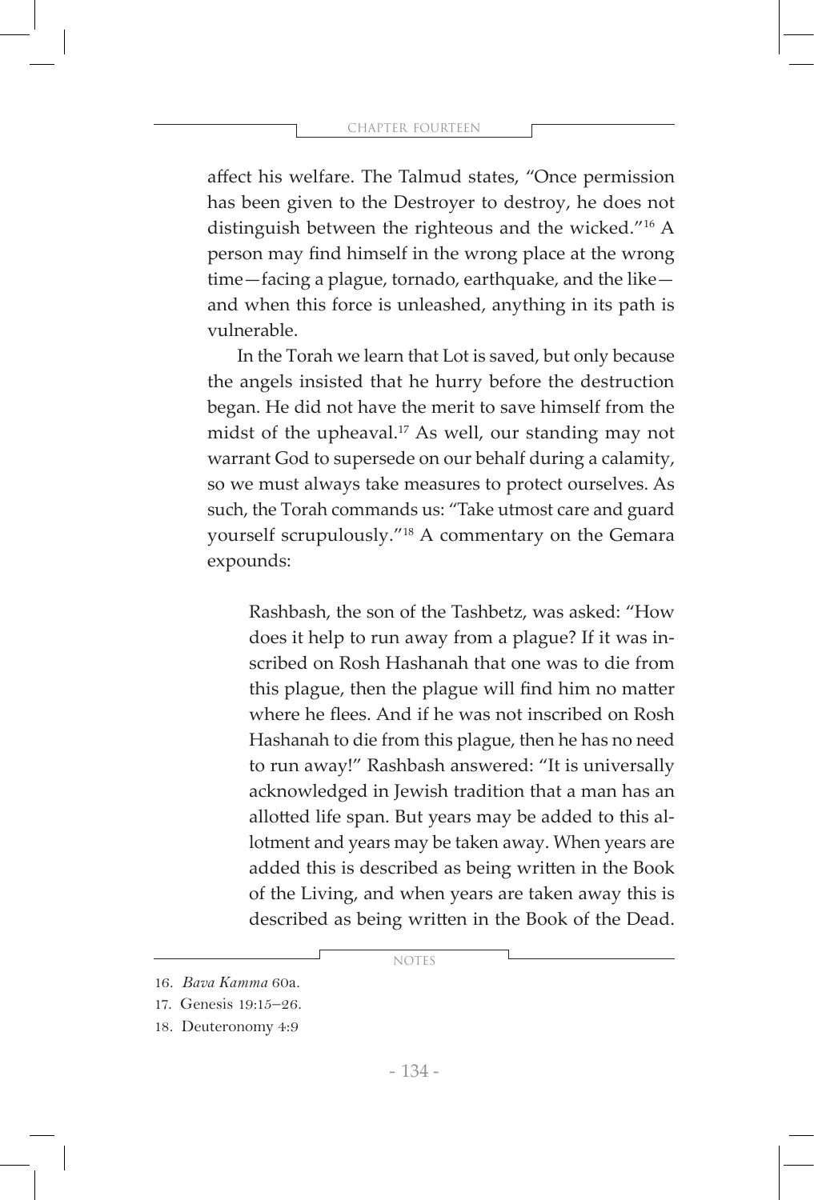affect his welfare. The Talmud states, "Once permission has been given to the Destroyer to destroy, he does not distinguish between the righteous and the wicked."[16] A person may find himself in the wrong place at the wrong time—facing a plague, tornado, earthquake, and the like—and when this force is unleashed, anything in its path is vulnerable.

In the Torah we learn that Lot is saved, but only because the angels insisted that he hurry before the destruction began. He did not have the merit to save himself from the midst of the upheaval.[17] As well, our standing may not warrant God to supersede on our behalf during a calamity, so we must always take measures to protect ourselves. As such, the Torah commands us: "Take utmost care and guard yourself scrupulously."[18] A commentary on the Gemara expounds:

> Rashbash, the son of the Tashbetz, was asked: "How does it help to run away from a plague? If it was inscribed on Rosh Hashanah that one was to die from this plague, then the plague will find him no matter where he flees. And if he was not inscribed on Rosh Hashanah to die from this plague, then he has no need to run away!" Rashbash answered: "It is universally acknowledged in Jewish tradition that a man has an allotted life span. But years may be added to this allotment and years may be taken away. When years are added this is described as being written in the Book of the Living, and when years are taken away this is described as being written in the Book of the Dead.

NOTES

16. *Bava Kamma* 60a.
17. Genesis 19:15–26.
18. Deuteronomy 4:9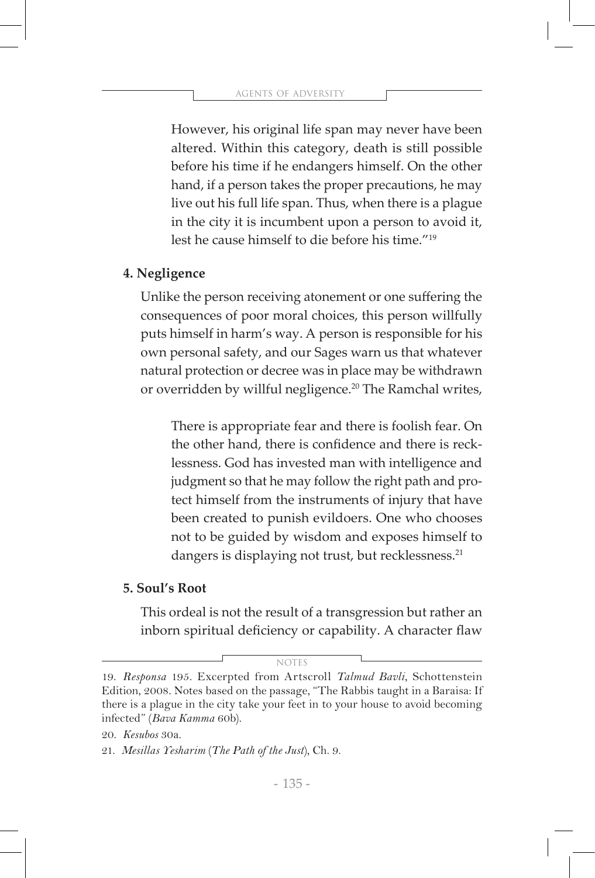> However, his original life span may never have been altered. Within this category, death is still possible before his time if he endangers himself. On the other hand, if a person takes the proper precautions, he may live out his full life span. Thus, when there is a plague in the city it is incumbent upon a person to avoid it, lest he cause himself to die before his time."[19]

**4. Negligence**

Unlike the person receiving atonement or one suffering the consequences of poor moral choices, this person willfully puts himself in harm's way. A person is responsible for his own personal safety, and our Sages warn us that whatever natural protection or decree was in place may be withdrawn or overridden by willful negligence.[20] The Ramchal writes,

> There is appropriate fear and there is foolish fear. On the other hand, there is confidence and there is recklessness. God has invested man with intelligence and judgment so that he may follow the right path and protect himself from the instruments of injury that have been created to punish evildoers. One who chooses not to be guided by wisdom and exposes himself to dangers is displaying not trust, but recklessness.[21]

**5. Soul's Root**

This ordeal is not the result of a transgression but rather an inborn spiritual deficiency or capability. A character flaw

---

NOTES

19. *Responsa* 195. Excerpted from Artscroll *Talmud Bavli*, Schottenstein Edition, 2008. Notes based on the passage, "The Rabbis taught in a Baraisa: If there is a plague in the city take your feet in to your house to avoid becoming infected" (*Bava Kamma* 60b).

20. *Kesubos* 30a.

21. *Mesillas Yesharim* (*The Path of the Just*), Ch. 9.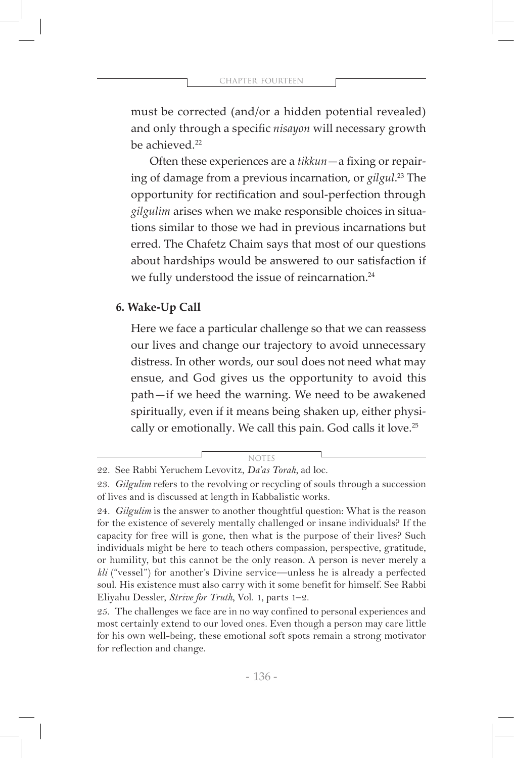must be corrected (and/or a hidden potential revealed) and only through a specific *nisayon* will necessary growth be achieved.[22]

Often these experiences are a *tikkun*—a fixing or repairing of damage from a previous incarnation, or *gilgul*.[23] The opportunity for rectification and soul-perfection through *gilgulim* arises when we make responsible choices in situations similar to those we had in previous incarnations but erred. The Chafetz Chaim says that most of our questions about hardships would be answered to our satisfaction if we fully understood the issue of reincarnation.[24]

**6. Wake-Up Call**

Here we face a particular challenge so that we can reassess our lives and change our trajectory to avoid unnecessary distress. In other words, our soul does not need what may ensue, and God gives us the opportunity to avoid this path—if we heed the warning. We need to be awakened spiritually, even if it means being shaken up, either physically or emotionally. We call this pain. God calls it love.[25]

NOTES

22. See Rabbi Yeruchem Levovitz, *Da'as Torah*, ad loc.

23. *Gilgulim* refers to the revolving or recycling of souls through a succession of lives and is discussed at length in Kabbalistic works.

24. *Gilgulim* is the answer to another thoughtful question: What is the reason for the existence of severely mentally challenged or insane individuals? If the capacity for free will is gone, then what is the purpose of their lives? Such individuals might be here to teach others compassion, perspective, gratitude, or humility, but this cannot be the only reason. A person is never merely a *kli* ("vessel") for another's Divine service—unless he is already a perfected soul. His existence must also carry with it some benefit for himself. See Rabbi Eliyahu Dessler, *Strive for Truth*, Vol. 1, parts 1–2.

25. The challenges we face are in no way confined to personal experiences and most certainly extend to our loved ones. Even though a person may care little for his own well-being, these emotional soft spots remain a strong motivator for reflection and change.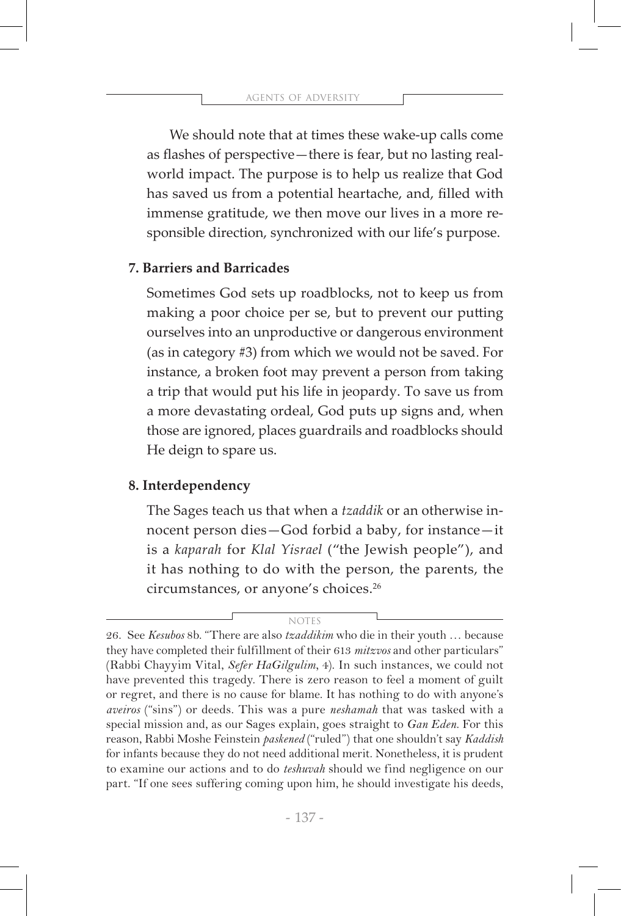We should note that at times these wake-up calls come as flashes of perspective—there is fear, but no lasting real-world impact. The purpose is to help us realize that God has saved us from a potential heartache, and, filled with immense gratitude, we then move our lives in a more responsible direction, synchronized with our life's purpose.

### 7. Barriers and Barricades

Sometimes God sets up roadblocks, not to keep us from making a poor choice per se, but to prevent our putting ourselves into an unproductive or dangerous environment (as in category #3) from which we would not be saved. For instance, a broken foot may prevent a person from taking a trip that would put his life in jeopardy. To save us from a more devastating ordeal, God puts up signs and, when those are ignored, places guardrails and roadblocks should He deign to spare us.

### 8. Interdependency

The Sages teach us that when a *tzaddik* or an otherwise innocent person dies—God forbid a baby, for instance—it is a *kaparah* for *Klal Yisrael* ("the Jewish people"), and it has nothing to do with the person, the parents, the circumstances, or anyone's choices.[26]

NOTES

26. See *Kesubos* 8b. "There are also *tzaddikim* who die in their youth … because they have completed their fulfillment of their 613 *mitzvos* and other particulars" (Rabbi Chayyim Vital, *Sefer HaGilgulim*, 4). In such instances, we could not have prevented this tragedy. There is zero reason to feel a moment of guilt or regret, and there is no cause for blame. It has nothing to do with anyone's *aveiros* ("sins") or deeds. This was a pure *neshamah* that was tasked with a special mission and, as our Sages explain, goes straight to *Gan Eden*. For this reason, Rabbi Moshe Feinstein *paskened* ("ruled") that one shouldn't say *Kaddish* for infants because they do not need additional merit. Nonetheless, it is prudent to examine our actions and to do *teshuvah* should we find negligence on our part. "If one sees suffering coming upon him, he should investigate his deeds,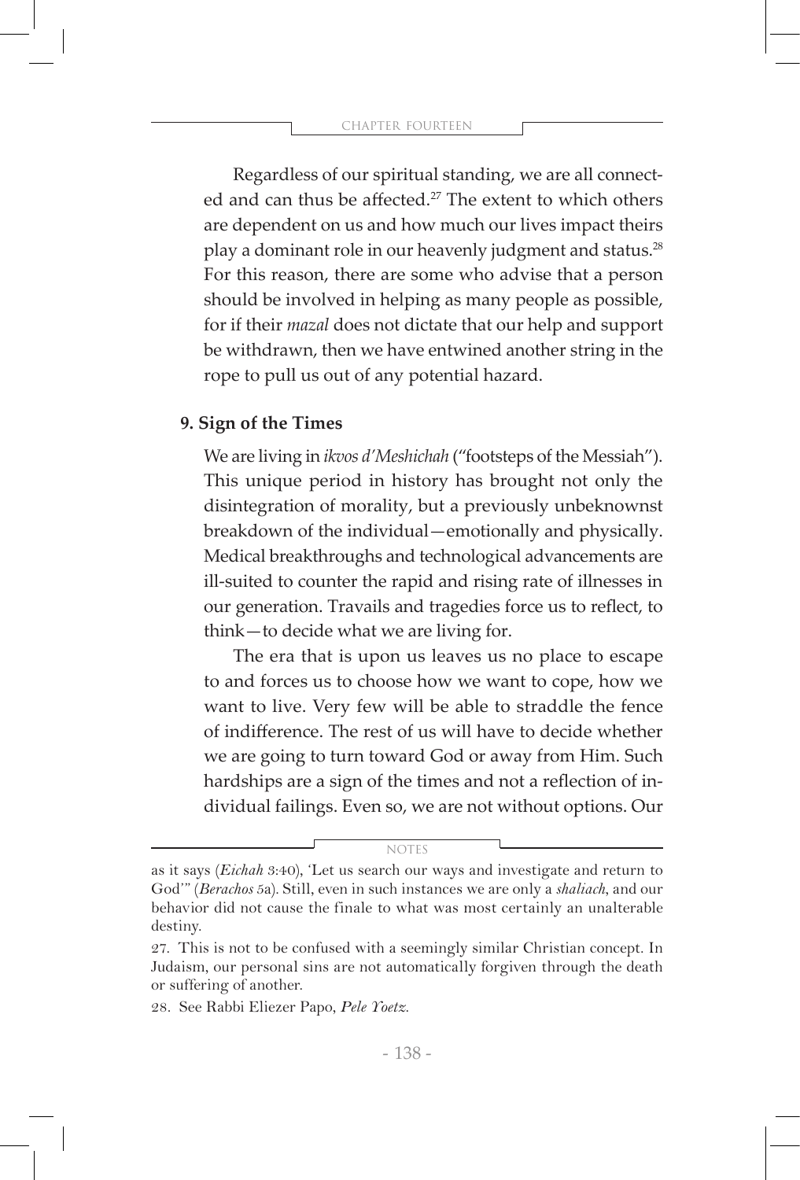Regardless of our spiritual standing, we are all connected and can thus be affected.[27] The extent to which others are dependent on us and how much our lives impact theirs play a dominant role in our heavenly judgment and status.[28] For this reason, there are some who advise that a person should be involved in helping as many people as possible, for if their *mazal* does not dictate that our help and support be withdrawn, then we have entwined another string in the rope to pull us out of any potential hazard.

**9. Sign of the Times**

We are living in *ikvos d'Meshichah* ("footsteps of the Messiah"). This unique period in history has brought not only the disintegration of morality, but a previously unbeknownst breakdown of the individual—emotionally and physically. Medical breakthroughs and technological advancements are ill-suited to counter the rapid and rising rate of illnesses in our generation. Travails and tragedies force us to reflect, to think—to decide what we are living for.

The era that is upon us leaves us no place to escape to and forces us to choose how we want to cope, how we want to live. Very few will be able to straddle the fence of indifference. The rest of us will have to decide whether we are going to turn toward God or away from Him. Such hardships are a sign of the times and not a reflection of individual failings. Even so, we are not without options. Our

---

NOTES

as it says (*Eichah* 3:40), 'Let us search our ways and investigate and return to God'" (*Berachos* 5a). Still, even in such instances we are only a *shaliach*, and our behavior did not cause the finale to what was most certainly an unalterable destiny.

27. This is not to be confused with a seemingly similar Christian concept. In Judaism, our personal sins are not automatically forgiven through the death or suffering of another.

28. See Rabbi Eliezer Papo, *Pele Yoetz*.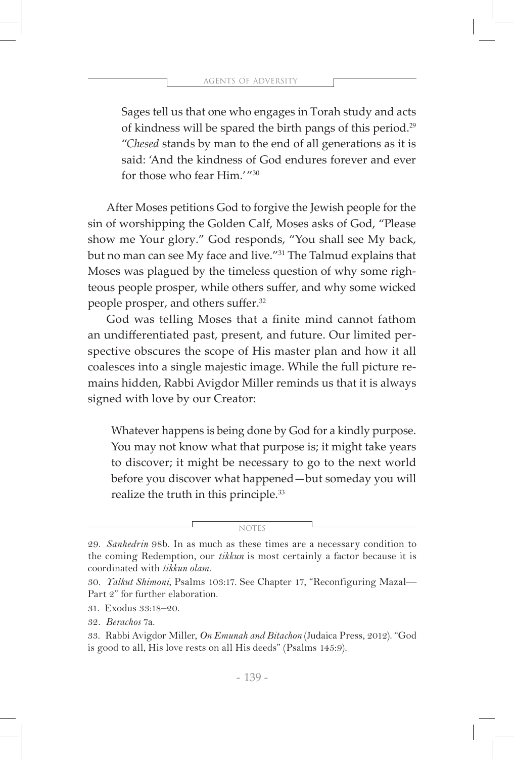> Sages tell us that one who engages in Torah study and acts of kindness will be spared the birth pangs of this period.[29] "*Chesed* stands by man to the end of all generations as it is said: 'And the kindness of God endures forever and ever for those who fear Him.'"[30]

After Moses petitions God to forgive the Jewish people for the sin of worshipping the Golden Calf, Moses asks of God, "Please show me Your glory." God responds, "You shall see My back, but no man can see My face and live."[31] The Talmud explains that Moses was plagued by the timeless question of why some righteous people prosper, while others suffer, and why some wicked people prosper, and others suffer.[32]

God was telling Moses that a finite mind cannot fathom an undifferentiated past, present, and future. Our limited perspective obscures the scope of His master plan and how it all coalesces into a single majestic image. While the full picture remains hidden, Rabbi Avigdor Miller reminds us that it is always signed with love by our Creator:

> Whatever happens is being done by God for a kindly purpose. You may not know what that purpose is; it might take years to discover; it might be necessary to go to the next world before you discover what happened—but someday you will realize the truth in this principle.[33]

NOTES

29. *Sanhedrin* 98b. In as much as these times are a necessary condition to the coming Redemption, our *tikkun* is most certainly a factor because it is coordinated with *tikkun olam*.

30. *Yalkut Shimoni*, Psalms 103:17. See Chapter 17, "Reconfiguring Mazal—Part 2" for further elaboration.

31. Exodus 33:18–20.

32. *Berachos* 7a.

33. Rabbi Avigdor Miller, *On Emunah and Bitachon* (Judaica Press, 2012). "God is good to all, His love rests on all His deeds" (Psalms 145:9).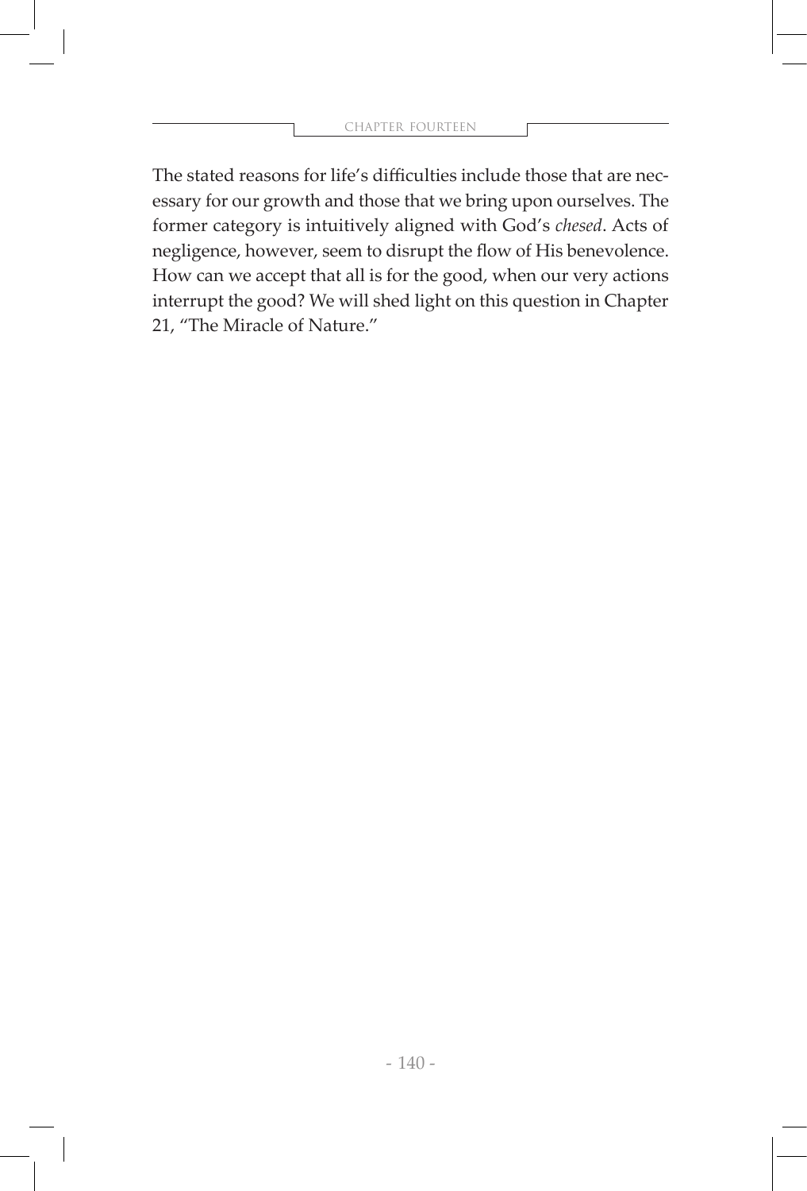The stated reasons for life's difficulties include those that are necessary for our growth and those that we bring upon ourselves. The former category is intuitively aligned with God's *chesed*. Acts of negligence, however, seem to disrupt the flow of His benevolence. How can we accept that all is for the good, when our very actions interrupt the good? We will shed light on this question in Chapter 21, "The Miracle of Nature."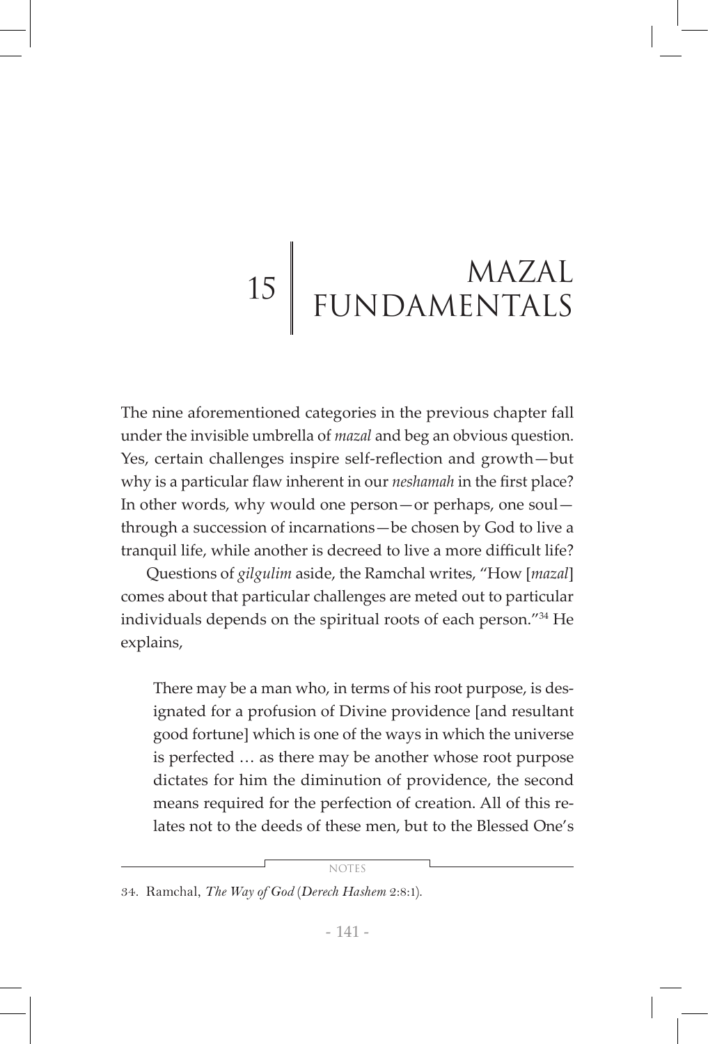# 15 MAZAL FUNDAMENTALS

The nine aforementioned categories in the previous chapter fall under the invisible umbrella of *mazal* and beg an obvious question. Yes, certain challenges inspire self-reflection and growth—but why is a particular flaw inherent in our *neshamah* in the first place? In other words, why would one person—or perhaps, one soul—through a succession of incarnations—be chosen by God to live a tranquil life, while another is decreed to live a more difficult life?

Questions of *gilgulim* aside, the Ramchal writes, "How [*mazal*] comes about that particular challenges are meted out to particular individuals depends on the spiritual roots of each person."[34] He explains,

> There may be a man who, in terms of his root purpose, is designated for a profusion of Divine providence [and resultant good fortune] which is one of the ways in which the universe is perfected … as there may be another whose root purpose dictates for him the diminution of providence, the second means required for the perfection of creation. All of this relates not to the deeds of these men, but to the Blessed One's

NOTES

34. Ramchal, *The Way of God* (*Derech Hashem* 2:8:1).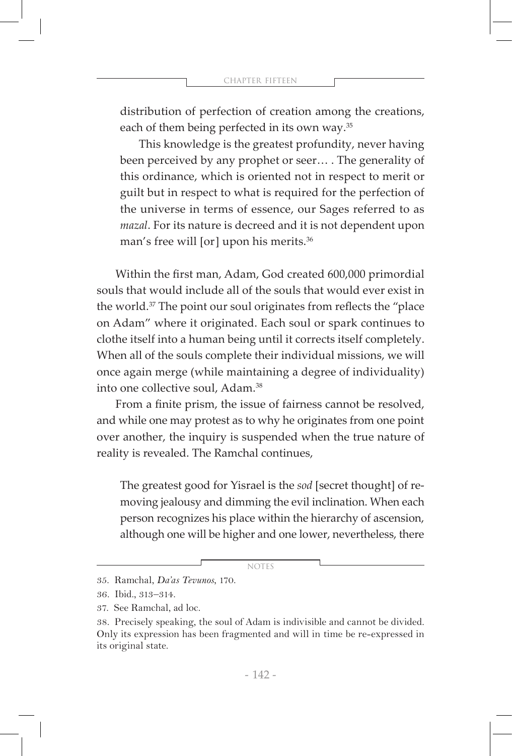distribution of perfection of creation among the creations, each of them being perfected in its own way.[35]

> This knowledge is the greatest profundity, never having been perceived by any prophet or seer… . The generality of this ordinance, which is oriented not in respect to merit or guilt but in respect to what is required for the perfection of the universe in terms of essence, our Sages referred to as *mazal*. For its nature is decreed and it is not dependent upon man's free will [or] upon his merits.[36]

Within the first man, Adam, God created 600,000 primordial souls that would include all of the souls that would ever exist in the world.[37] The point our soul originates from reflects the "place on Adam" where it originated. Each soul or spark continues to clothe itself into a human being until it corrects itself completely. When all of the souls complete their individual missions, we will once again merge (while maintaining a degree of individuality) into one collective soul, Adam.[38]

From a finite prism, the issue of fairness cannot be resolved, and while one may protest as to why he originates from one point over another, the inquiry is suspended when the true nature of reality is revealed. The Ramchal continues,

> The greatest good for Yisrael is the *sod* [secret thought] of removing jealousy and dimming the evil inclination. When each person recognizes his place within the hierarchy of ascension, although one will be higher and one lower, nevertheless, there

---

NOTES

35. Ramchal, *Da'as Tevunos*, 170.

36. Ibid., 313–314.

37. See Ramchal, ad loc.

38. Precisely speaking, the soul of Adam is indivisible and cannot be divided. Only its expression has been fragmented and will in time be re-expressed in its original state.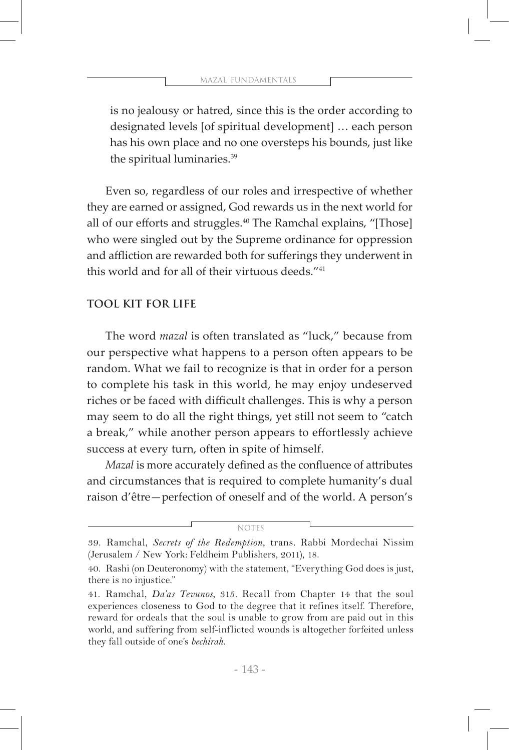is no jealousy or hatred, since this is the order according to designated levels [of spiritual development] … each person has his own place and no one oversteps his bounds, just like the spiritual luminaries.[39]

Even so, regardless of our roles and irrespective of whether they are earned or assigned, God rewards us in the next world for all of our efforts and struggles.[40] The Ramchal explains, "[Those] who were singled out by the Supreme ordinance for oppression and affliction are rewarded both for sufferings they underwent in this world and for all of their virtuous deeds."[41]

## TOOL KIT FOR LIFE

The word *mazal* is often translated as "luck," because from our perspective what happens to a person often appears to be random. What we fail to recognize is that in order for a person to complete his task in this world, he may enjoy undeserved riches or be faced with difficult challenges. This is why a person may seem to do all the right things, yet still not seem to "catch a break," while another person appears to effortlessly achieve success at every turn, often in spite of himself.

*Mazal* is more accurately defined as the confluence of attributes and circumstances that is required to complete humanity's dual raison d'être—perfection of oneself and of the world. A person's

---

NOTES

39. Ramchal, *Secrets of the Redemption*, trans. Rabbi Mordechai Nissim (Jerusalem / New York: Feldheim Publishers, 2011), 18.

40. Rashi (on Deuteronomy) with the statement, "Everything God does is just, there is no injustice."

41. Ramchal, *Da'as Tevunos*, 315. Recall from Chapter 14 that the soul experiences closeness to God to the degree that it refines itself. Therefore, reward for ordeals that the soul is unable to grow from are paid out in this world, and suffering from self-inflicted wounds is altogether forfeited unless they fall outside of one's *bechirah.*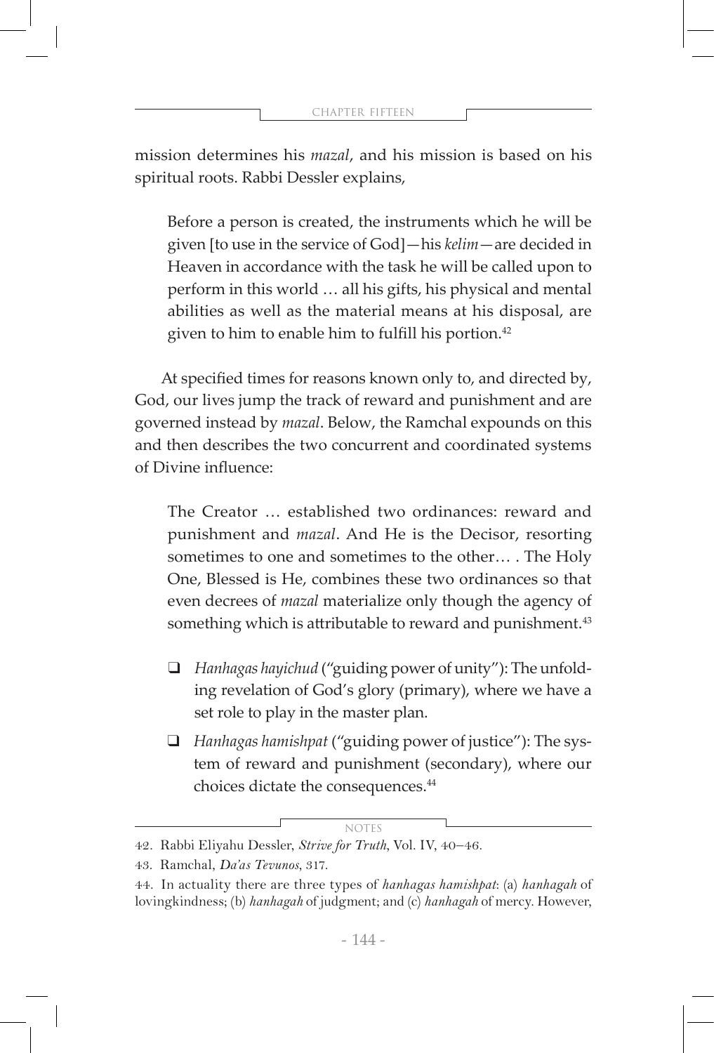mission determines his *mazal*, and his mission is based on his spiritual roots. Rabbi Dessler explains,

> Before a person is created, the instruments which he will be given [to use in the service of God]—his *kelim*—are decided in Heaven in accordance with the task he will be called upon to perform in this world … all his gifts, his physical and mental abilities as well as the material means at his disposal, are given to him to enable him to fulfill his portion.[42]

At specified times for reasons known only to, and directed by, God, our lives jump the track of reward and punishment and are governed instead by *mazal*. Below, the Ramchal expounds on this and then describes the two concurrent and coordinated systems of Divine influence:

> The Creator … established two ordinances: reward and punishment and *mazal*. And He is the Decisor, resorting sometimes to one and sometimes to the other… . The Holy One, Blessed is He, combines these two ordinances so that even decrees of *mazal* materialize only though the agency of something which is attributable to reward and punishment.[43]

- ❑ *Hanhagas hayichud* ("guiding power of unity"): The unfolding revelation of God's glory (primary), where we have a set role to play in the master plan.
- ❑ *Hanhagas hamishpat* ("guiding power of justice"): The system of reward and punishment (secondary), where our choices dictate the consequences.[44]

NOTES

42. Rabbi Eliyahu Dessler, *Strive for Truth*, Vol. IV, 40–46.

43. Ramchal, *Da'as Tevunos*, 317.

44. In actuality there are three types of *hanhagas hamishpat*: (a) *hanhagah* of lovingkindness; (b) *hanhagah* of judgment; and (c) *hanhagah* of mercy. However,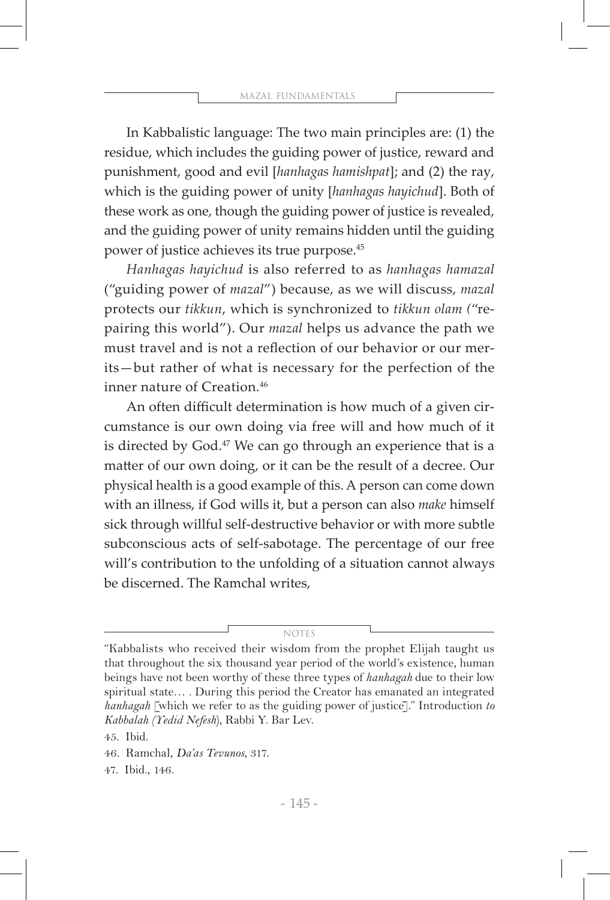In Kabbalistic language: The two main principles are: (1) the residue, which includes the guiding power of justice, reward and punishment, good and evil [*hanhagas hamishpat*]; and (2) the ray, which is the guiding power of unity [*hanhagas hayichud*]. Both of these work as one, though the guiding power of justice is revealed, and the guiding power of unity remains hidden until the guiding power of justice achieves its true purpose.[45]

*Hanhagas hayichud* is also referred to as *hanhagas hamazal* ("guiding power of *mazal*") because, as we will discuss, *mazal* protects our *tikkun*, which is synchronized to *tikkun olam* ("repairing this world"). Our *mazal* helps us advance the path we must travel and is not a reflection of our behavior or our merits—but rather of what is necessary for the perfection of the inner nature of Creation.[46]

An often difficult determination is how much of a given circumstance is our own doing via free will and how much of it is directed by God.[47] We can go through an experience that is a matter of our own doing, or it can be the result of a decree. Our physical health is a good example of this. A person can come down with an illness, if God wills it, but a person can also *make* himself sick through willful self-destructive behavior or with more subtle subconscious acts of self-sabotage. The percentage of our free will's contribution to the unfolding of a situation cannot always be discerned. The Ramchal writes,

NOTES

"Kabbalists who received their wisdom from the prophet Elijah taught us that throughout the six thousand year period of the world's existence, human beings have not been worthy of these three types of *hanhagah* due to their low spiritual state… . During this period the Creator has emanated an integrated *hanhagah* [which we refer to as the guiding power of justice]." Introduction *to Kabbalah (Yedid Nefesh)*, Rabbi Y. Bar Lev.

45. Ibid.

46. Ramchal, *Da'as Tevunos*, 317.

47. Ibid., 146.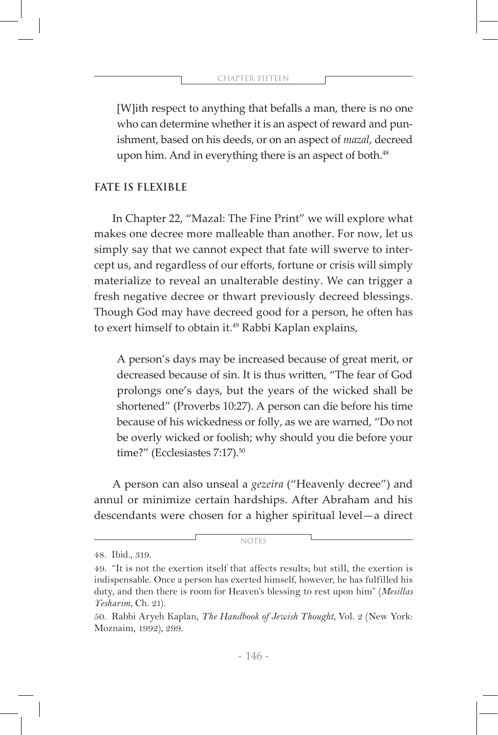> [W]ith respect to anything that befalls a man, there is no one who can determine whether it is an aspect of reward and punishment, based on his deeds, or on an aspect of *mazal*, decreed upon him. And in everything there is an aspect of both.[48]

## FATE IS FLEXIBLE

In Chapter 22, "Mazal: The Fine Print" we will explore what makes one decree more malleable than another. For now, let us simply say that we cannot expect that fate will swerve to intercept us, and regardless of our efforts, fortune or crisis will simply materialize to reveal an unalterable destiny. We can trigger a fresh negative decree or thwart previously decreed blessings. Though God may have decreed good for a person, he often has to exert himself to obtain it.[49] Rabbi Kaplan explains,

> A person's days may be increased because of great merit, or decreased because of sin. It is thus written, "The fear of God prolongs one's days, but the years of the wicked shall be shortened" (Proverbs 10:27). A person can die before his time because of his wickedness or folly, as we are warned, "Do not be overly wicked or foolish; why should you die before your time?" (Ecclesiastes 7:17).[50]

A person can also unseal a *gezeira* ("Heavenly decree") and annul or minimize certain hardships. After Abraham and his descendants were chosen for a higher spiritual level—a direct

---

NOTES

48. Ibid., 319.

49. "It is not the exertion itself that affects results; but still, the exertion is indispensable. Once a person has exerted himself, however, he has fulfilled his duty, and then there is room for Heaven's blessing to rest upon him" (*Mesillas Yesharim*, Ch. 21).

50. Rabbi Aryeh Kaplan, *The Handbook of Jewish Thought*, Vol. 2 (New York: Moznaim, 1992), 299.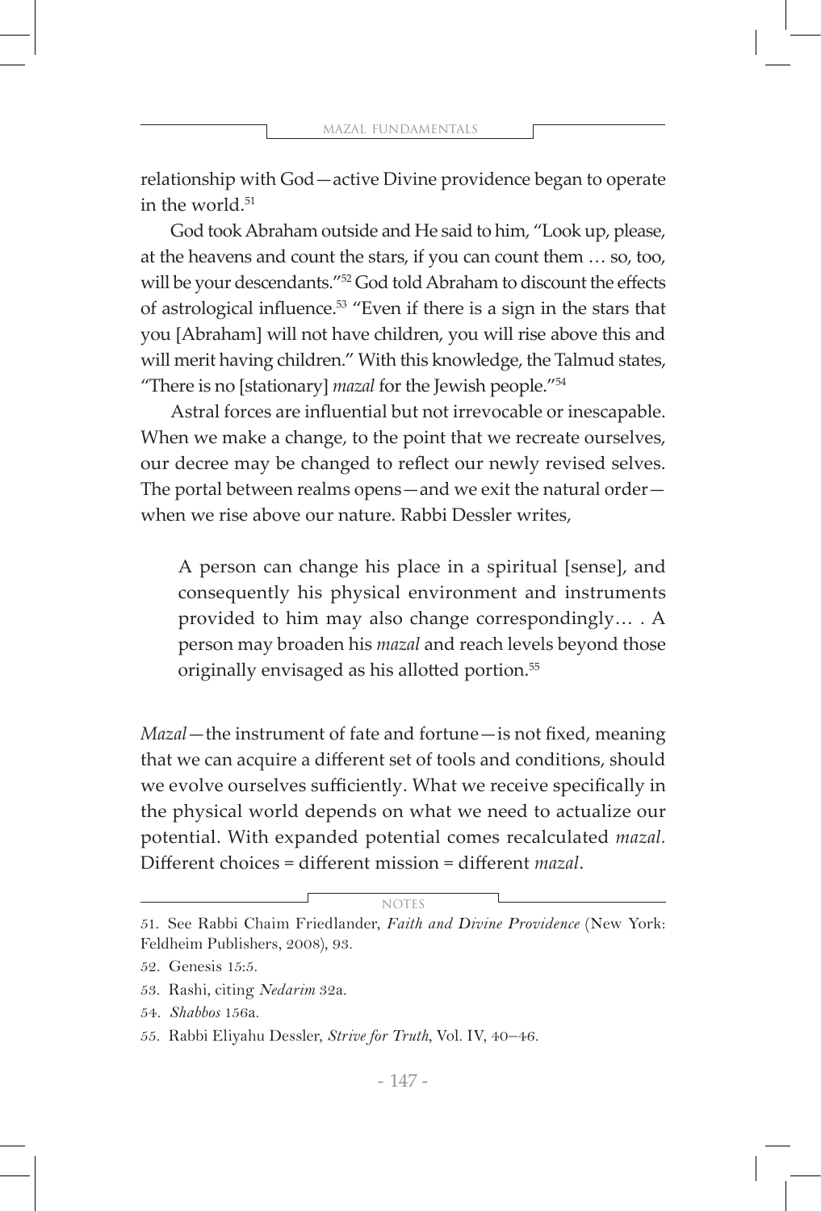relationship with God—active Divine providence began to operate in the world.[51]

God took Abraham outside and He said to him, "Look up, please, at the heavens and count the stars, if you can count them … so, too, will be your descendants."[52] God told Abraham to discount the effects of astrological influence.[53] "Even if there is a sign in the stars that you [Abraham] will not have children, you will rise above this and will merit having children." With this knowledge, the Talmud states, "There is no [stationary] *mazal* for the Jewish people."[54]

Astral forces are influential but not irrevocable or inescapable. When we make a change, to the point that we recreate ourselves, our decree may be changed to reflect our newly revised selves. The portal between realms opens—and we exit the natural order—when we rise above our nature. Rabbi Dessler writes,

> A person can change his place in a spiritual [sense], and consequently his physical environment and instruments provided to him may also change correspondingly… . A person may broaden his *mazal* and reach levels beyond those originally envisaged as his allotted portion.[55]

*Mazal*—the instrument of fate and fortune—is not fixed, meaning that we can acquire a different set of tools and conditions, should we evolve ourselves sufficiently. What we receive specifically in the physical world depends on what we need to actualize our potential. With expanded potential comes recalculated *mazal.* Different choices = different mission = different *mazal*.

NOTES

51. See Rabbi Chaim Friedlander, *Faith and Divine Providence* (New York: Feldheim Publishers, 2008), 93.

52. Genesis 15:5.

53. Rashi, citing *Nedarim* 32a.

54. *Shabbos* 156a.

55. Rabbi Eliyahu Dessler, *Strive for Truth*, Vol. IV, 40–46.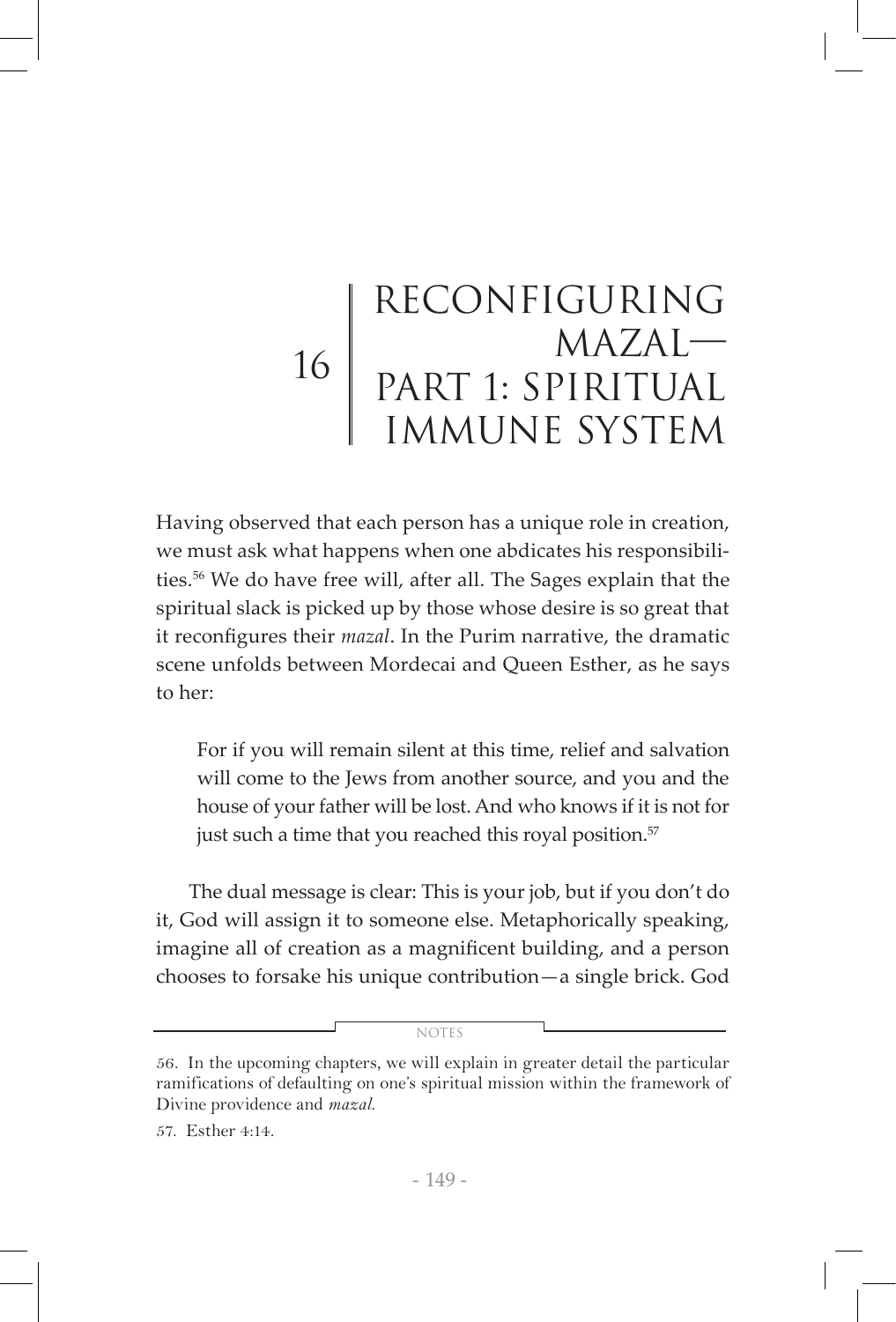# 16 | Reconfiguring Mazal—Part 1: Spiritual Immune System

Having observed that each person has a unique role in creation, we must ask what happens when one abdicates his responsibilities.[56] We do have free will, after all. The Sages explain that the spiritual slack is picked up by those whose desire is so great that it reconfigures their *mazal*. In the Purim narrative, the dramatic scene unfolds between Mordecai and Queen Esther, as he says to her:

> For if you will remain silent at this time, relief and salvation will come to the Jews from another source, and you and the house of your father will be lost. And who knows if it is not for just such a time that you reached this royal position.[57]

The dual message is clear: This is your job, but if you don't do it, God will assign it to someone else. Metaphorically speaking, imagine all of creation as a magnificent building, and a person chooses to forsake his unique contribution—a single brick. God

---

NOTES

56. In the upcoming chapters, we will explain in greater detail the particular ramifications of defaulting on one's spiritual mission within the framework of Divine providence and *mazal*.

57. Esther 4:14.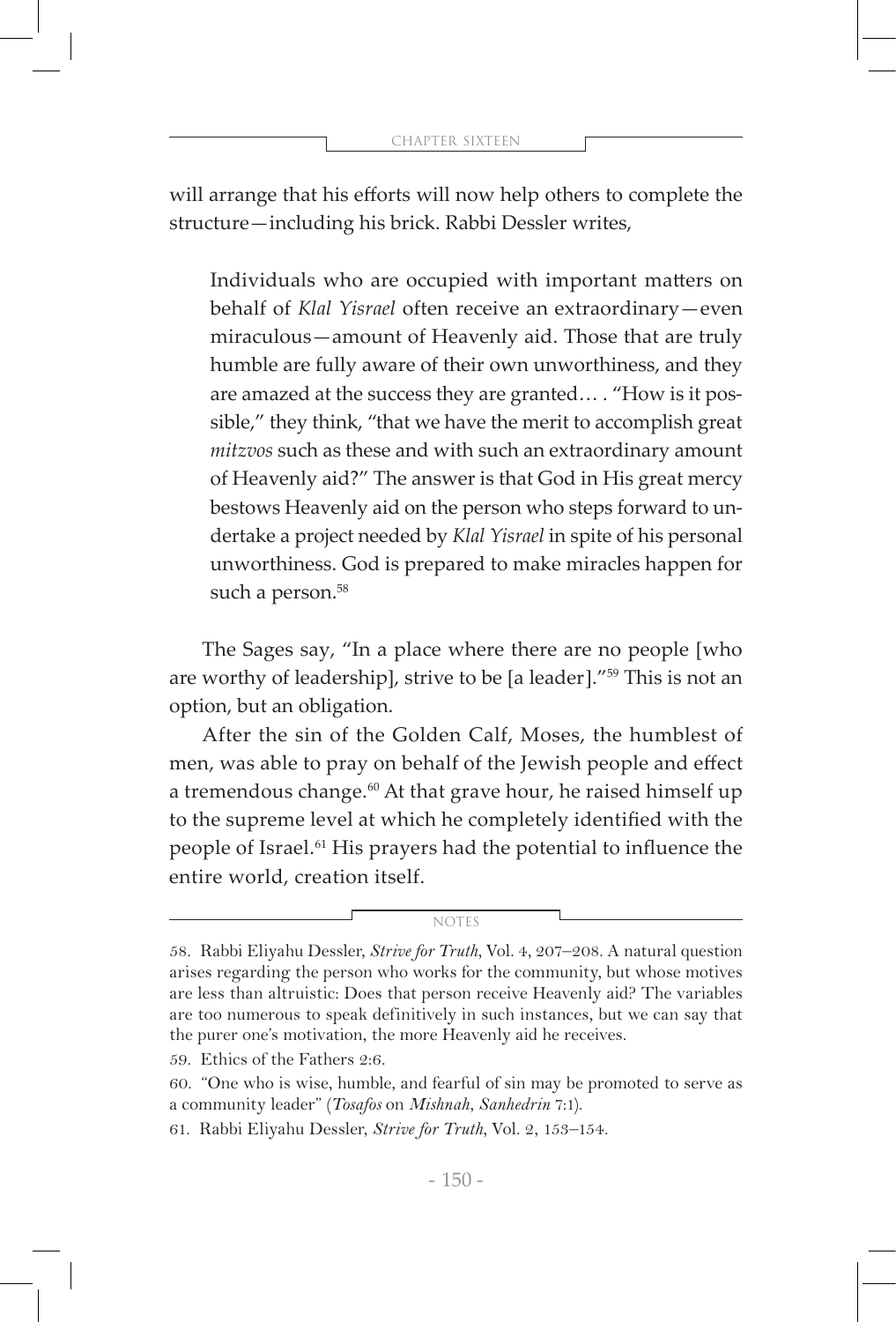will arrange that his efforts will now help others to complete the structure—including his brick. Rabbi Dessler writes,

> Individuals who are occupied with important matters on behalf of *Klal Yisrael* often receive an extraordinary—even miraculous—amount of Heavenly aid. Those that are truly humble are fully aware of their own unworthiness, and they are amazed at the success they are granted… . "How is it possible," they think, "that we have the merit to accomplish great *mitzvos* such as these and with such an extraordinary amount of Heavenly aid?" The answer is that God in His great mercy bestows Heavenly aid on the person who steps forward to undertake a project needed by *Klal Yisrael* in spite of his personal unworthiness. God is prepared to make miracles happen for such a person.[58]

The Sages say, "In a place where there are no people [who are worthy of leadership], strive to be [a leader]."[59] This is not an option, but an obligation.

After the sin of the Golden Calf, Moses, the humblest of men, was able to pray on behalf of the Jewish people and effect a tremendous change.[60] At that grave hour, he raised himself up to the supreme level at which he completely identified with the people of Israel.[61] His prayers had the potential to influence the entire world, creation itself.

NOTES

58. Rabbi Eliyahu Dessler, *Strive for Truth*, Vol. 4, 207–208. A natural question arises regarding the person who works for the community, but whose motives are less than altruistic: Does that person receive Heavenly aid? The variables are too numerous to speak definitively in such instances, but we can say that the purer one's motivation, the more Heavenly aid he receives.

59. Ethics of the Fathers 2:6.

60. "One who is wise, humble, and fearful of sin may be promoted to serve as a community leader" (*Tosafos* on *Mishnah*, *Sanhedrin* 7:1).

61. Rabbi Eliyahu Dessler, *Strive for Truth*, Vol. 2, 153–154.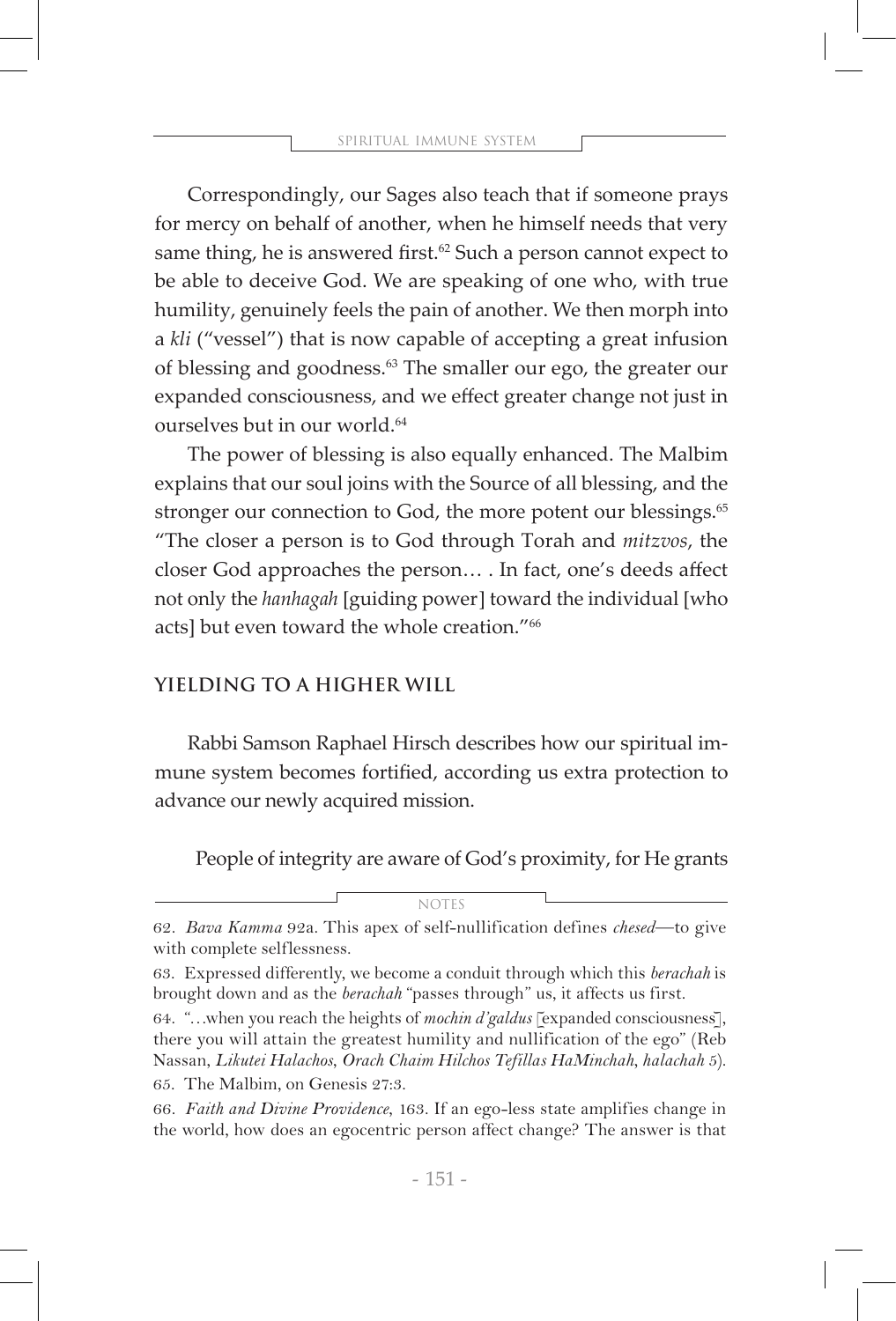Correspondingly, our Sages also teach that if someone prays for mercy on behalf of another, when he himself needs that very same thing, he is answered first.[62] Such a person cannot expect to be able to deceive God. We are speaking of one who, with true humility, genuinely feels the pain of another. We then morph into a *kli* ("vessel") that is now capable of accepting a great infusion of blessing and goodness.[63] The smaller our ego, the greater our expanded consciousness, and we effect greater change not just in ourselves but in our world.[64]

The power of blessing is also equally enhanced. The Malbim explains that our soul joins with the Source of all blessing, and the stronger our connection to God, the more potent our blessings.[65] "The closer a person is to God through Torah and *mitzvos*, the closer God approaches the person… . In fact, one's deeds affect not only the *hanhagah* [guiding power] toward the individual [who acts] but even toward the whole creation."[66]

## YIELDING TO A HIGHER WILL

Rabbi Samson Raphael Hirsch describes how our spiritual immune system becomes fortified, according us extra protection to advance our newly acquired mission.

> People of integrity are aware of God's proximity, for He grants

---

NOTES

62. *Bava Kamma* 92a. This apex of self-nullification defines *chesed*—to give with complete selflessness.

63. Expressed differently, we become a conduit through which this *berachah* is brought down and as the *berachah* "passes through" us, it affects us first.

64. "…when you reach the heights of *mochin d'galdus* [expanded consciousness], there you will attain the greatest humility and nullification of the ego" (Reb Nassan, *Likutei Halachos, Orach Chaim Hilchos Tefillas HaMinchah, halachah* 5).

65. The Malbim, on Genesis 27:3.

66. *Faith and Divine Providence*, 163. If an ego-less state amplifies change in the world, how does an egocentric person affect change? The answer is that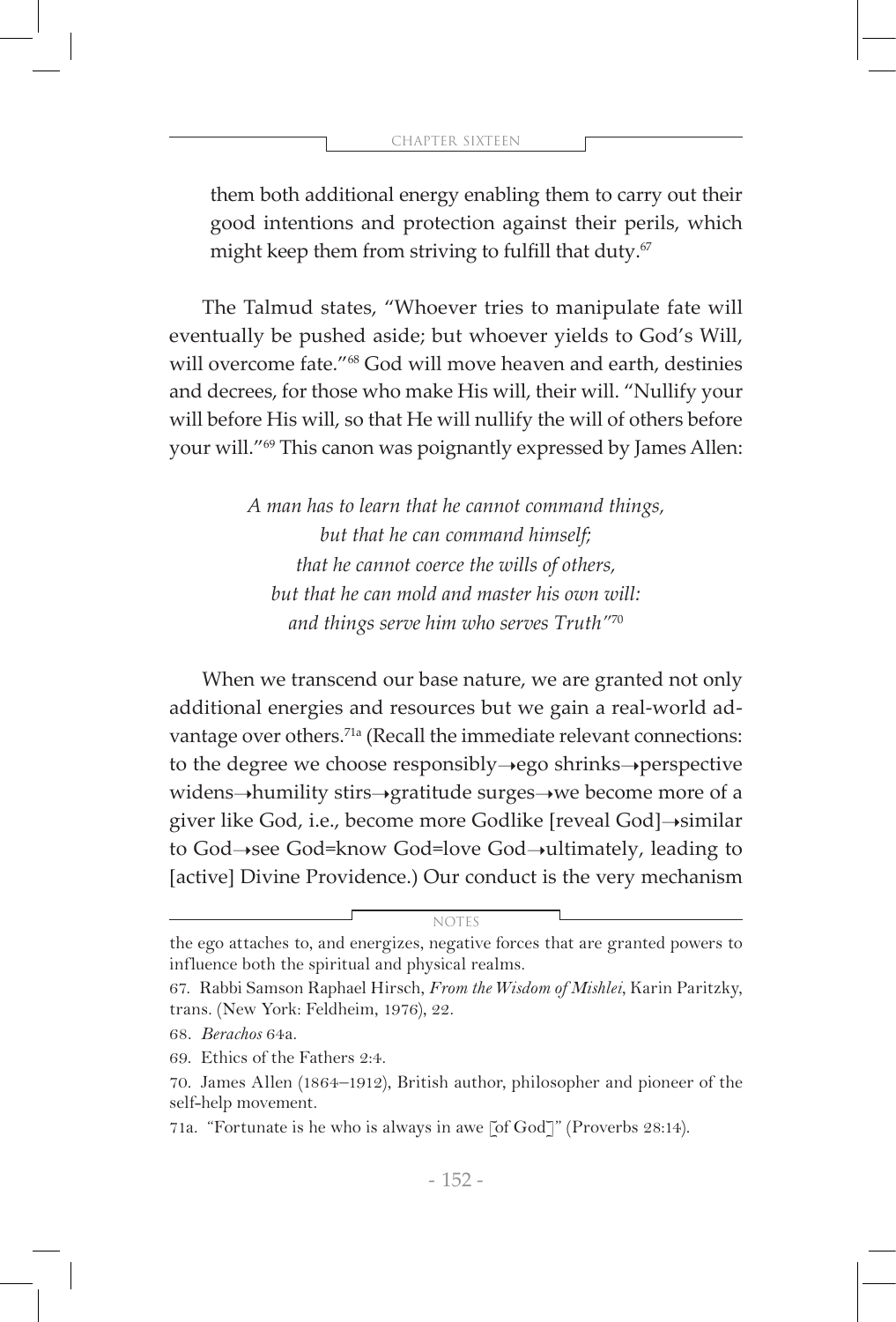them both additional energy enabling them to carry out their good intentions and protection against their perils, which might keep them from striving to fulfill that duty.[67]

The Talmud states, "Whoever tries to manipulate fate will eventually be pushed aside; but whoever yields to God's Will, will overcome fate."[68] God will move heaven and earth, destinies and decrees, for those who make His will, their will. "Nullify your will before His will, so that He will nullify the will of others before your will."[69] This canon was poignantly expressed by James Allen:

> *A man has to learn that he cannot command things,*
> *but that he can command himself;*
> *that he cannot coerce the wills of others,*
> *but that he can mold and master his own will:*
> *and things serve him who serves Truth"*[70]

When we transcend our base nature, we are granted not only additional energies and resources but we gain a real-world advantage over others.[71a] (Recall the immediate relevant connections: to the degree we choose responsibly→ego shrinks→perspective widens→humility stirs→gratitude surges→we become more of a giver like God, i.e., become more Godlike [reveal God]→similar to God→see God=know God=love God→ultimately, leading to [active] Divine Providence.) Our conduct is the very mechanism

---

NOTES

the ego attaches to, and energizes, negative forces that are granted powers to influence both the spiritual and physical realms.

67. Rabbi Samson Raphael Hirsch, *From the Wisdom of Mishlei*, Karin Paritzky, trans. (New York: Feldheim, 1976), 22.

68. *Berachos* 64a.

69. Ethics of the Fathers 2:4.

70. James Allen (1864–1912), British author, philosopher and pioneer of the self-help movement.

71a. "Fortunate is he who is always in awe [of God]" (Proverbs 28:14).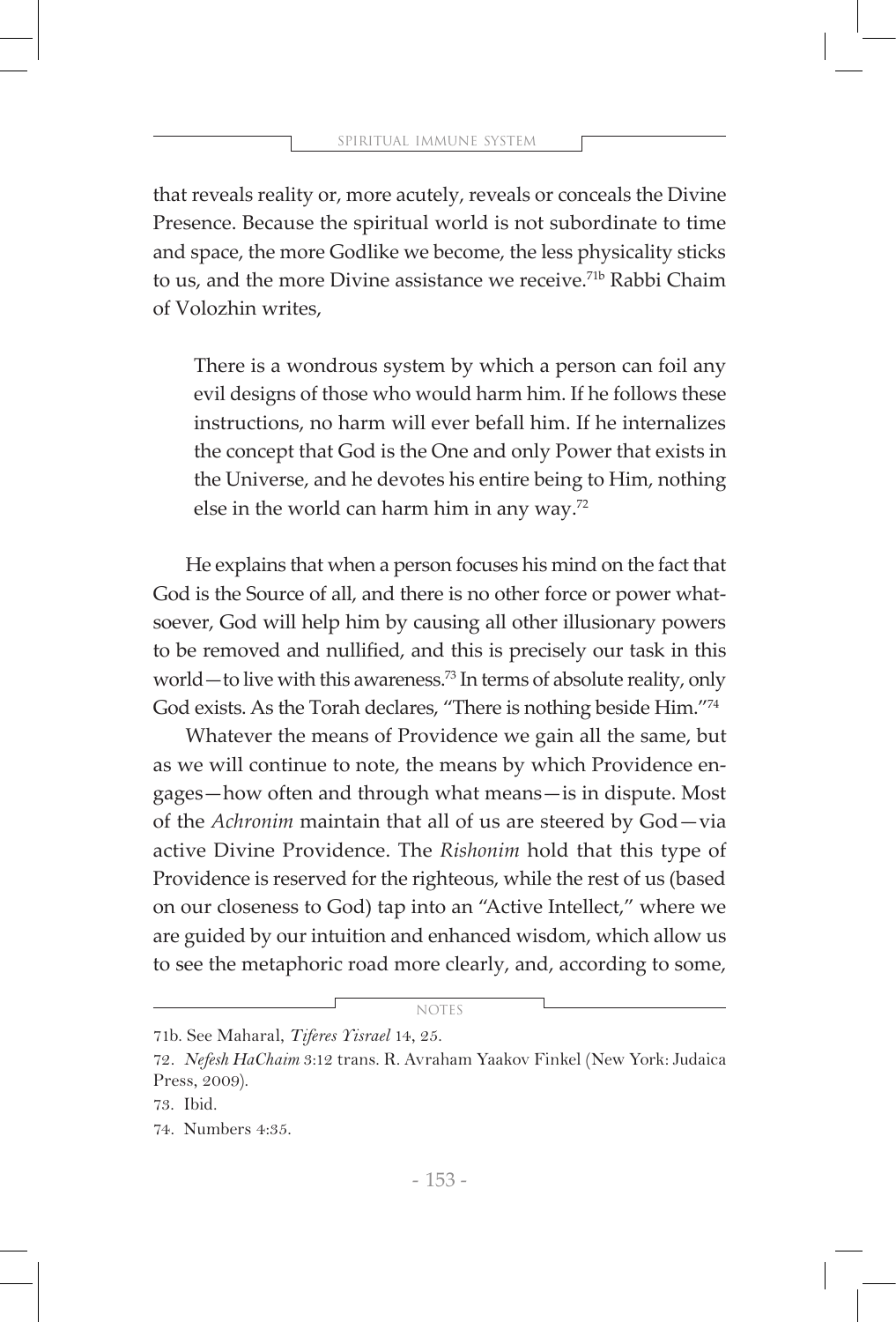that reveals reality or, more acutely, reveals or conceals the Divine Presence. Because the spiritual world is not subordinate to time and space, the more Godlike we become, the less physicality sticks to us, and the more Divine assistance we receive.[71b] Rabbi Chaim of Volozhin writes,

> There is a wondrous system by which a person can foil any evil designs of those who would harm him. If he follows these instructions, no harm will ever befall him. If he internalizes the concept that God is the One and only Power that exists in the Universe, and he devotes his entire being to Him, nothing else in the world can harm him in any way.[72]

He explains that when a person focuses his mind on the fact that God is the Source of all, and there is no other force or power whatsoever, God will help him by causing all other illusionary powers to be removed and nullified, and this is precisely our task in this world—to live with this awareness.[73] In terms of absolute reality, only God exists. As the Torah declares, "There is nothing beside Him."[74]

Whatever the means of Providence we gain all the same, but as we will continue to note, the means by which Providence engages—how often and through what means—is in dispute. Most of the *Achronim* maintain that all of us are steered by God—via active Divine Providence. The *Rishonim* hold that this type of Providence is reserved for the righteous, while the rest of us (based on our closeness to God) tap into an "Active Intellect," where we are guided by our intuition and enhanced wisdom, which allow us to see the metaphoric road more clearly, and, according to some,

---

NOTES

71b. See Maharal, *Tiferes Yisrael* 14, 25.

72. *Nefesh HaChaim* 3:12 trans. R. Avraham Yaakov Finkel (New York: Judaica Press, 2009).

73. Ibid.

74. Numbers 4:35.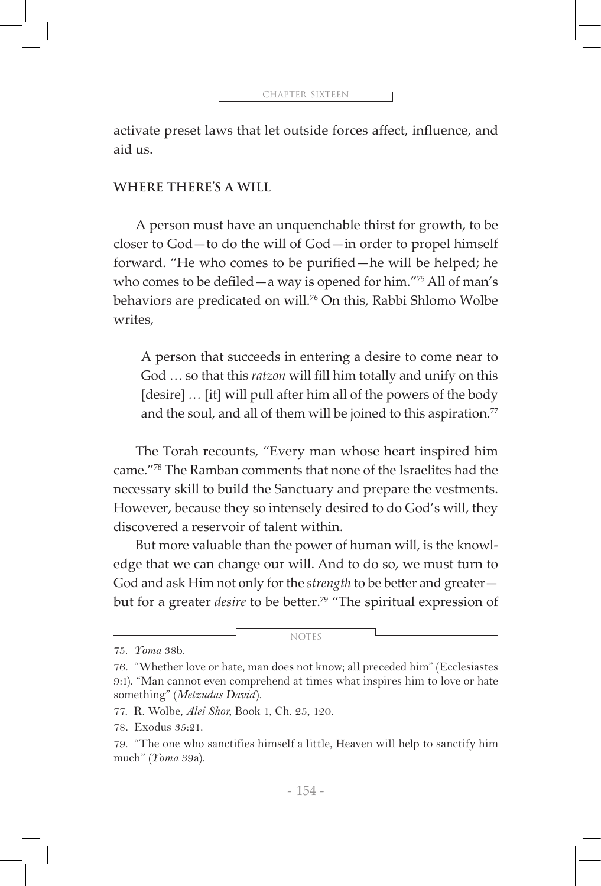activate preset laws that let outside forces affect, influence, and aid us.

## WHERE THERE'S A WILL

A person must have an unquenchable thirst for growth, to be closer to God—to do the will of God—in order to propel himself forward. "He who comes to be purified—he will be helped; he who comes to be defiled—a way is opened for him."[75] All of man's behaviors are predicated on will.[76] On this, Rabbi Shlomo Wolbe writes,

> A person that succeeds in entering a desire to come near to God … so that this *ratzon* will fill him totally and unify on this [desire] … [it] will pull after him all of the powers of the body and the soul, and all of them will be joined to this aspiration.[77]

The Torah recounts, "Every man whose heart inspired him came."[78] The Ramban comments that none of the Israelites had the necessary skill to build the Sanctuary and prepare the vestments. However, because they so intensely desired to do God's will, they discovered a reservoir of talent within.

But more valuable than the power of human will, is the knowledge that we can change our will. And to do so, we must turn to God and ask Him not only for the *strength* to be better and greater—but for a greater *desire* to be better.[79] "The spiritual expression of

NOTES

75. *Yoma* 38b.

76. "Whether love or hate, man does not know; all preceded him" (Ecclesiastes 9:1). "Man cannot even comprehend at times what inspires him to love or hate something" (*Metzudas David*).

77. R. Wolbe, *Alei Shor*, Book 1, Ch. 25, 120.

78. Exodus 35:21.

79. "The one who sanctifies himself a little, Heaven will help to sanctify him much" (*Yoma* 39a).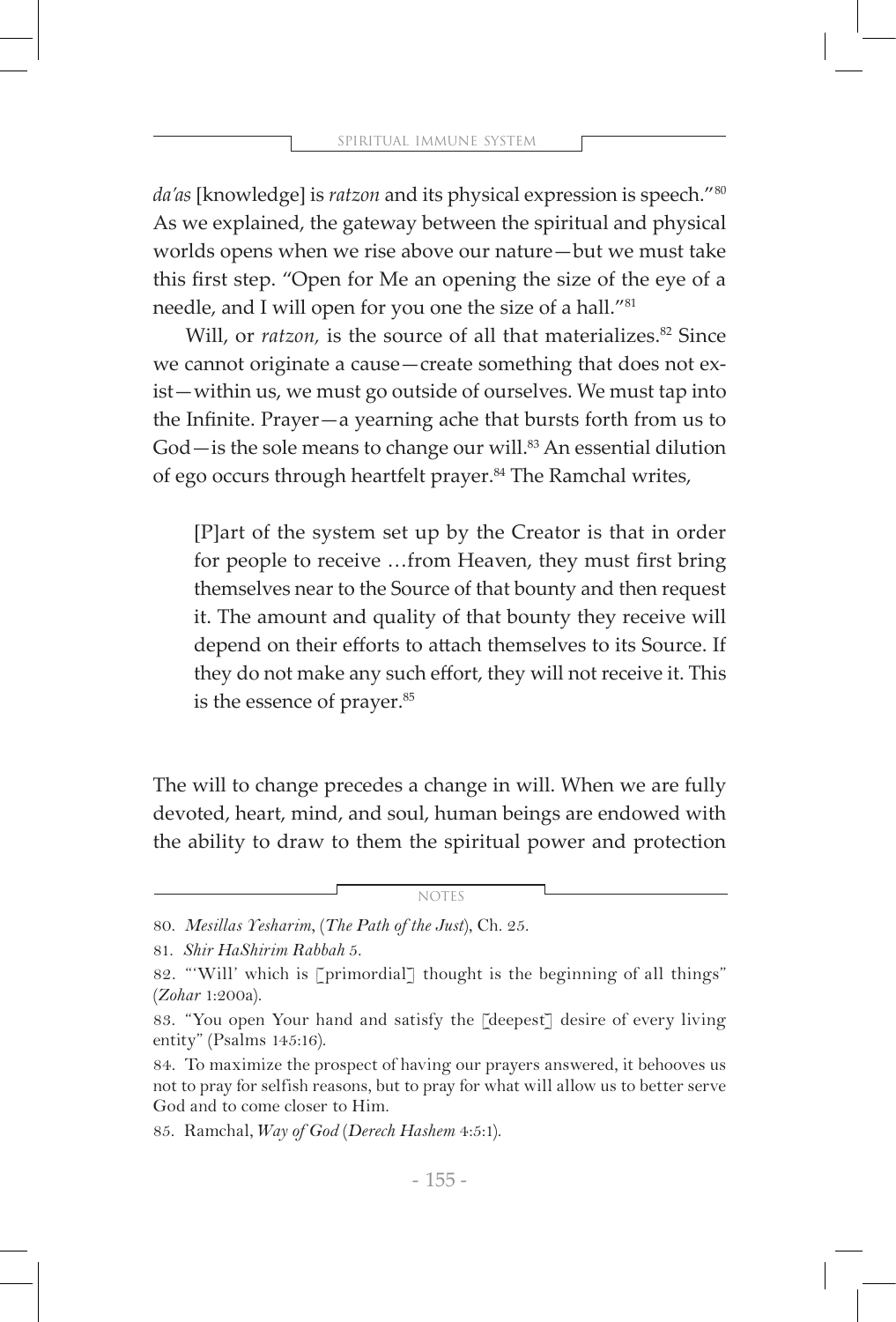*da'as* [knowledge] is *ratzon* and its physical expression is speech."[80] As we explained, the gateway between the spiritual and physical worlds opens when we rise above our nature—but we must take this first step. "Open for Me an opening the size of the eye of a needle, and I will open for you one the size of a hall."[81]

Will, or *ratzon,* is the source of all that materializes.[82] Since we cannot originate a cause—create something that does not exist—within us, we must go outside of ourselves. We must tap into the Infinite. Prayer—a yearning ache that bursts forth from us to God—is the sole means to change our will.[83] An essential dilution of ego occurs through heartfelt prayer.[84] The Ramchal writes,

> [P]art of the system set up by the Creator is that in order for people to receive …from Heaven, they must first bring themselves near to the Source of that bounty and then request it. The amount and quality of that bounty they receive will depend on their efforts to attach themselves to its Source. If they do not make any such effort, they will not receive it. This is the essence of prayer.[85]

The will to change precedes a change in will. When we are fully devoted, heart, mind, and soul, human beings are endowed with the ability to draw to them the spiritual power and protection

NOTES

80. *Mesillas Yesharim*, (*The Path of the Just*), Ch. 25.

81. *Shir HaShirim Rabbah* 5.

82. "'Will' which is [primordial] thought is the beginning of all things" (*Zohar* 1:200a).

83. "You open Your hand and satisfy the [deepest] desire of every living entity" (Psalms 145:16).

84. To maximize the prospect of having our prayers answered, it behooves us not to pray for selfish reasons, but to pray for what will allow us to better serve God and to come closer to Him.

85. Ramchal, *Way of God* (*Derech Hashem* 4:5:1).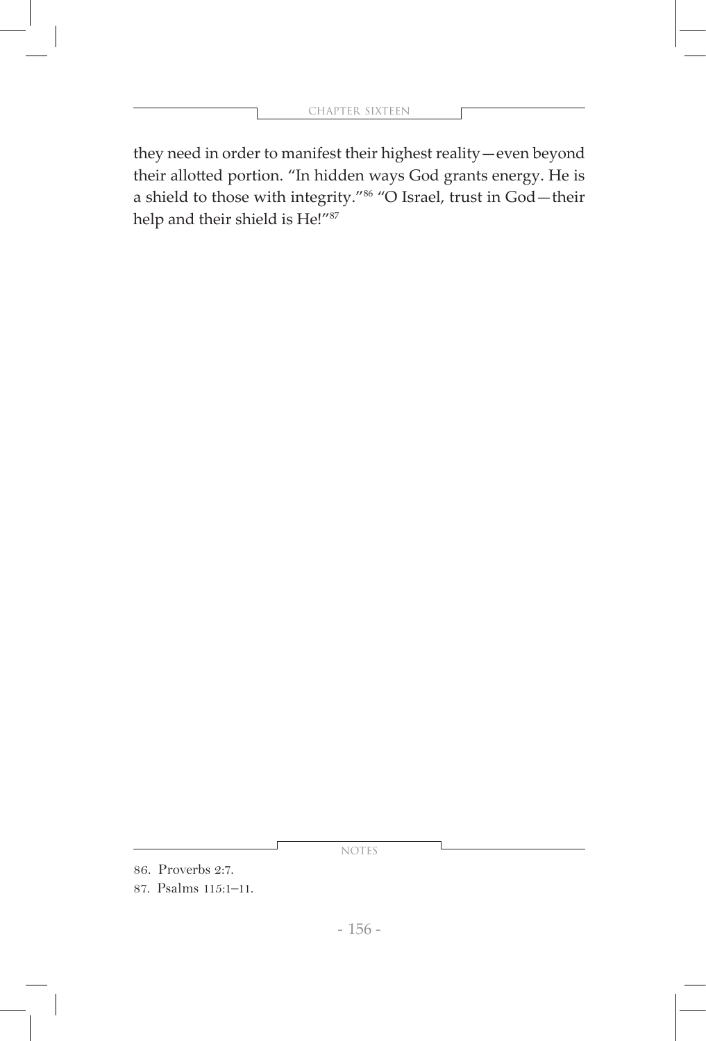they need in order to manifest their highest reality—even beyond their allotted portion. "In hidden ways God grants energy. He is a shield to those with integrity."[86] "O Israel, trust in God—their help and their shield is He!"[87]

NOTES

86. Proverbs 2:7.

87. Psalms 115:1–11.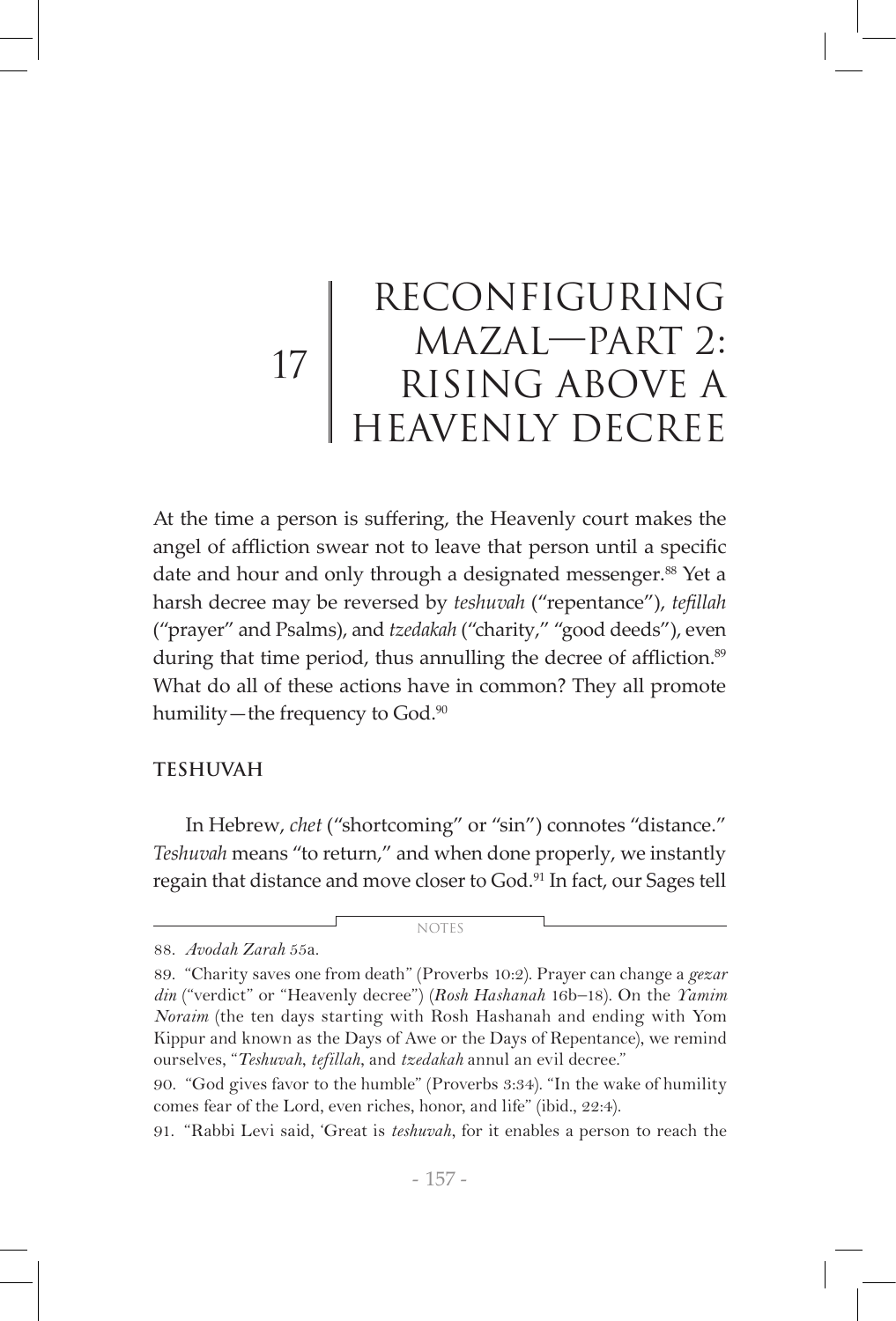# 17 | RECONFIGURING MAZAL—PART 2: RISING ABOVE A HEAVENLY DECREE

At the time a person is suffering, the Heavenly court makes the angel of affliction swear not to leave that person until a specific date and hour and only through a designated messenger.[88] Yet a harsh decree may be reversed by *teshuvah* ("repentance"), *tefillah* ("prayer" and Psalms), and *tzedakah* ("charity," "good deeds"), even during that time period, thus annulling the decree of affliction.[89] What do all of these actions have in common? They all promote humility—the frequency to God.[90]

## TESHUVAH

In Hebrew, *chet* ("shortcoming" or "sin") connotes "distance." *Teshuvah* means "to return," and when done properly, we instantly regain that distance and move closer to God.[91] In fact, our Sages tell

---

NOTES

88. *Avodah Zarah* 55a.

89. "Charity saves one from death" (Proverbs 10:2). Prayer can change a *gezar din* ("verdict" or "Heavenly decree") (*Rosh Hashanah* 16b–18). On the *Yamim Noraim* (the ten days starting with Rosh Hashanah and ending with Yom Kippur and known as the Days of Awe or the Days of Repentance), we remind ourselves, "*Teshuvah*, *tefillah*, and *tzedakah* annul an evil decree."

90. "God gives favor to the humble" (Proverbs 3:34). "In the wake of humility comes fear of the Lord, even riches, honor, and life" (ibid., 22:4).

91. "Rabbi Levi said, 'Great is *teshuvah*, for it enables a person to reach the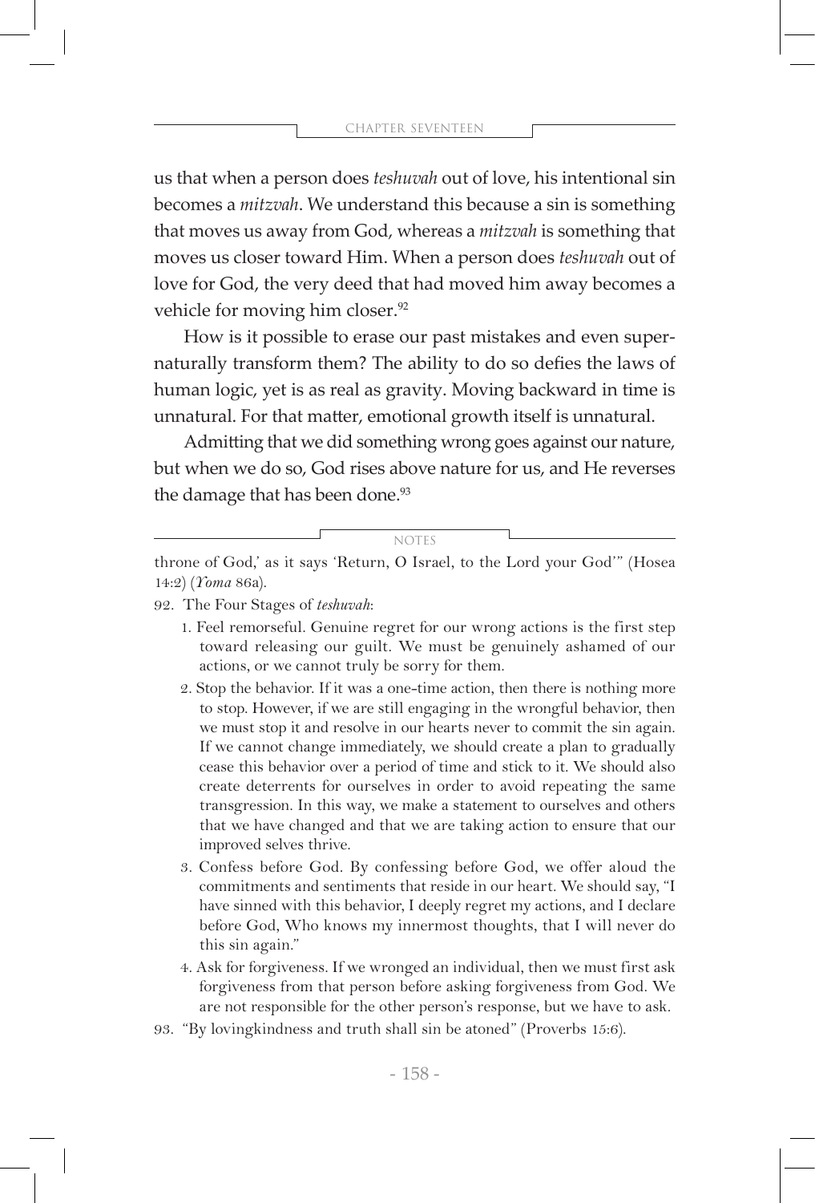us that when a person does *teshuvah* out of love, his intentional sin becomes a *mitzvah*. We understand this because a sin is something that moves us away from God, whereas a *mitzvah* is something that moves us closer toward Him. When a person does *teshuvah* out of love for God, the very deed that had moved him away becomes a vehicle for moving him closer.[92]

How is it possible to erase our past mistakes and even supernaturally transform them? The ability to do so defies the laws of human logic, yet is as real as gravity. Moving backward in time is unnatural. For that matter, emotional growth itself is unnatural.

Admitting that we did something wrong goes against our nature, but when we do so, God rises above nature for us, and He reverses the damage that has been done.[93]

---

NOTES

throne of God,' as it says 'Return, O Israel, to the Lord your God'" (Hosea 14:2) (*Yoma* 86a).

92. The Four Stages of *teshuvah*:

   1. Feel remorseful. Genuine regret for our wrong actions is the first step toward releasing our guilt. We must be genuinely ashamed of our actions, or we cannot truly be sorry for them.
   2. Stop the behavior. If it was a one-time action, then there is nothing more to stop. However, if we are still engaging in the wrongful behavior, then we must stop it and resolve in our hearts never to commit the sin again. If we cannot change immediately, we should create a plan to gradually cease this behavior over a period of time and stick to it. We should also create deterrents for ourselves in order to avoid repeating the same transgression. In this way, we make a statement to ourselves and others that we have changed and that we are taking action to ensure that our improved selves thrive.
   3. Confess before God. By confessing before God, we offer aloud the commitments and sentiments that reside in our heart. We should say, "I have sinned with this behavior, I deeply regret my actions, and I declare before God, Who knows my innermost thoughts, that I will never do this sin again."
   4. Ask for forgiveness. If we wronged an individual, then we must first ask forgiveness from that person before asking forgiveness from God. We are not responsible for the other person's response, but we have to ask.

93. "By lovingkindness and truth shall sin be atoned" (Proverbs 15:6).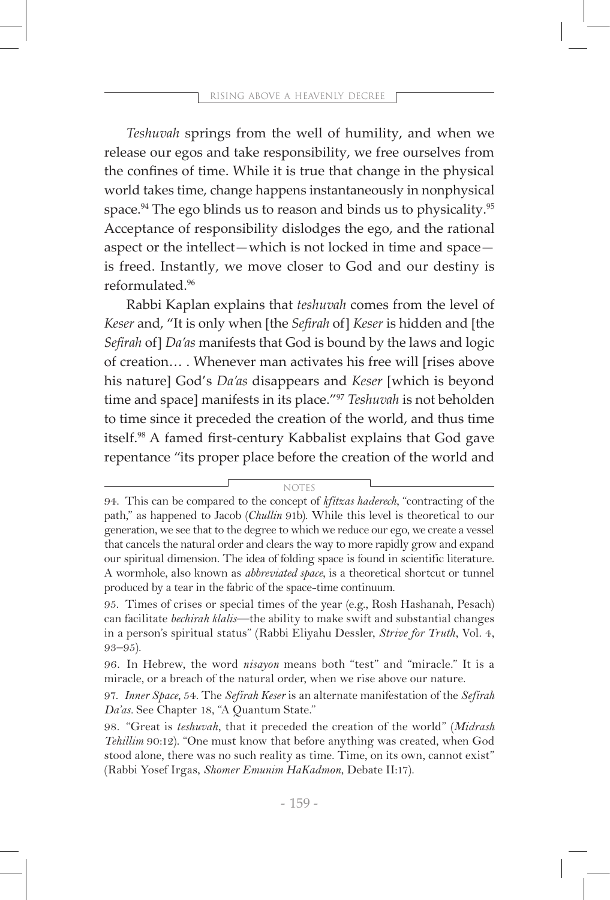*Teshuvah* springs from the well of humility, and when we release our egos and take responsibility, we free ourselves from the confines of time. While it is true that change in the physical world takes time, change happens instantaneously in nonphysical space.[94] The ego blinds us to reason and binds us to physicality.[95] Acceptance of responsibility dislodges the ego, and the rational aspect or the intellect—which is not locked in time and space—is freed. Instantly, we move closer to God and our destiny is reformulated.[96]

Rabbi Kaplan explains that *teshuvah* comes from the level of *Keser* and, "It is only when [the *Sefirah* of] *Keser* is hidden and [the *Sefirah* of] *Da'as* manifests that God is bound by the laws and logic of creation… . Whenever man activates his free will [rises above his nature] God's *Da'as* disappears and *Keser* [which is beyond time and space] manifests in its place."[97] *Teshuvah* is not beholden to time since it preceded the creation of the world, and thus time itself.[98] A famed first-century Kabbalist explains that God gave repentance "its proper place before the creation of the world and

---

NOTES

94. This can be compared to the concept of *kfitzas haderech*, "contracting of the path," as happened to Jacob (*Chullin* 91b). While this level is theoretical to our generation, we see that to the degree to which we reduce our ego, we create a vessel that cancels the natural order and clears the way to more rapidly grow and expand our spiritual dimension. The idea of folding space is found in scientific literature. A wormhole, also known as *abbreviated space*, is a theoretical shortcut or tunnel produced by a tear in the fabric of the space-time continuum.

95. Times of crises or special times of the year (e.g., Rosh Hashanah, Pesach) can facilitate *bechirah klalis*—the ability to make swift and substantial changes in a person's spiritual status" (Rabbi Eliyahu Dessler, *Strive for Truth*, Vol. 4, 93–95).

96. In Hebrew, the word *nisayon* means both "test" and "miracle." It is a miracle, or a breach of the natural order, when we rise above our nature.

97. *Inner Space*, 54. The *Sefirah Keser* is an alternate manifestation of the *Sefirah Da'as*. See Chapter 18, "A Quantum State."

98. "Great is *teshuvah*, that it preceded the creation of the world" (*Midrash Tehillim* 90:12). "One must know that before anything was created, when God stood alone, there was no such reality as time. Time, on its own, cannot exist" (Rabbi Yosef Irgas, *Shomer Emunim HaKadmon*, Debate II:17).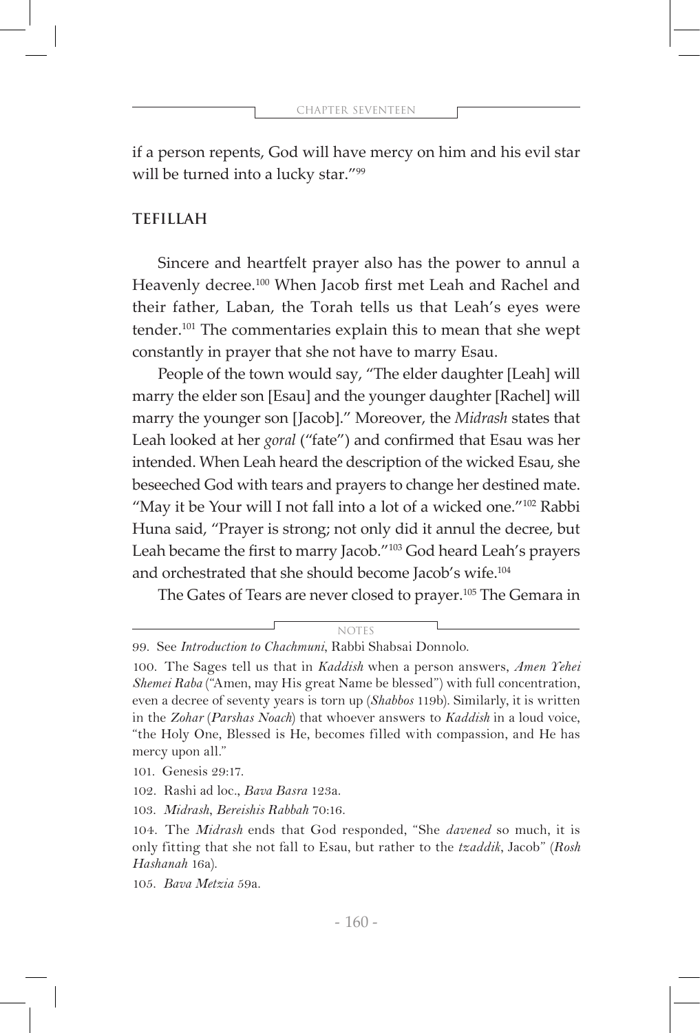if a person repents, God will have mercy on him and his evil star will be turned into a lucky star."[99]

## TEFILLAH

Sincere and heartfelt prayer also has the power to annul a Heavenly decree.[100] When Jacob first met Leah and Rachel and their father, Laban, the Torah tells us that Leah's eyes were tender.[101] The commentaries explain this to mean that she wept constantly in prayer that she not have to marry Esau.

People of the town would say, "The elder daughter [Leah] will marry the elder son [Esau] and the younger daughter [Rachel] will marry the younger son [Jacob]." Moreover, the *Midrash* states that Leah looked at her *goral* ("fate") and confirmed that Esau was her intended. When Leah heard the description of the wicked Esau, she beseeched God with tears and prayers to change her destined mate. "May it be Your will I not fall into a lot of a wicked one."[102] Rabbi Huna said, "Prayer is strong; not only did it annul the decree, but Leah became the first to marry Jacob."[103] God heard Leah's prayers and orchestrated that she should become Jacob's wife.[104]

The Gates of Tears are never closed to prayer.[105] The Gemara in

---

NOTES

99. See *Introduction to Chachmuni*, Rabbi Shabsai Donnolo.

100. The Sages tell us that in *Kaddish* when a person answers, *Amen Yehei Shemei Raba* ("Amen, may His great Name be blessed") with full concentration, even a decree of seventy years is torn up (*Shabbos* 119b). Similarly, it is written in the *Zohar* (*Parshas Noach*) that whoever answers to *Kaddish* in a loud voice, "the Holy One, Blessed is He, becomes filled with compassion, and He has mercy upon all."

101. Genesis 29:17.

102. Rashi ad loc., *Bava Basra* 123a.

103. *Midrash*, *Bereishis Rabbah* 70:16.

104. The *Midrash* ends that God responded, "She *davened* so much, it is only fitting that she not fall to Esau, but rather to the *tzaddik*, Jacob" (*Rosh Hashanah* 16a).

105. *Bava Metzia* 59a.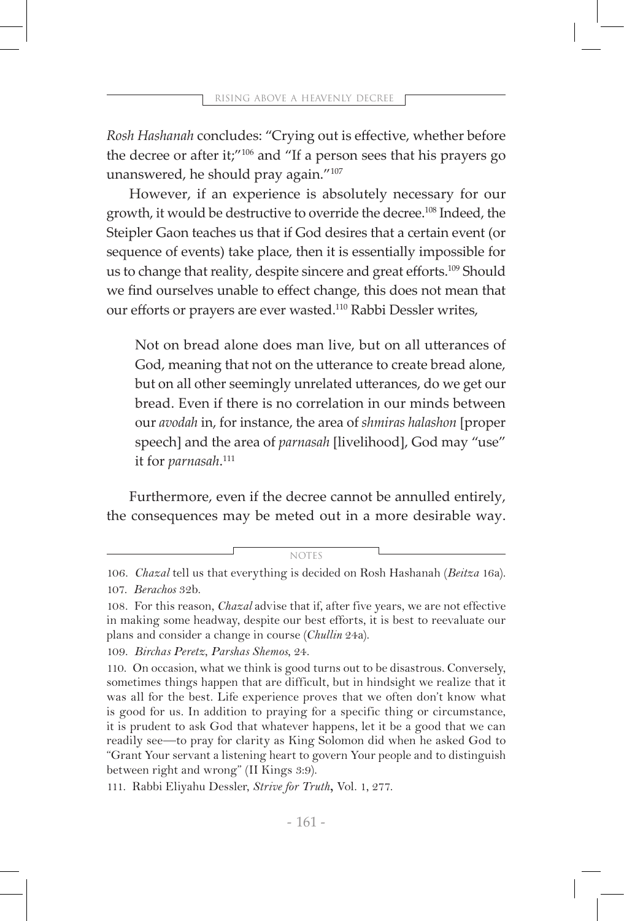*Rosh Hashanah* concludes: "Crying out is effective, whether before the decree or after it;"[106] and "If a person sees that his prayers go unanswered, he should pray again."[107]

However, if an experience is absolutely necessary for our growth, it would be destructive to override the decree.[108] Indeed, the Steipler Gaon teaches us that if God desires that a certain event (or sequence of events) take place, then it is essentially impossible for us to change that reality, despite sincere and great efforts.[109] Should we find ourselves unable to effect change, this does not mean that our efforts or prayers are ever wasted.[110] Rabbi Dessler writes,

> Not on bread alone does man live, but on all utterances of God, meaning that not on the utterance to create bread alone, but on all other seemingly unrelated utterances, do we get our bread. Even if there is no correlation in our minds between our *avodah* in, for instance, the area of *shmiras halashon* [proper speech] and the area of *parnasah* [livelihood], God may "use" it for *parnasah*.[111]

Furthermore, even if the decree cannot be annulled entirely, the consequences may be meted out in a more desirable way.

---

NOTES

106. *Chazal* tell us that everything is decided on Rosh Hashanah (*Beitza* 16a).

107. *Berachos* 32b.

108. For this reason, *Chazal* advise that if, after five years, we are not effective in making some headway, despite our best efforts, it is best to reevaluate our plans and consider a change in course (*Chullin* 24a).

109. *Birchas Peretz*, *Parshas Shemos*, 24.

110. On occasion, what we think is good turns out to be disastrous. Conversely, sometimes things happen that are difficult, but in hindsight we realize that it was all for the best. Life experience proves that we often don't know what is good for us. In addition to praying for a specific thing or circumstance, it is prudent to ask God that whatever happens, let it be a good that we can readily see—to pray for clarity as King Solomon did when he asked God to "Grant Your servant a listening heart to govern Your people and to distinguish between right and wrong" (II Kings 3:9).

111. Rabbi Eliyahu Dessler, *Strive for Truth*, Vol. 1, 277.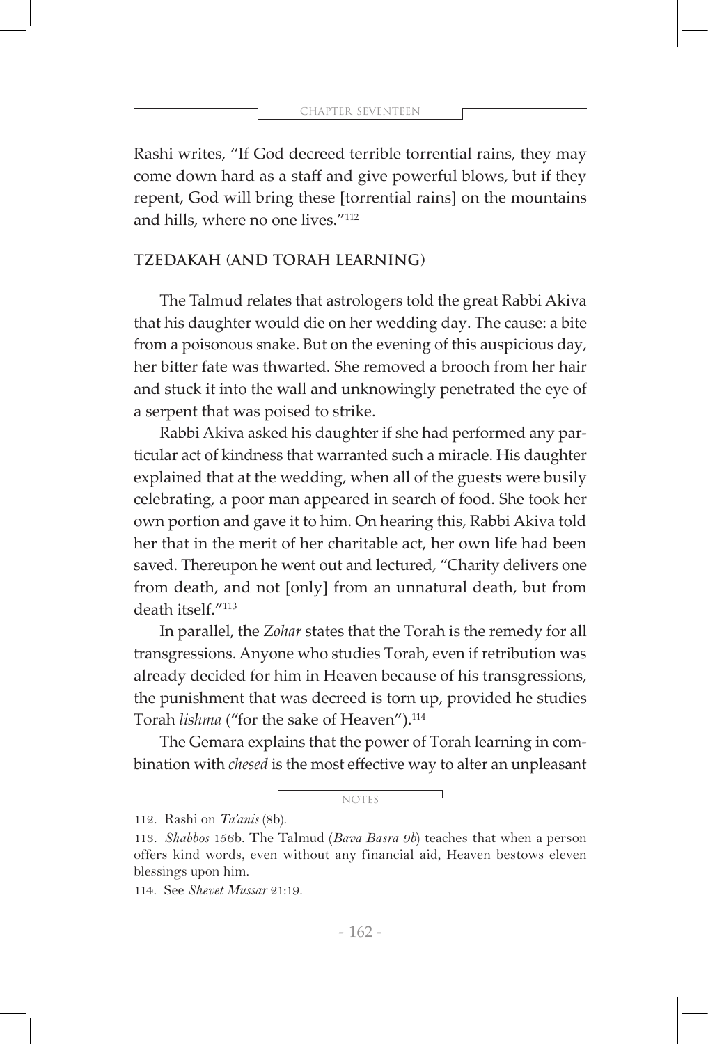Rashi writes, "If God decreed terrible torrential rains, they may come down hard as a staff and give powerful blows, but if they repent, God will bring these [torrential rains] on the mountains and hills, where no one lives."[112]

## TZEDAKAH (AND TORAH LEARNING)

The Talmud relates that astrologers told the great Rabbi Akiva that his daughter would die on her wedding day. The cause: a bite from a poisonous snake. But on the evening of this auspicious day, her bitter fate was thwarted. She removed a brooch from her hair and stuck it into the wall and unknowingly penetrated the eye of a serpent that was poised to strike.

Rabbi Akiva asked his daughter if she had performed any particular act of kindness that warranted such a miracle. His daughter explained that at the wedding, when all of the guests were busily celebrating, a poor man appeared in search of food. She took her own portion and gave it to him. On hearing this, Rabbi Akiva told her that in the merit of her charitable act, her own life had been saved. Thereupon he went out and lectured, "Charity delivers one from death, and not [only] from an unnatural death, but from death itself."[113]

In parallel, the *Zohar* states that the Torah is the remedy for all transgressions. Anyone who studies Torah, even if retribution was already decided for him in Heaven because of his transgressions, the punishment that was decreed is torn up, provided he studies Torah *lishma* ("for the sake of Heaven").[114]

The Gemara explains that the power of Torah learning in combination with *chesed* is the most effective way to alter an unpleasant

---

NOTES

112. Rashi on *Ta'anis* (8b).

113. *Shabbos* 156b. The Talmud (*Bava Basra 9b*) teaches that when a person offers kind words, even without any financial aid, Heaven bestows eleven blessings upon him.

114. See *Shevet Mussar* 21:19.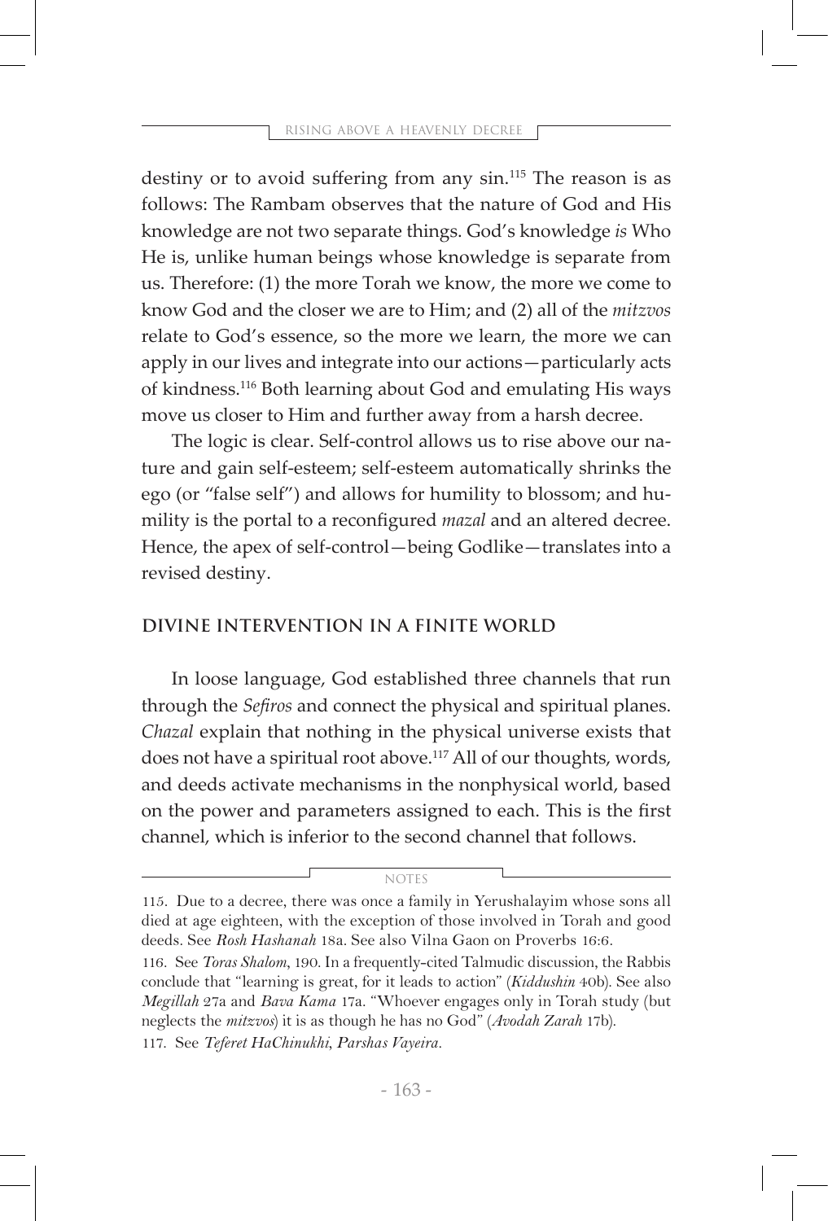destiny or to avoid suffering from any sin.[115] The reason is as follows: The Rambam observes that the nature of God and His knowledge are not two separate things. God's knowledge *is* Who He is, unlike human beings whose knowledge is separate from us. Therefore: (1) the more Torah we know, the more we come to know God and the closer we are to Him; and (2) all of the *mitzvos* relate to God's essence, so the more we learn, the more we can apply in our lives and integrate into our actions—particularly acts of kindness.[116] Both learning about God and emulating His ways move us closer to Him and further away from a harsh decree.

The logic is clear. Self-control allows us to rise above our nature and gain self-esteem; self-esteem automatically shrinks the ego (or "false self") and allows for humility to blossom; and humility is the portal to a reconfigured *mazal* and an altered decree. Hence, the apex of self-control—being Godlike—translates into a revised destiny.

## DIVINE INTERVENTION IN A FINITE WORLD

In loose language, God established three channels that run through the *Sefiros* and connect the physical and spiritual planes. *Chazal* explain that nothing in the physical universe exists that does not have a spiritual root above.[117] All of our thoughts, words, and deeds activate mechanisms in the nonphysical world, based on the power and parameters assigned to each. This is the first channel, which is inferior to the second channel that follows.

NOTES

115. Due to a decree, there was once a family in Yerushalayim whose sons all died at age eighteen, with the exception of those involved in Torah and good deeds. See *Rosh Hashanah* 18a. See also Vilna Gaon on Proverbs 16:6.

116. See *Toras Shalom*, 190. In a frequently-cited Talmudic discussion, the Rabbis conclude that "learning is great, for it leads to action" (*Kiddushin* 40b). See also *Megillah* 27a and *Bava Kama* 17a. "Whoever engages only in Torah study (but neglects the *mitzvos*) it is as though he has no God" (*Avodah Zarah* 17b).

117. See *Teferet HaChinukhi*, *Parshas Vayeira*.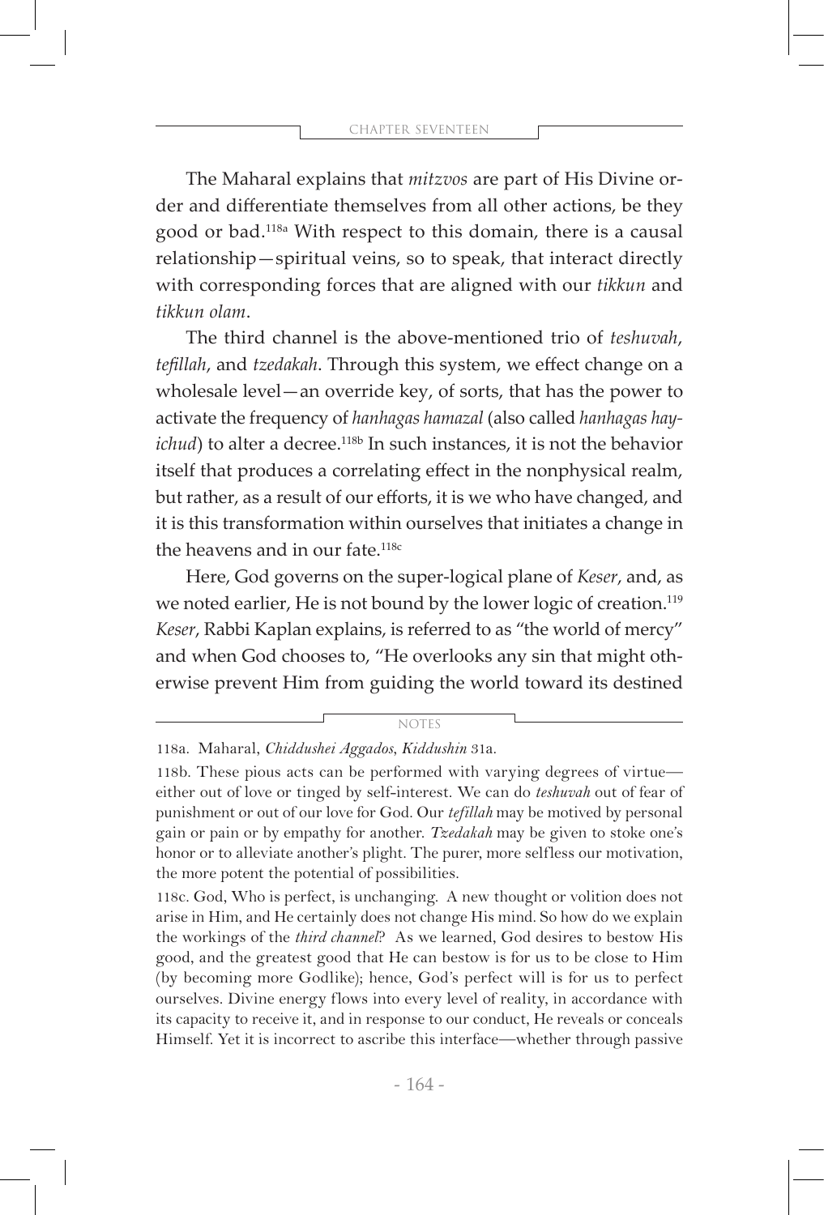The Maharal explains that *mitzvos* are part of His Divine order and differentiate themselves from all other actions, be they good or bad.[118a] With respect to this domain, there is a causal relationship—spiritual veins, so to speak, that interact directly with corresponding forces that are aligned with our *tikkun* and *tikkun olam*.

The third channel is the above-mentioned trio of *teshuvah*, *tefillah*, and *tzedakah*. Through this system, we effect change on a wholesale level—an override key, of sorts, that has the power to activate the frequency of *hanhagas hamazal* (also called *hanhagas hayichud*) to alter a decree.[118b] In such instances, it is not the behavior itself that produces a correlating effect in the nonphysical realm, but rather, as a result of our efforts, it is we who have changed, and it is this transformation within ourselves that initiates a change in the heavens and in our fate.[118c]

Here, God governs on the super-logical plane of *Keser*, and, as we noted earlier, He is not bound by the lower logic of creation.[119] *Keser*, Rabbi Kaplan explains, is referred to as "the world of mercy" and when God chooses to, "He overlooks any sin that might otherwise prevent Him from guiding the world toward its destined

---

NOTES

118a. Maharal, *Chiddushei Aggados*, *Kiddushin* 31a.

118b. These pious acts can be performed with varying degrees of virtue—either out of love or tinged by self-interest. We can do *teshuvah* out of fear of punishment or out of our love for God. Our *tefillah* may be motived by personal gain or pain or by empathy for another. *Tzedakah* may be given to stoke one's honor or to alleviate another's plight. The purer, more selfless our motivation, the more potent the potential of possibilities.

118c. God, Who is perfect, is unchanging. A new thought or volition does not arise in Him, and He certainly does not change His mind. So how do we explain the workings of the *third channel*? As we learned, God desires to bestow His good, and the greatest good that He can bestow is for us to be close to Him (by becoming more Godlike); hence, God's perfect will is for us to perfect ourselves. Divine energy flows into every level of reality, in accordance with its capacity to receive it, and in response to our conduct, He reveals or conceals Himself. Yet it is incorrect to ascribe this interface—whether through passive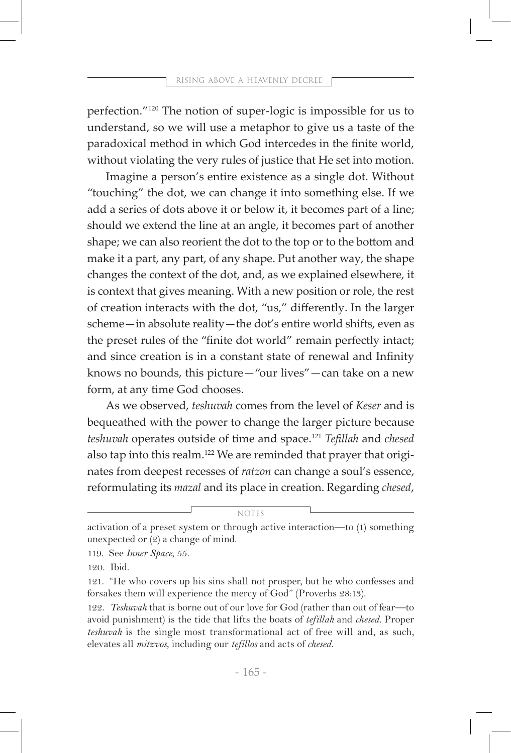perfection."[120] The notion of super-logic is impossible for us to understand, so we will use a metaphor to give us a taste of the paradoxical method in which God intercedes in the finite world, without violating the very rules of justice that He set into motion.

Imagine a person's entire existence as a single dot. Without "touching" the dot, we can change it into something else. If we add a series of dots above it or below it, it becomes part of a line; should we extend the line at an angle, it becomes part of another shape; we can also reorient the dot to the top or to the bottom and make it a part, any part, of any shape. Put another way, the shape changes the context of the dot, and, as we explained elsewhere, it is context that gives meaning. With a new position or role, the rest of creation interacts with the dot, "us," differently. In the larger scheme—in absolute reality—the dot's entire world shifts, even as the preset rules of the "finite dot world" remain perfectly intact; and since creation is in a constant state of renewal and Infinity knows no bounds, this picture—"our lives"—can take on a new form, at any time God chooses.

As we observed, *teshuvah* comes from the level of *Keser* and is bequeathed with the power to change the larger picture because *teshuvah* operates outside of time and space.[121] *Tefillah* and *chesed* also tap into this realm.[122] We are reminded that prayer that originates from deepest recesses of *ratzon* can change a soul's essence, reformulating its *mazal* and its place in creation. Regarding *chesed*,

---

NOTES

activation of a preset system or through active interaction—to (1) something unexpected or (2) a change of mind.

119. See *Inner Space*, 55.

120. Ibid.

121. "He who covers up his sins shall not prosper, but he who confesses and forsakes them will experience the mercy of God" (Proverbs 28:13).

122. *Teshuvah* that is borne out of our love for God (rather than out of fear—to avoid punishment) is the tide that lifts the boats of *tefillah* and *chesed*. Proper *teshuvah* is the single most transformational act of free will and, as such, elevates all *mitzvos*, including our *tefillos* and acts of *chesed*.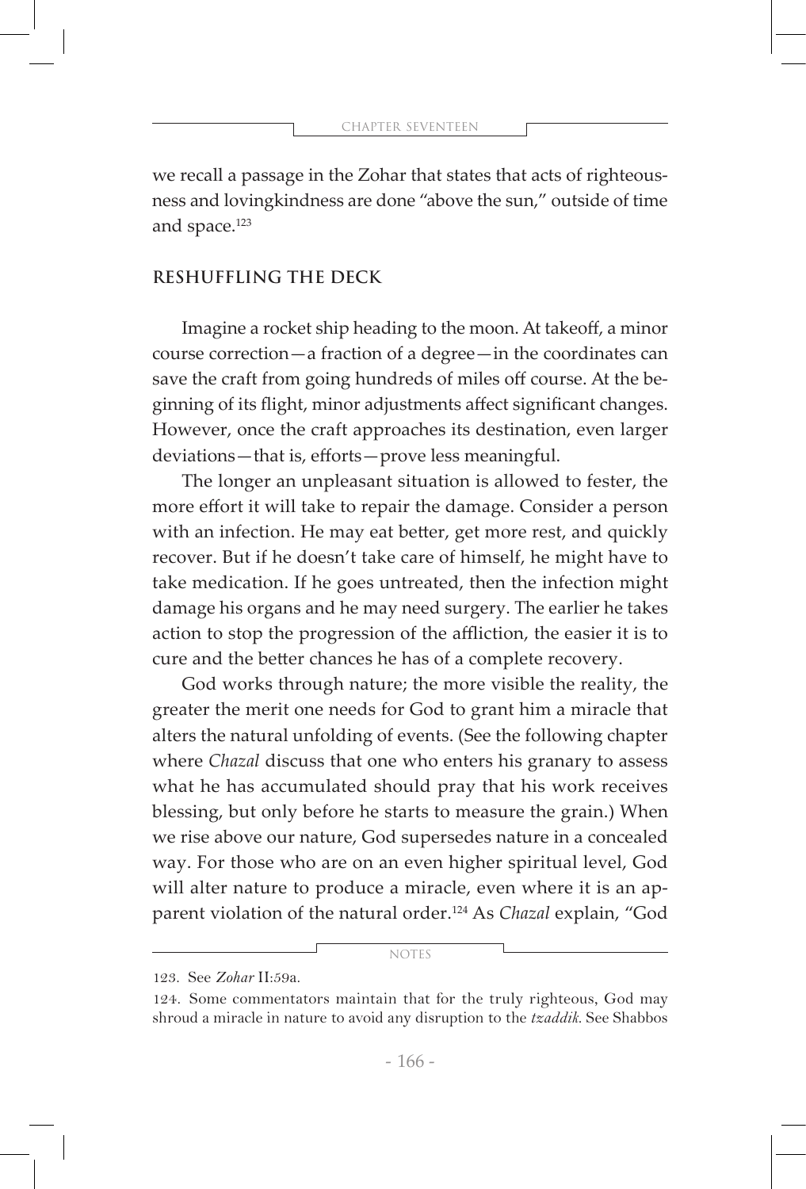we recall a passage in the Zohar that states that acts of righteousness and lovingkindness are done "above the sun," outside of time and space.[123]

## RESHUFFLING THE DECK

Imagine a rocket ship heading to the moon. At takeoff, a minor course correction—a fraction of a degree—in the coordinates can save the craft from going hundreds of miles off course. At the beginning of its flight, minor adjustments affect significant changes. However, once the craft approaches its destination, even larger deviations—that is, efforts—prove less meaningful.

The longer an unpleasant situation is allowed to fester, the more effort it will take to repair the damage. Consider a person with an infection. He may eat better, get more rest, and quickly recover. But if he doesn't take care of himself, he might have to take medication. If he goes untreated, then the infection might damage his organs and he may need surgery. The earlier he takes action to stop the progression of the affliction, the easier it is to cure and the better chances he has of a complete recovery.

God works through nature; the more visible the reality, the greater the merit one needs for God to grant him a miracle that alters the natural unfolding of events. (See the following chapter where *Chazal* discuss that one who enters his granary to assess what he has accumulated should pray that his work receives blessing, but only before he starts to measure the grain.) When we rise above our nature, God supersedes nature in a concealed way. For those who are on an even higher spiritual level, God will alter nature to produce a miracle, even where it is an apparent violation of the natural order.[124] As *Chazal* explain, "God

---

NOTES

123. See *Zohar* II:59a.

124. Some commentators maintain that for the truly righteous, God may shroud a miracle in nature to avoid any disruption to the *tzaddik*. See Shabbos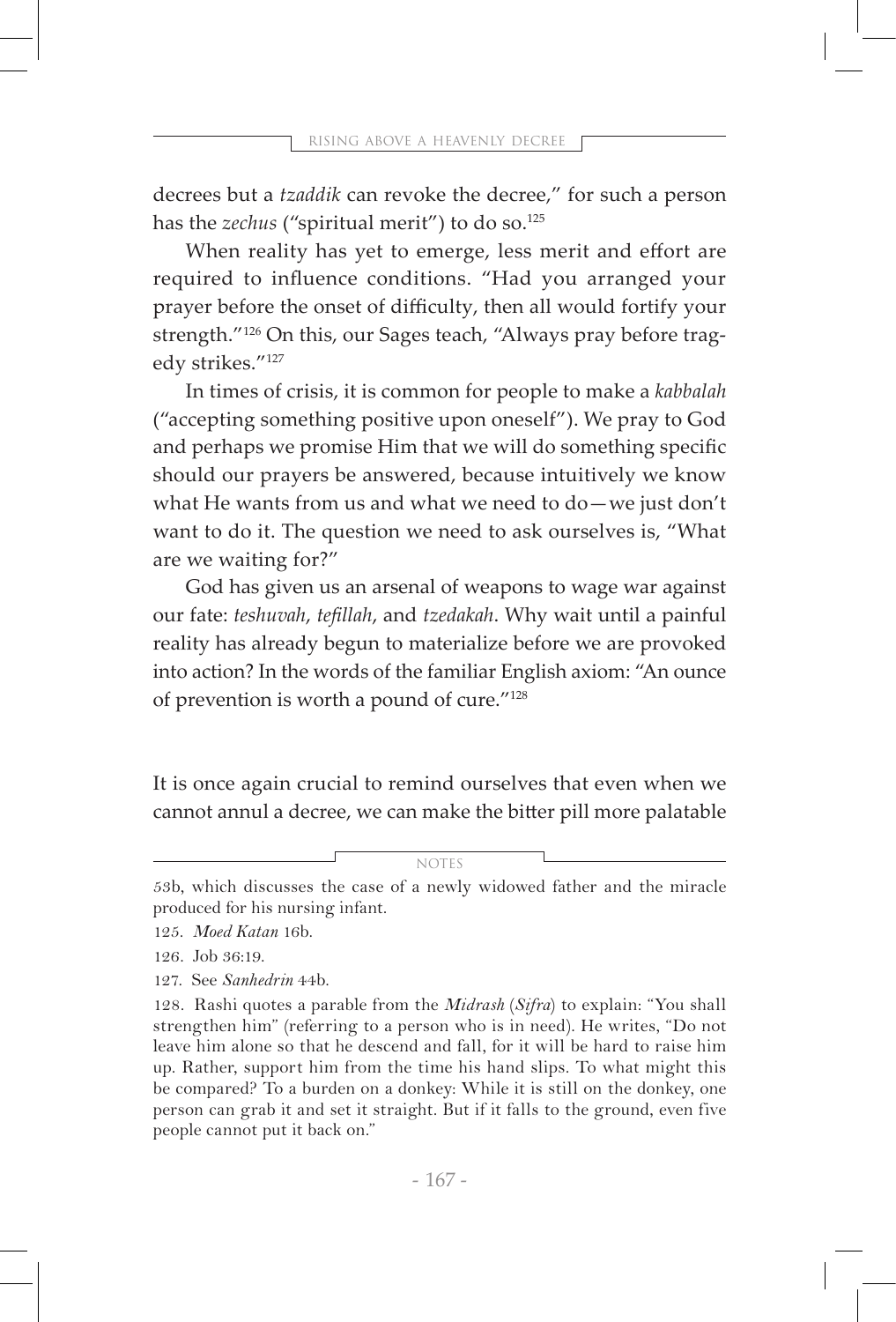decrees but a *tzaddik* can revoke the decree," for such a person has the *zechus* ("spiritual merit") to do so.[125]

When reality has yet to emerge, less merit and effort are required to influence conditions. "Had you arranged your prayer before the onset of difficulty, then all would fortify your strength."[126] On this, our Sages teach, "Always pray before tragedy strikes."[127]

In times of crisis, it is common for people to make a *kabbalah* ("accepting something positive upon oneself"). We pray to God and perhaps we promise Him that we will do something specific should our prayers be answered, because intuitively we know what He wants from us and what we need to do—we just don't want to do it. The question we need to ask ourselves is, "What are we waiting for?"

God has given us an arsenal of weapons to wage war against our fate: *teshuvah*, *tefillah*, and *tzedakah*. Why wait until a painful reality has already begun to materialize before we are provoked into action? In the words of the familiar English axiom: "An ounce of prevention is worth a pound of cure."[128]

It is once again crucial to remind ourselves that even when we cannot annul a decree, we can make the bitter pill more palatable

---

NOTES

53b, which discusses the case of a newly widowed father and the miracle produced for his nursing infant.

125. *Moed Katan* 16b.

126. Job 36:19.

127. See *Sanhedrin* 44b.

128. Rashi quotes a parable from the *Midrash* (*Sifra*) to explain: "You shall strengthen him" (referring to a person who is in need). He writes, "Do not leave him alone so that he descend and fall, for it will be hard to raise him up. Rather, support him from the time his hand slips. To what might this be compared? To a burden on a donkey: While it is still on the donkey, one person can grab it and set it straight. But if it falls to the ground, even five people cannot put it back on."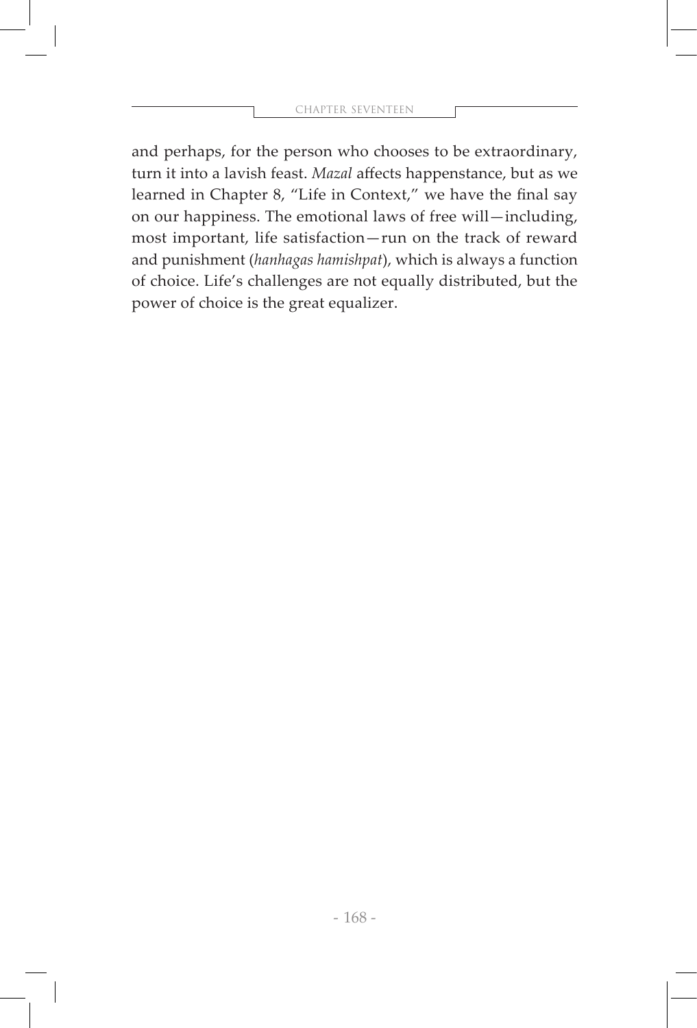and perhaps, for the person who chooses to be extraordinary, turn it into a lavish feast. *Mazal* affects happenstance, but as we learned in Chapter 8, "Life in Context," we have the final say on our happiness. The emotional laws of free will—including, most important, life satisfaction—run on the track of reward and punishment (*hanhagas hamishpat*), which is always a function of choice. Life's challenges are not equally distributed, but the power of choice is the great equalizer.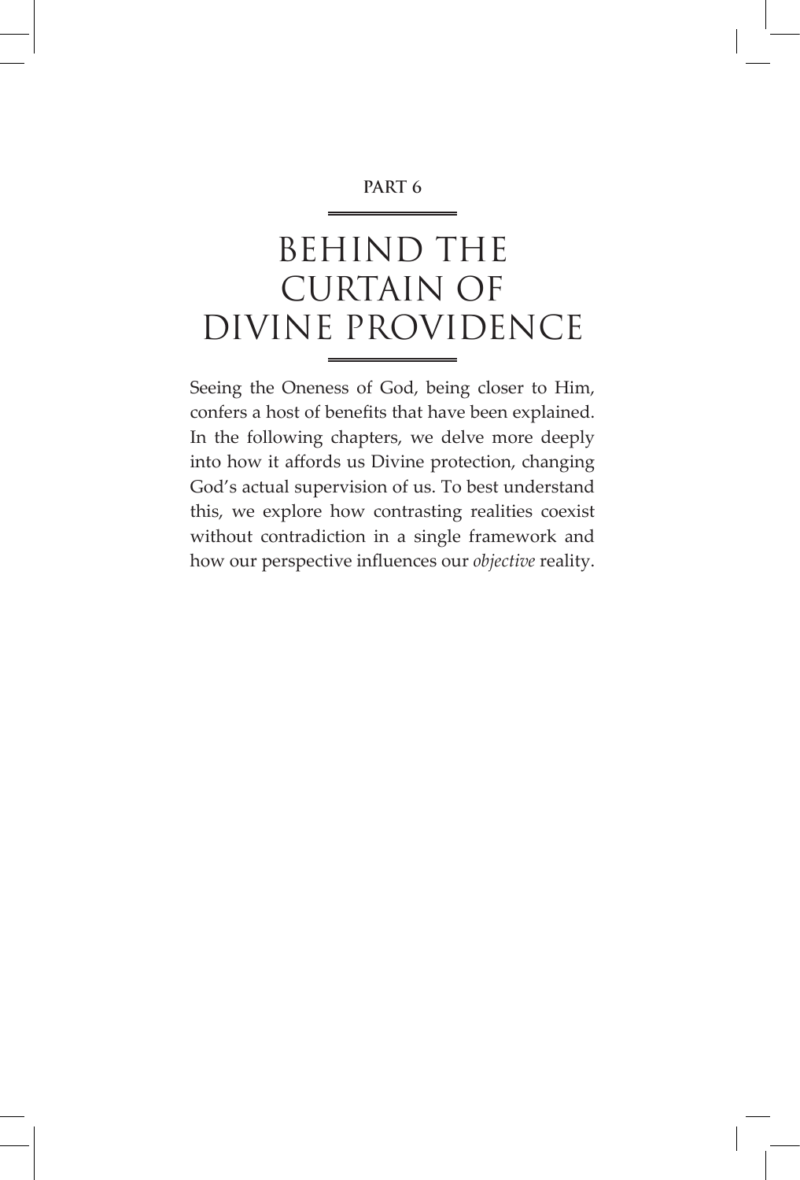PART 6

# BEHIND THE CURTAIN OF DIVINE PROVIDENCE

Seeing the Oneness of God, being closer to Him, confers a host of benefits that have been explained. In the following chapters, we delve more deeply into how it affords us Divine protection, changing God's actual supervision of us. To best understand this, we explore how contrasting realities coexist without contradiction in a single framework and how our perspective influences our *objective* reality.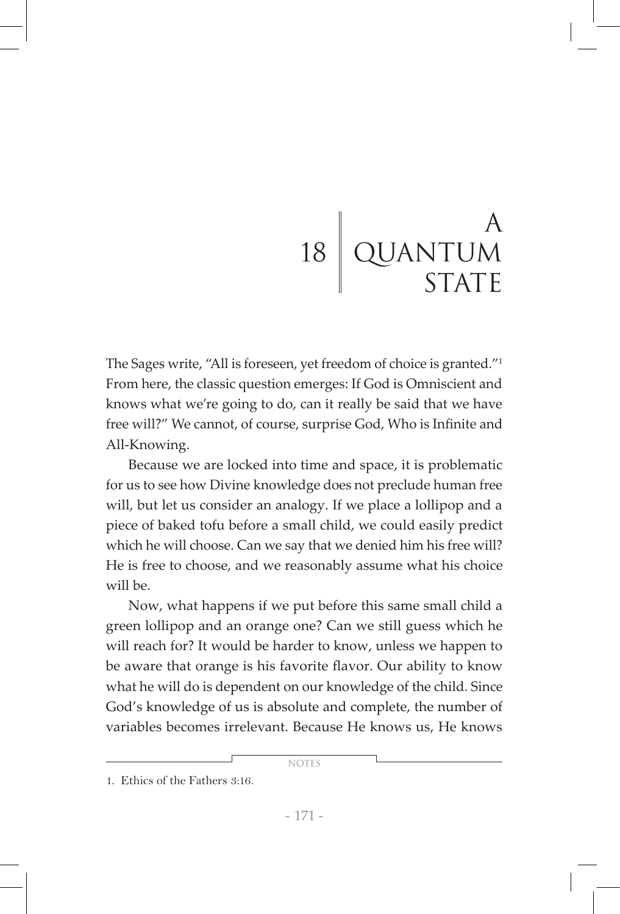# 18 A QUANTUM STATE

The Sages write, "All is foreseen, yet freedom of choice is granted."[1] From here, the classic question emerges: If God is Omniscient and knows what we're going to do, can it really be said that we have free will?" We cannot, of course, surprise God, Who is Infinite and All-Knowing.

Because we are locked into time and space, it is problematic for us to see how Divine knowledge does not preclude human free will, but let us consider an analogy. If we place a lollipop and a piece of baked tofu before a small child, we could easily predict which he will choose. Can we say that we denied him his free will? He is free to choose, and we reasonably assume what his choice will be.

Now, what happens if we put before this same small child a green lollipop and an orange one? Can we still guess which he will reach for? It would be harder to know, unless we happen to be aware that orange is his favorite flavor. Our ability to know what he will do is dependent on our knowledge of the child. Since God's knowledge of us is absolute and complete, the number of variables becomes irrelevant. Because He knows us, He knows

NOTES

1. Ethics of the Fathers 3:16.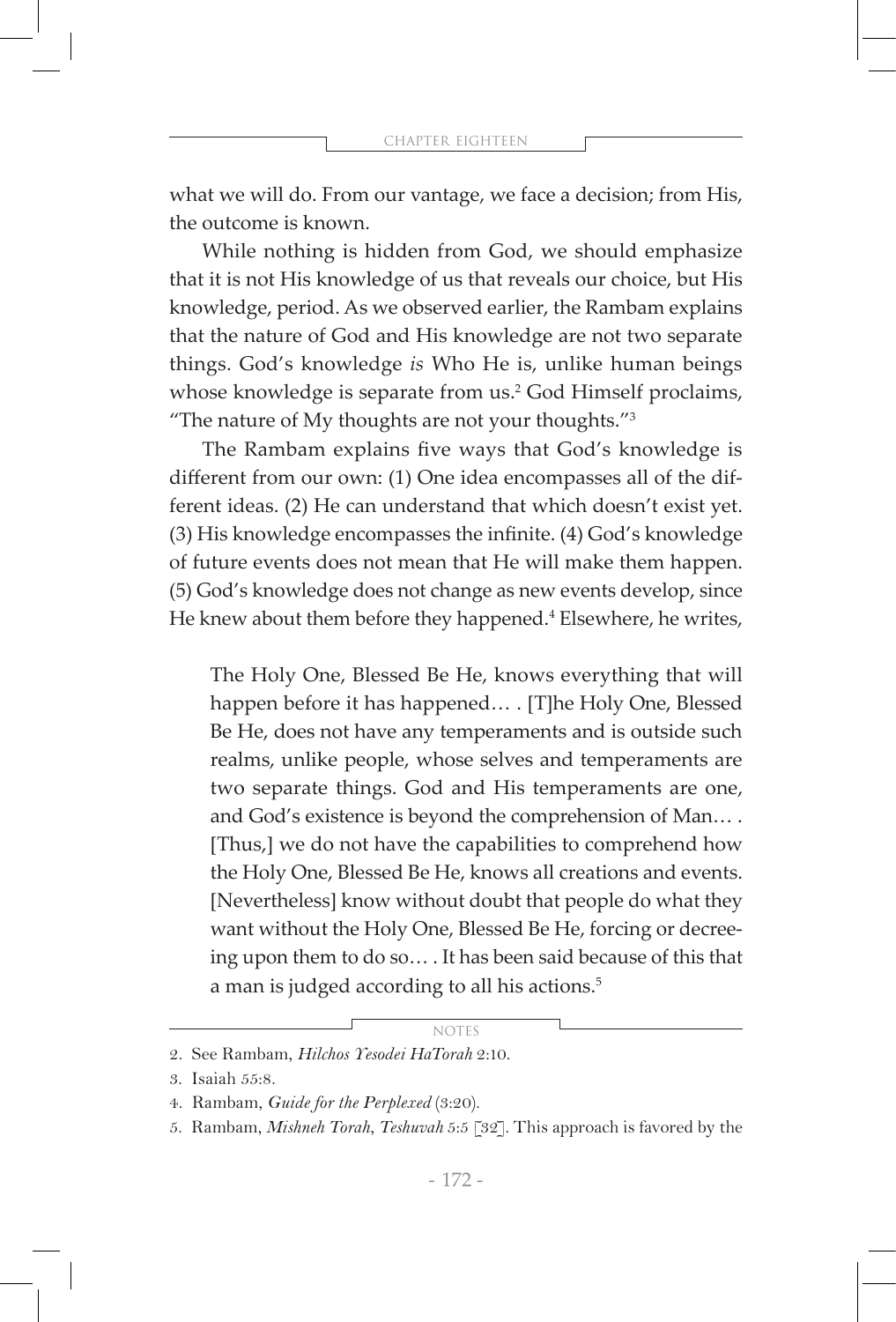what we will do. From our vantage, we face a decision; from His, the outcome is known.

While nothing is hidden from God, we should emphasize that it is not His knowledge of us that reveals our choice, but His knowledge, period. As we observed earlier, the Rambam explains that the nature of God and His knowledge are not two separate things. God's knowledge *is* Who He is, unlike human beings whose knowledge is separate from us.[2] God Himself proclaims, "The nature of My thoughts are not your thoughts."[3]

The Rambam explains five ways that God's knowledge is different from our own: (1) One idea encompasses all of the different ideas. (2) He can understand that which doesn't exist yet. (3) His knowledge encompasses the infinite. (4) God's knowledge of future events does not mean that He will make them happen. (5) God's knowledge does not change as new events develop, since He knew about them before they happened.[4] Elsewhere, he writes,

> The Holy One, Blessed Be He, knows everything that will happen before it has happened… . [T]he Holy One, Blessed Be He, does not have any temperaments and is outside such realms, unlike people, whose selves and temperaments are two separate things. God and His temperaments are one, and God's existence is beyond the comprehension of Man… . [Thus,] we do not have the capabilities to comprehend how the Holy One, Blessed Be He, knows all creations and events. [Nevertheless] know without doubt that people do what they want without the Holy One, Blessed Be He, forcing or decreeing upon them to do so… . It has been said because of this that a man is judged according to all his actions.[5]

NOTES

2. See Rambam, *Hilchos Yesodei HaTorah* 2:10.
3. Isaiah 55:8.
4. Rambam, *Guide for the Perplexed* (3:20).
5. Rambam, *Mishneh Torah*, *Teshuvah* 5:5 [32]. This approach is favored by the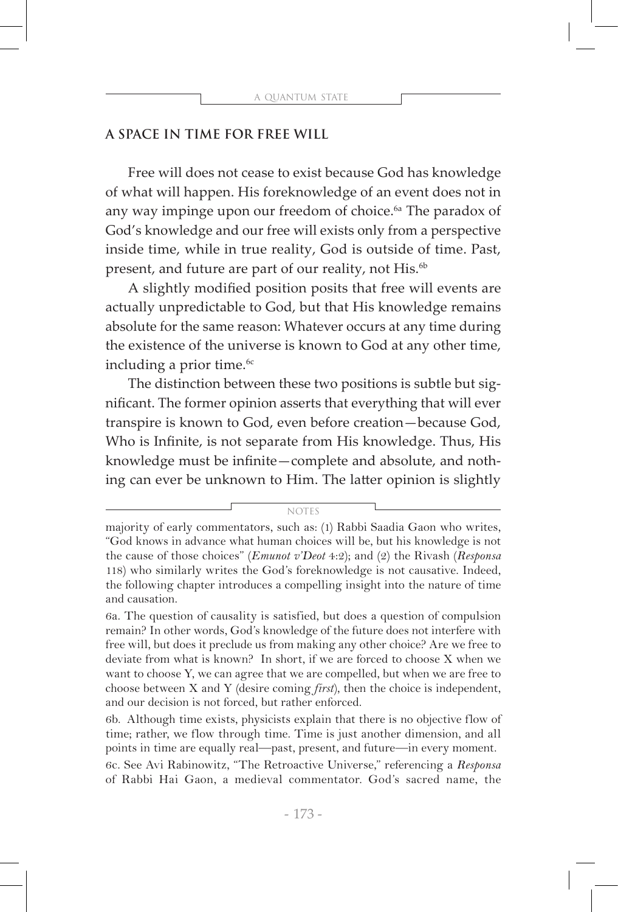## A SPACE IN TIME FOR FREE WILL

Free will does not cease to exist because God has knowledge of what will happen. His foreknowledge of an event does not in any way impinge upon our freedom of choice.[6a] The paradox of God's knowledge and our free will exists only from a perspective inside time, while in true reality, God is outside of time. Past, present, and future are part of our reality, not His.[6b]

A slightly modified position posits that free will events are actually unpredictable to God, but that His knowledge remains absolute for the same reason: Whatever occurs at any time during the existence of the universe is known to God at any other time, including a prior time.[6c]

The distinction between these two positions is subtle but significant. The former opinion asserts that everything that will ever transpire is known to God, even before creation—because God, Who is Infinite, is not separate from His knowledge. Thus, His knowledge must be infinite—complete and absolute, and nothing can ever be unknown to Him. The latter opinion is slightly

NOTES

majority of early commentators, such as: (1) Rabbi Saadia Gaon who writes, "God knows in advance what human choices will be, but his knowledge is not the cause of those choices" (*Emunot v'Deot* 4:2); and (2) the Rivash (*Responsa* 118) who similarly writes the God's foreknowledge is not causative. Indeed, the following chapter introduces a compelling insight into the nature of time and causation.

6a. The question of causality is satisfied, but does a question of compulsion remain? In other words, God's knowledge of the future does not interfere with free will, but does it preclude us from making any other choice? Are we free to deviate from what is known? In short, if we are forced to choose X when we want to choose Y, we can agree that we are compelled, but when we are free to choose between X and Y (desire coming *first*), then the choice is independent, and our decision is not forced, but rather enforced.

6b. Although time exists, physicists explain that there is no objective flow of time; rather, we flow through time. Time is just another dimension, and all points in time are equally real—past, present, and future—in every moment.

6c. See Avi Rabinowitz, "The Retroactive Universe," referencing a *Responsa* of Rabbi Hai Gaon, a medieval commentator. God's sacred name, the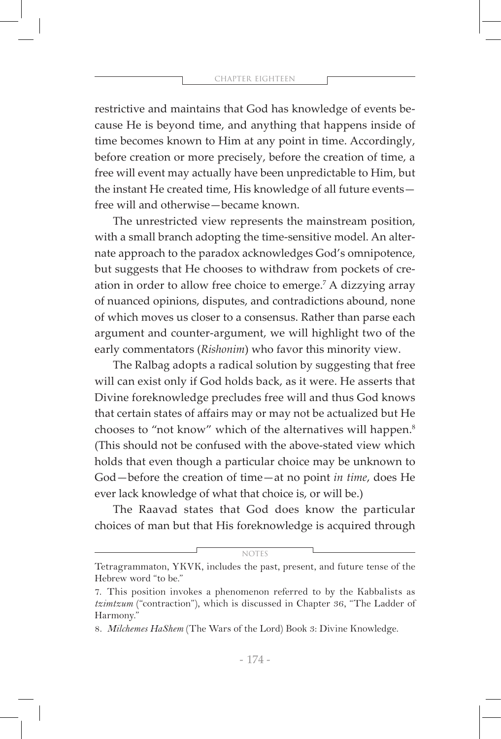restrictive and maintains that God has knowledge of events because He is beyond time, and anything that happens inside of time becomes known to Him at any point in time. Accordingly, before creation or more precisely, before the creation of time, a free will event may actually have been unpredictable to Him, but the instant He created time, His knowledge of all future events—free will and otherwise—became known.

The unrestricted view represents the mainstream position, with a small branch adopting the time-sensitive model. An alternate approach to the paradox acknowledges God's omnipotence, but suggests that He chooses to withdraw from pockets of creation in order to allow free choice to emerge.[7] A dizzying array of nuanced opinions, disputes, and contradictions abound, none of which moves us closer to a consensus. Rather than parse each argument and counter-argument, we will highlight two of the early commentators (*Rishonim*) who favor this minority view.

The Ralbag adopts a radical solution by suggesting that free will can exist only if God holds back, as it were. He asserts that Divine foreknowledge precludes free will and thus God knows that certain states of affairs may or may not be actualized but He chooses to "not know" which of the alternatives will happen.[8] (This should not be confused with the above-stated view which holds that even though a particular choice may be unknown to God—before the creation of time—at no point *in time*, does He ever lack knowledge of what that choice is, or will be.)

The Raavad states that God does know the particular choices of man but that His foreknowledge is acquired through

---

NOTES

Tetragrammaton, YKVK, includes the past, present, and future tense of the Hebrew word "to be."

7. This position invokes a phenomenon referred to by the Kabbalists as *tzimtzum* ("contraction"), which is discussed in Chapter 36, "The Ladder of Harmony."

8. *Milchemes HaShem* (The Wars of the Lord) Book 3: Divine Knowledge.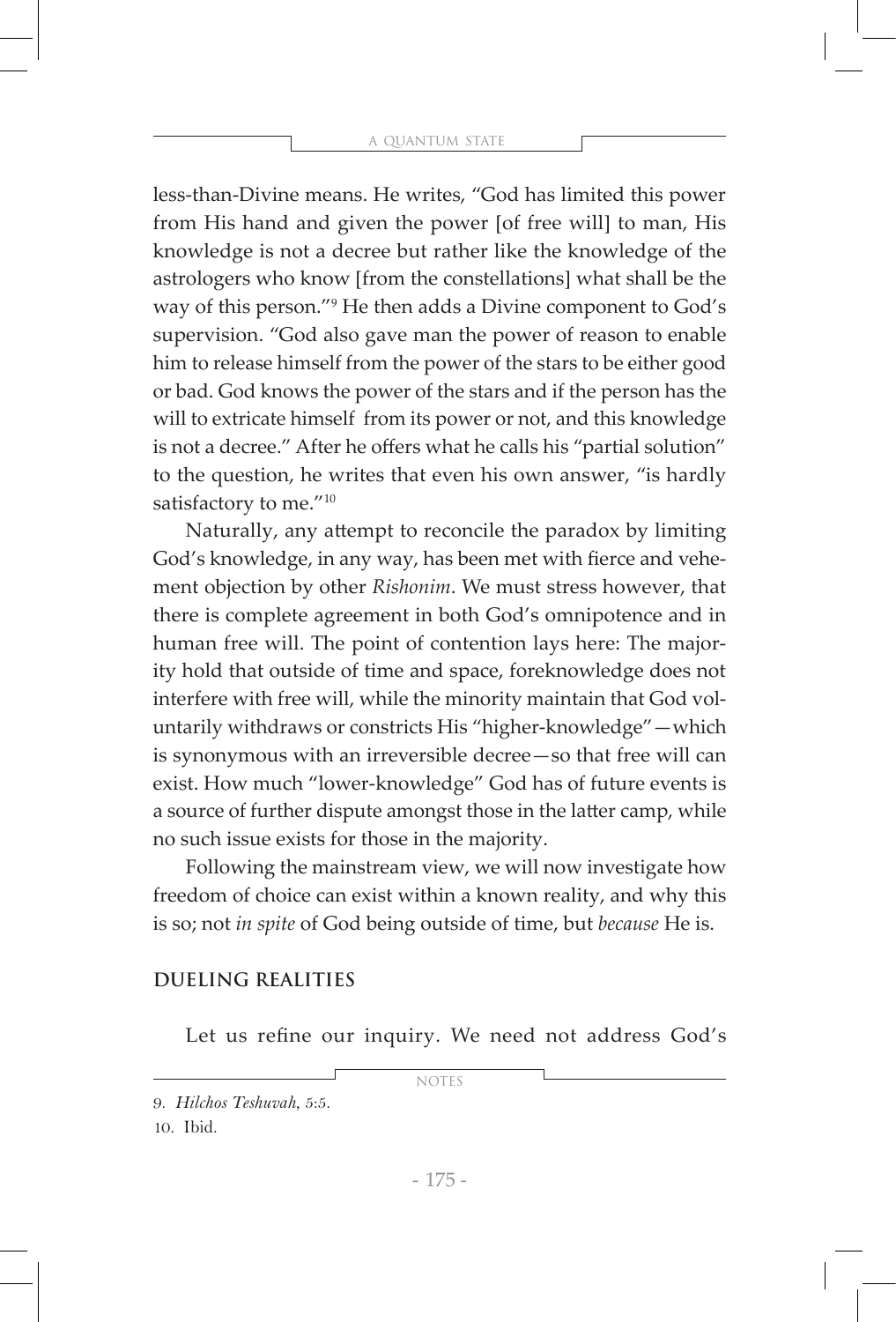less-than-Divine means. He writes, "God has limited this power from His hand and given the power [of free will] to man, His knowledge is not a decree but rather like the knowledge of the astrologers who know [from the constellations] what shall be the way of this person."[9] He then adds a Divine component to God's supervision. "God also gave man the power of reason to enable him to release himself from the power of the stars to be either good or bad. God knows the power of the stars and if the person has the will to extricate himself from its power or not, and this knowledge is not a decree." After he offers what he calls his "partial solution" to the question, he writes that even his own answer, "is hardly satisfactory to me."[10]

Naturally, any attempt to reconcile the paradox by limiting God's knowledge, in any way, has been met with fierce and vehement objection by other *Rishonim*. We must stress however, that there is complete agreement in both God's omnipotence and in human free will. The point of contention lays here: The majority hold that outside of time and space, foreknowledge does not interfere with free will, while the minority maintain that God voluntarily withdraws or constricts His "higher-knowledge"—which is synonymous with an irreversible decree—so that free will can exist. How much "lower-knowledge" God has of future events is a source of further dispute amongst those in the latter camp, while no such issue exists for those in the majority.

Following the mainstream view, we will now investigate how freedom of choice can exist within a known reality, and why this is so; not *in spite* of God being outside of time, but *because* He is.

## DUELING REALITIES

Let us refine our inquiry. We need not address God's

---

NOTES

9. *Hilchos Teshuvah*, 5:5.

10. Ibid.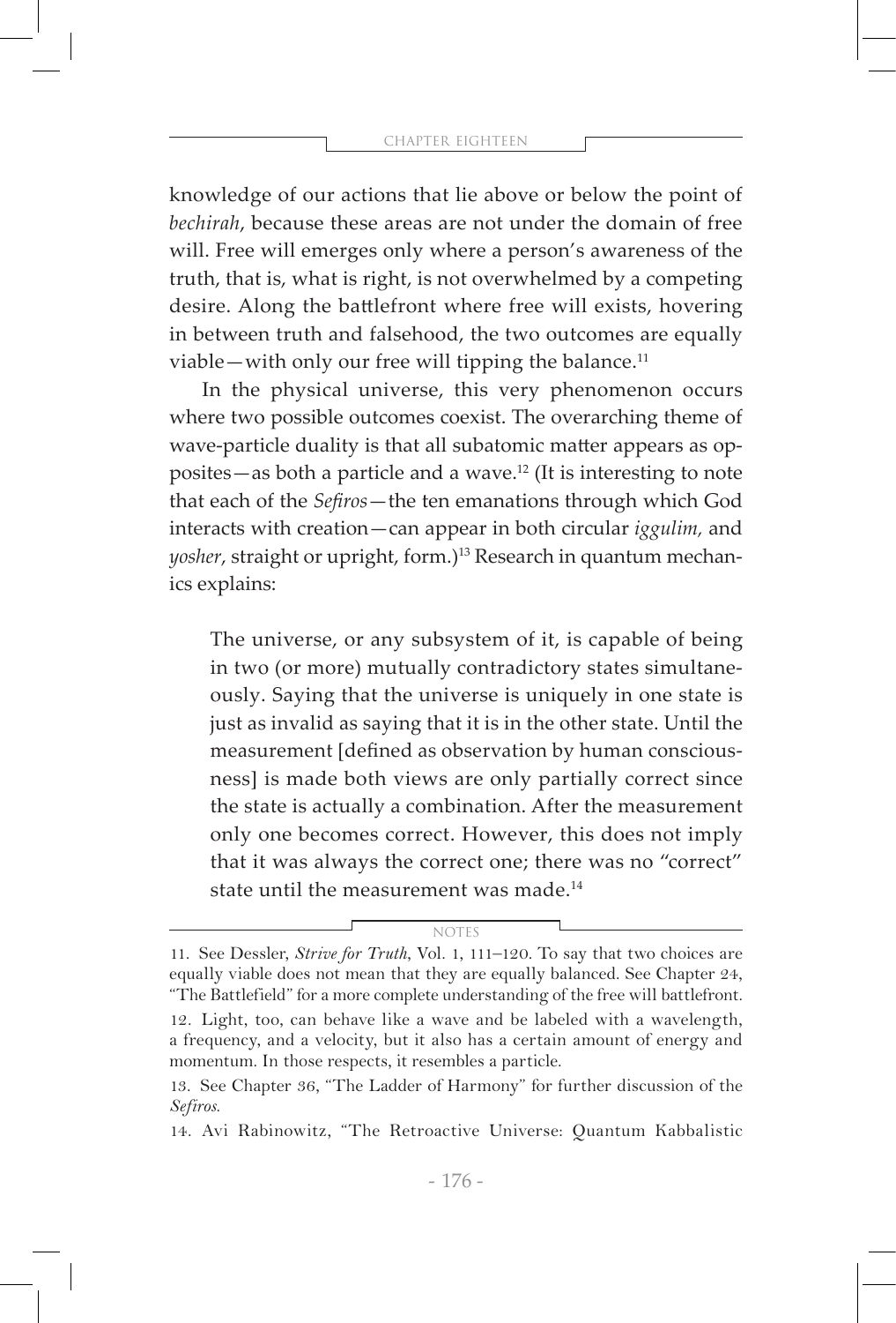knowledge of our actions that lie above or below the point of *bechirah*, because these areas are not under the domain of free will. Free will emerges only where a person's awareness of the truth, that is, what is right, is not overwhelmed by a competing desire. Along the battlefront where free will exists, hovering in between truth and falsehood, the two outcomes are equally viable—with only our free will tipping the balance.[11]

In the physical universe, this very phenomenon occurs where two possible outcomes coexist. The overarching theme of wave-particle duality is that all subatomic matter appears as opposites—as both a particle and a wave.[12] (It is interesting to note that each of the *Sefiros*—the ten emanations through which God interacts with creation—can appear in both circular *iggulim,* and *yosher*, straight or upright, form.)[13] Research in quantum mechanics explains:

> The universe, or any subsystem of it, is capable of being in two (or more) mutually contradictory states simultaneously. Saying that the universe is uniquely in one state is just as invalid as saying that it is in the other state. Until the measurement [defined as observation by human consciousness] is made both views are only partially correct since the state is actually a combination. After the measurement only one becomes correct. However, this does not imply that it was always the correct one; there was no "correct" state until the measurement was made.[14]

NOTES

11. See Dessler, *Strive for Truth*, Vol. 1, 111–120. To say that two choices are equally viable does not mean that they are equally balanced. See Chapter 24, "The Battlefield" for a more complete understanding of the free will battlefront.

12. Light, too, can behave like a wave and be labeled with a wavelength, a frequency, and a velocity, but it also has a certain amount of energy and momentum. In those respects, it resembles a particle.

13. See Chapter 36, "The Ladder of Harmony" for further discussion of the *Sefiros.*

14. Avi Rabinowitz, "The Retroactive Universe: Quantum Kabbalistic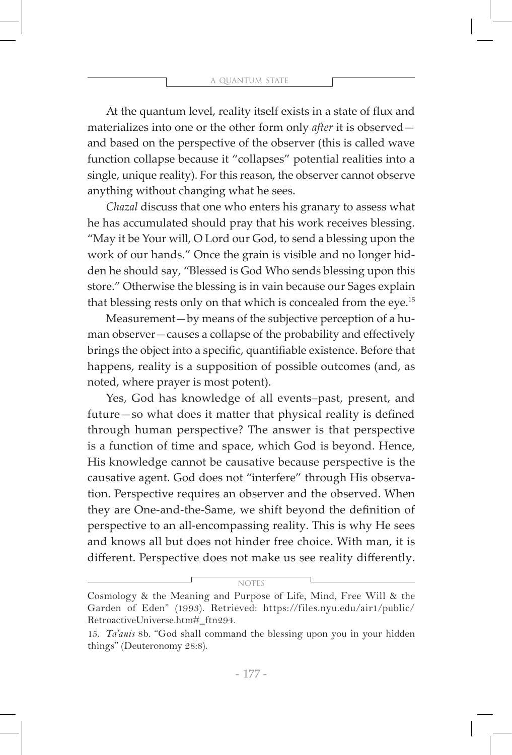At the quantum level, reality itself exists in a state of flux and materializes into one or the other form only *after* it is observed—and based on the perspective of the observer (this is called wave function collapse because it "collapses" potential realities into a single, unique reality). For this reason, the observer cannot observe anything without changing what he sees.

*Chazal* discuss that one who enters his granary to assess what he has accumulated should pray that his work receives blessing. "May it be Your will, O Lord our God, to send a blessing upon the work of our hands." Once the grain is visible and no longer hidden he should say, "Blessed is God Who sends blessing upon this store." Otherwise the blessing is in vain because our Sages explain that blessing rests only on that which is concealed from the eye.[15]

Measurement—by means of the subjective perception of a human observer—causes a collapse of the probability and effectively brings the object into a specific, quantifiable existence. Before that happens, reality is a supposition of possible outcomes (and, as noted, where prayer is most potent).

Yes, God has knowledge of all events–past, present, and future—so what does it matter that physical reality is defined through human perspective? The answer is that perspective is a function of time and space, which God is beyond. Hence, His knowledge cannot be causative because perspective is the causative agent. God does not "interfere" through His observation. Perspective requires an observer and the observed. When they are One-and-the-Same, we shift beyond the definition of perspective to an all-encompassing reality. This is why He sees and knows all but does not hinder free choice. With man, it is different. Perspective does not make us see reality differently.

---

NOTES

Cosmology & the Meaning and Purpose of Life, Mind, Free Will & the Garden of Eden" (1993). Retrieved: https://files.nyu.edu/air1/public/RetroactiveUniverse.htm#_ftn294.

15. *Ta'anis* 8b. "God shall command the blessing upon you in your hidden things" (Deuteronomy 28:8).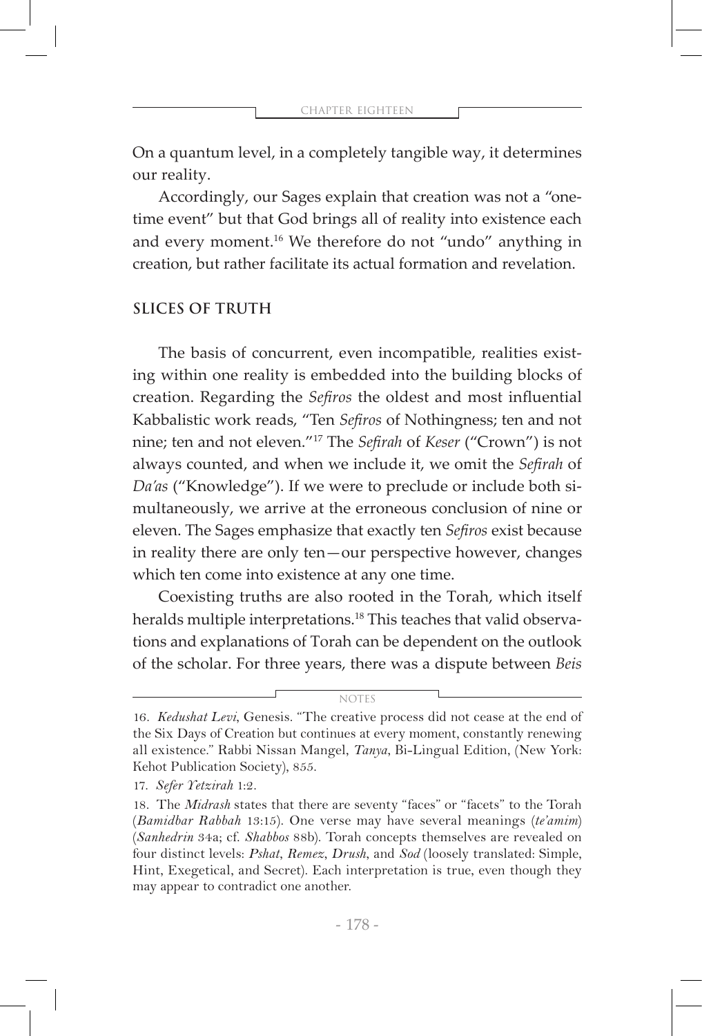On a quantum level, in a completely tangible way, it determines our reality.

Accordingly, our Sages explain that creation was not a "one-time event" but that God brings all of reality into existence each and every moment.[16] We therefore do not "undo" anything in creation, but rather facilitate its actual formation and revelation.

## SLICES OF TRUTH

The basis of concurrent, even incompatible, realities existing within one reality is embedded into the building blocks of creation. Regarding the *Sefiros* the oldest and most influential Kabbalistic work reads, "Ten *Sefiros* of Nothingness; ten and not nine; ten and not eleven."[17] The *Sefirah* of *Keser* ("Crown") is not always counted, and when we include it, we omit the *Sefirah* of *Da'as* ("Knowledge"). If we were to preclude or include both simultaneously, we arrive at the erroneous conclusion of nine or eleven. The Sages emphasize that exactly ten *Sefiros* exist because in reality there are only ten—our perspective however, changes which ten come into existence at any one time.

Coexisting truths are also rooted in the Torah, which itself heralds multiple interpretations.[18] This teaches that valid observations and explanations of Torah can be dependent on the outlook of the scholar. For three years, there was a dispute between *Beis*

---

NOTES

16. *Kedushat Levi*, Genesis. "The creative process did not cease at the end of the Six Days of Creation but continues at every moment, constantly renewing all existence." Rabbi Nissan Mangel, *Tanya*, Bi-Lingual Edition, (New York: Kehot Publication Society), 855.

17. *Sefer Yetzirah* 1:2.

18. The *Midrash* states that there are seventy "faces" or "facets" to the Torah (*Bamidbar Rabbah* 13:15). One verse may have several meanings (*te'amim*) (*Sanhedrin* 34a; cf. *Shabbos* 88b). Torah concepts themselves are revealed on four distinct levels: *Pshat*, *Remez*, *Drush*, and *Sod* (loosely translated: Simple, Hint, Exegetical, and Secret). Each interpretation is true, even though they may appear to contradict one another.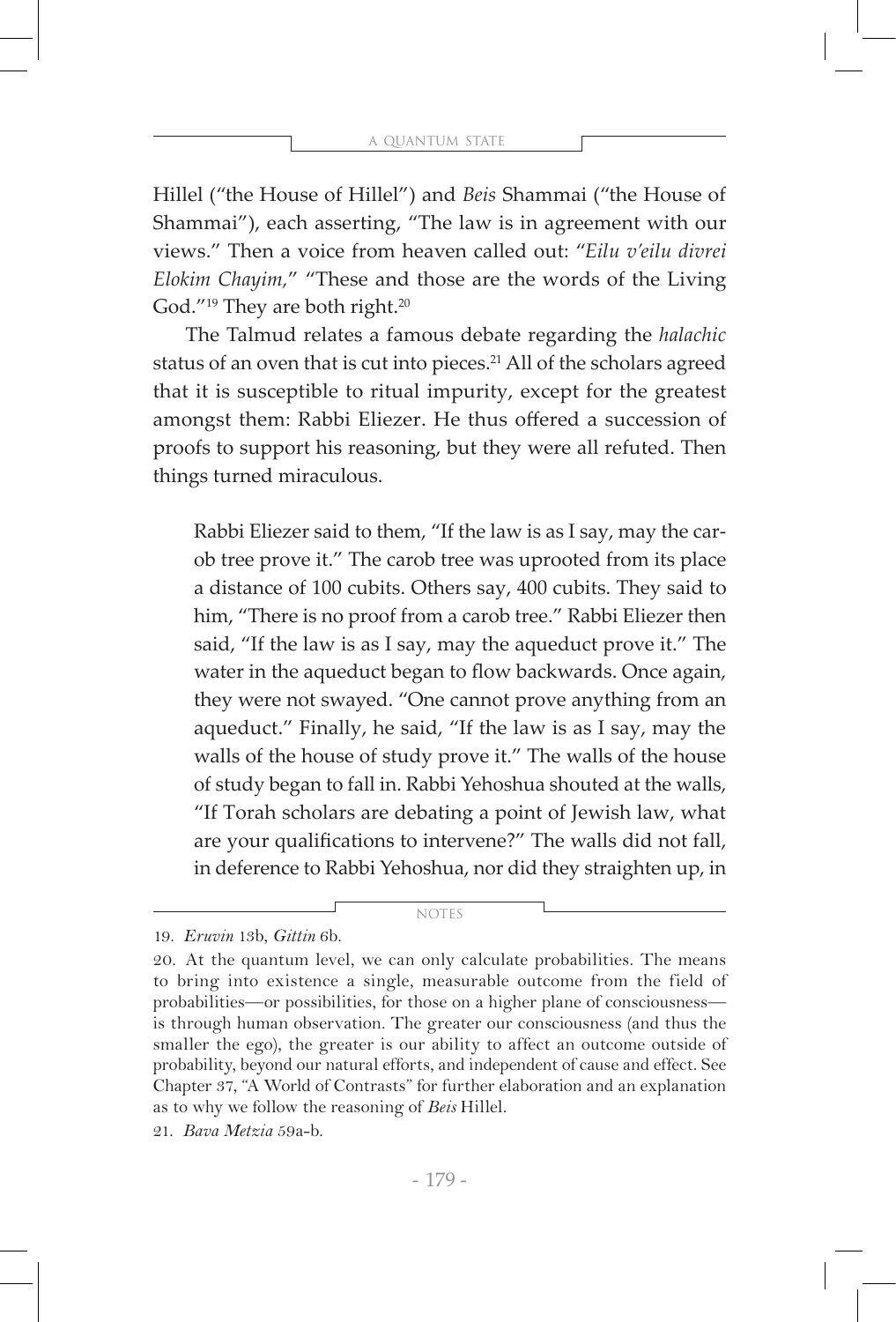Hillel ("the House of Hillel") and *Beis* Shammai ("the House of Shammai"), each asserting, "The law is in agreement with our views." Then a voice from heaven called out: "*Eilu v'eilu divrei Elokim Chayim*," "These and those are the words of the Living God."[19] They are both right.[20]

The Talmud relates a famous debate regarding the *halachic* status of an oven that is cut into pieces.[21] All of the scholars agreed that it is susceptible to ritual impurity, except for the greatest amongst them: Rabbi Eliezer. He thus offered a succession of proofs to support his reasoning, but they were all refuted. Then things turned miraculous.

> Rabbi Eliezer said to them, "If the law is as I say, may the carob tree prove it." The carob tree was uprooted from its place a distance of 100 cubits. Others say, 400 cubits. They said to him, "There is no proof from a carob tree." Rabbi Eliezer then said, "If the law is as I say, may the aqueduct prove it." The water in the aqueduct began to flow backwards. Once again, they were not swayed. "One cannot prove anything from an aqueduct." Finally, he said, "If the law is as I say, may the walls of the house of study prove it." The walls of the house of study began to fall in. Rabbi Yehoshua shouted at the walls, "If Torah scholars are debating a point of Jewish law, what are your qualifications to intervene?" The walls did not fall, in deference to Rabbi Yehoshua, nor did they straighten up, in

NOTES

19. *Eruvin* 13b, *Gittin* 6b.

20. At the quantum level, we can only calculate probabilities. The means to bring into existence a single, measurable outcome from the field of probabilities—or possibilities, for those on a higher plane of consciousness—is through human observation. The greater our consciousness (and thus the smaller the ego), the greater is our ability to affect an outcome outside of probability, beyond our natural efforts, and independent of cause and effect. See Chapter 37, "A World of Contrasts" for further elaboration and an explanation as to why we follow the reasoning of *Beis* Hillel.

21. *Bava Metzia* 59a-b.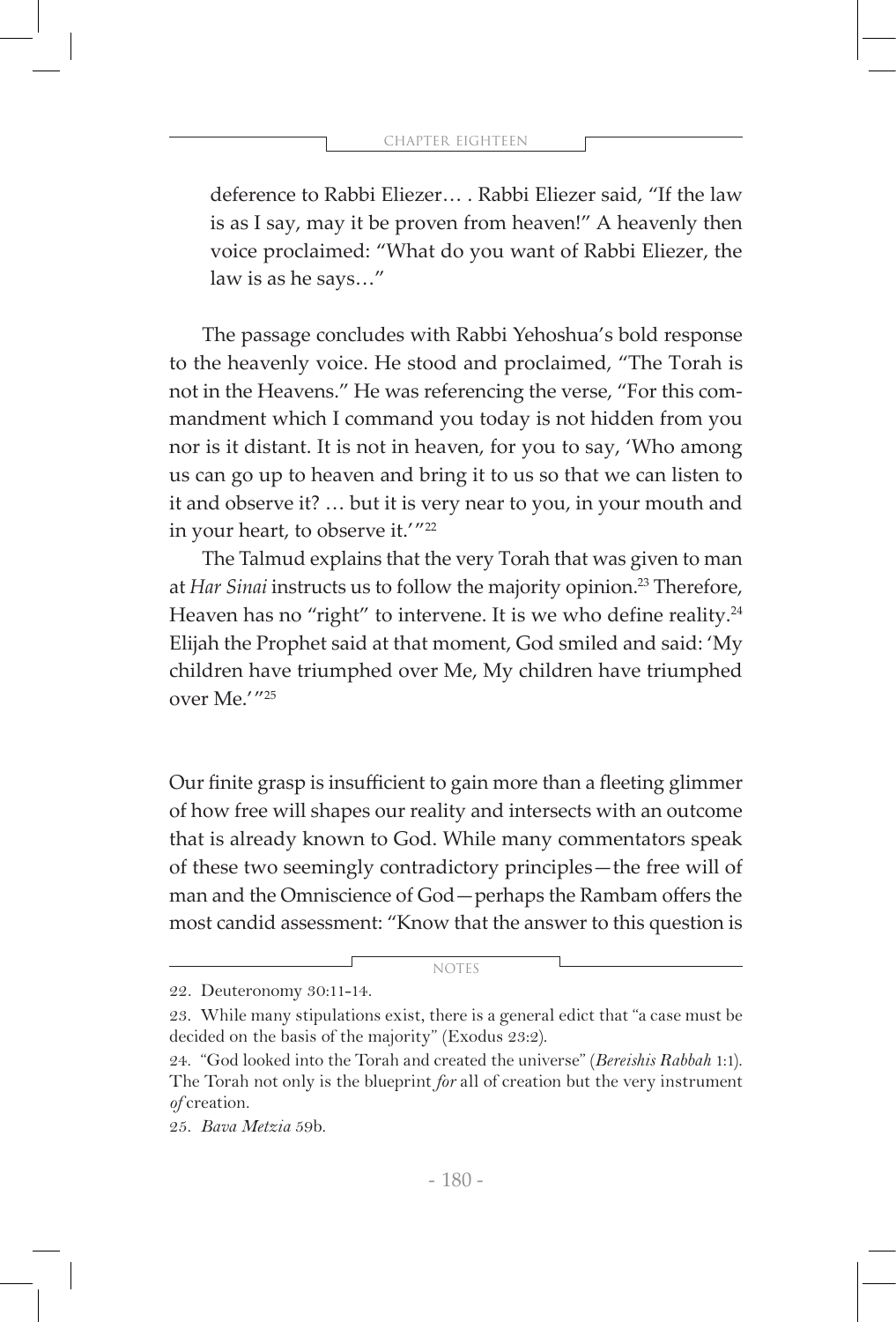> deference to Rabbi Eliezer… . Rabbi Eliezer said, "If the law is as I say, may it be proven from heaven!" A heavenly then voice proclaimed: "What do you want of Rabbi Eliezer, the law is as he says…"

The passage concludes with Rabbi Yehoshua's bold response to the heavenly voice. He stood and proclaimed, "The Torah is not in the Heavens." He was referencing the verse, "For this commandment which I command you today is not hidden from you nor is it distant. It is not in heaven, for you to say, 'Who among us can go up to heaven and bring it to us so that we can listen to it and observe it? … but it is very near to you, in your mouth and in your heart, to observe it.'"[22]

The Talmud explains that the very Torah that was given to man at *Har Sinai* instructs us to follow the majority opinion.[23] Therefore, Heaven has no "right" to intervene. It is we who define reality.[24] Elijah the Prophet said at that moment, God smiled and said: 'My children have triumphed over Me, My children have triumphed over Me.'"[25]

Our finite grasp is insufficient to gain more than a fleeting glimmer of how free will shapes our reality and intersects with an outcome that is already known to God. While many commentators speak of these two seemingly contradictory principles—the free will of man and the Omniscience of God—perhaps the Rambam offers the most candid assessment: "Know that the answer to this question is

NOTES

22. Deuteronomy 30:11-14.

23. While many stipulations exist, there is a general edict that "a case must be decided on the basis of the majority" (Exodus 23:2).

24. "God looked into the Torah and created the universe" (*Bereishis Rabbah* 1:1). The Torah not only is the blueprint *for* all of creation but the very instrument *of* creation.

25. *Bava Metzia* 59b.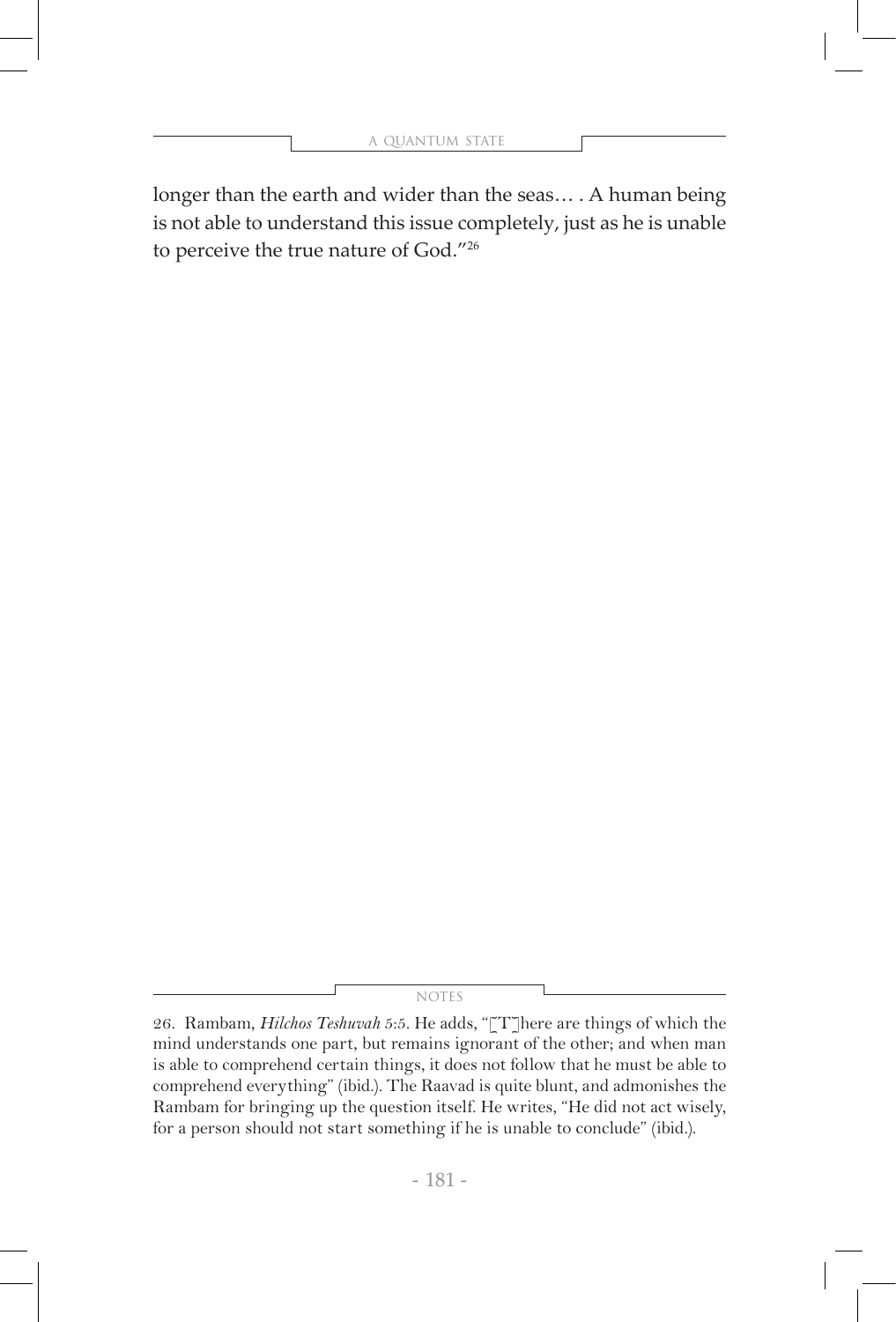longer than the earth and wider than the seas… . A human being is not able to understand this issue completely, just as he is unable to perceive the true nature of God."[26]

NOTES

26. Rambam, *Hilchos Teshuvah* 5:5. He adds, "[T]here are things of which the mind understands one part, but remains ignorant of the other; and when man is able to comprehend certain things, it does not follow that he must be able to comprehend everything" (ibid.). The Raavad is quite blunt, and admonishes the Rambam for bringing up the question itself. He writes, "He did not act wisely, for a person should not start something if he is unable to conclude" (ibid.).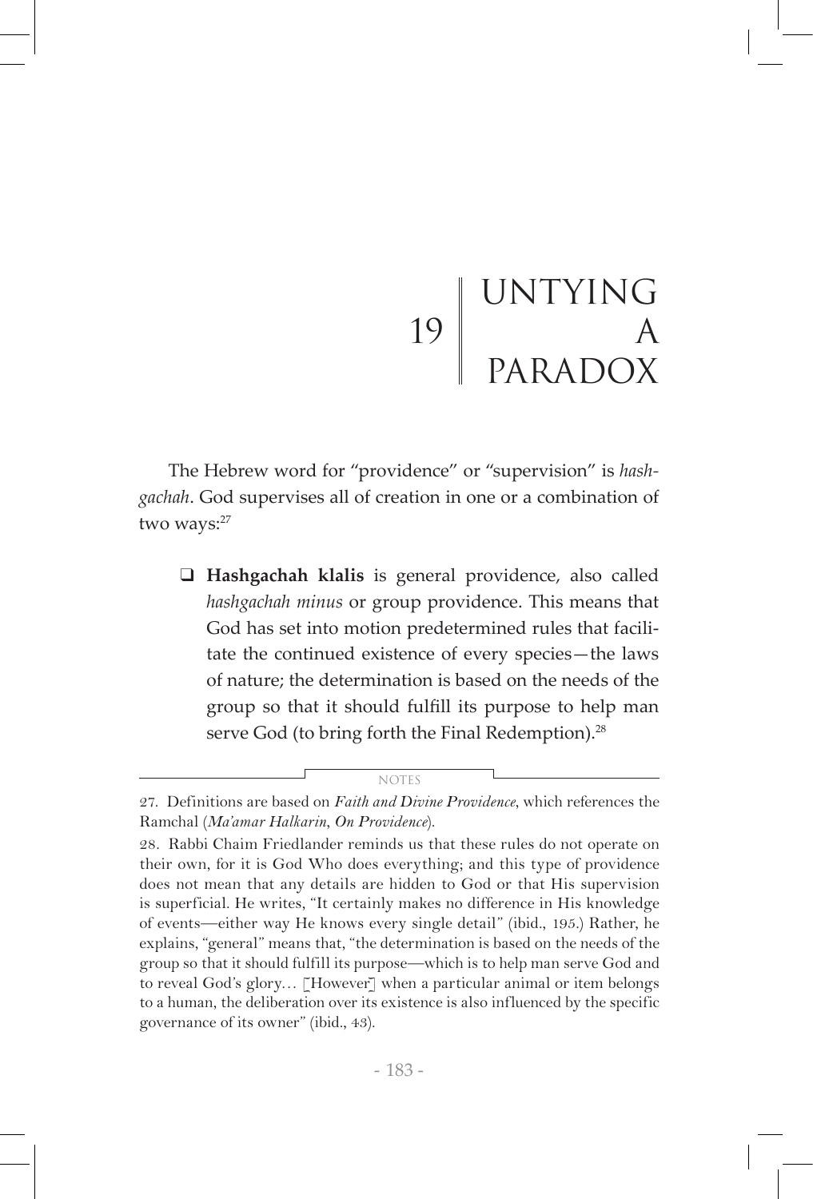# 19 | UNTYING A PARADOX

The Hebrew word for "providence" or "supervision" is *hashgachah*. God supervises all of creation in one or a combination of two ways:[27]

- **Hashgachah klalis** is general providence, also called *hashgachah minus* or group providence. This means that God has set into motion predetermined rules that facilitate the continued existence of every species—the laws of nature; the determination is based on the needs of the group so that it should fulfill its purpose to help man serve God (to bring forth the Final Redemption).[28]

---

NOTES

27. Definitions are based on *Faith and Divine Providence*, which references the Ramchal (*Ma'amar Halkarin, On Providence*).

28. Rabbi Chaim Friedlander reminds us that these rules do not operate on their own, for it is God Who does everything; and this type of providence does not mean that any details are hidden to God or that His supervision is superficial. He writes, "It certainly makes no difference in His knowledge of events—either way He knows every single detail" (ibid., 195.) Rather, he explains, "general" means that, "the determination is based on the needs of the group so that it should fulfill its purpose—which is to help man serve God and to reveal God's glory… [However] when a particular animal or item belongs to a human, the deliberation over its existence is also influenced by the specific governance of its owner" (ibid., 43).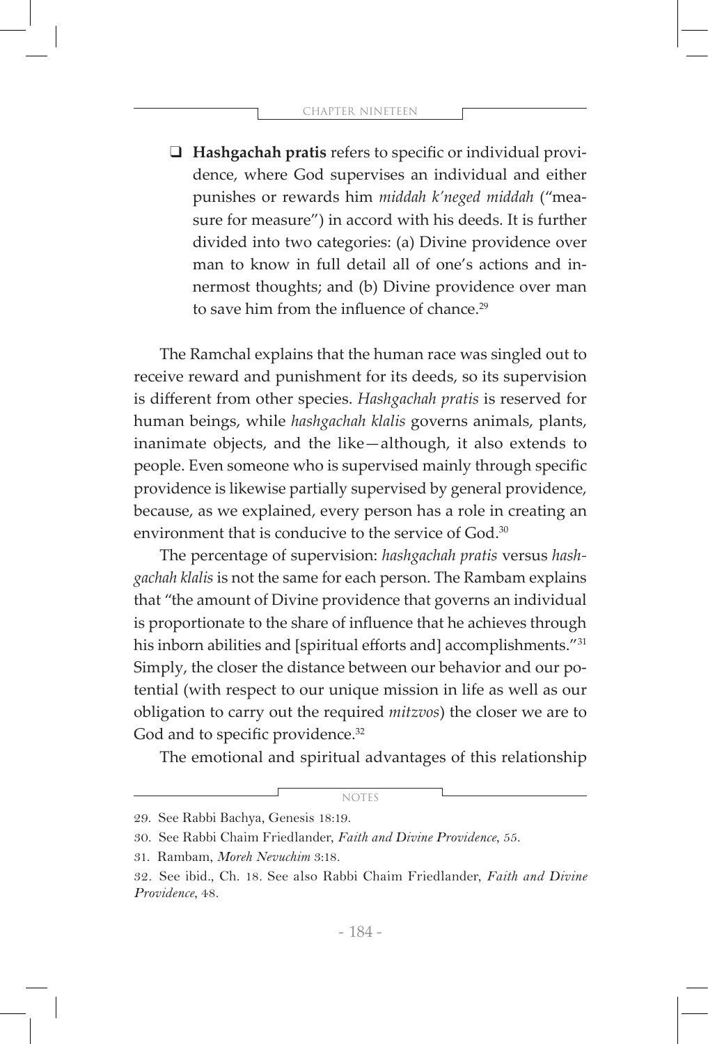- **Hashgachah pratis** refers to specific or individual providence, where God supervises an individual and either punishes or rewards him *middah k'neged middah* ("measure for measure") in accord with his deeds. It is further divided into two categories: (a) Divine providence over man to know in full detail all of one's actions and innermost thoughts; and (b) Divine providence over man to save him from the influence of chance.[29]

The Ramchal explains that the human race was singled out to receive reward and punishment for its deeds, so its supervision is different from other species. *Hashgachah pratis* is reserved for human beings, while *hashgachah klalis* governs animals, plants, inanimate objects, and the like—although, it also extends to people. Even someone who is supervised mainly through specific providence is likewise partially supervised by general providence, because, as we explained, every person has a role in creating an environment that is conducive to the service of God.[30]

The percentage of supervision: *hashgachah pratis* versus *hashgachah klalis* is not the same for each person. The Rambam explains that "the amount of Divine providence that governs an individual is proportionate to the share of influence that he achieves through his inborn abilities and [spiritual efforts and] accomplishments."[31] Simply, the closer the distance between our behavior and our potential (with respect to our unique mission in life as well as our obligation to carry out the required *mitzvos*) the closer we are to God and to specific providence.[32]

The emotional and spiritual advantages of this relationship

NOTES

29. See Rabbi Bachya, Genesis 18:19.

30. See Rabbi Chaim Friedlander, *Faith and Divine Providence*, 55.

31. Rambam, *Moreh Nevuchim* 3:18.

32. See ibid., Ch. 18. See also Rabbi Chaim Friedlander, *Faith and Divine Providence*, 48.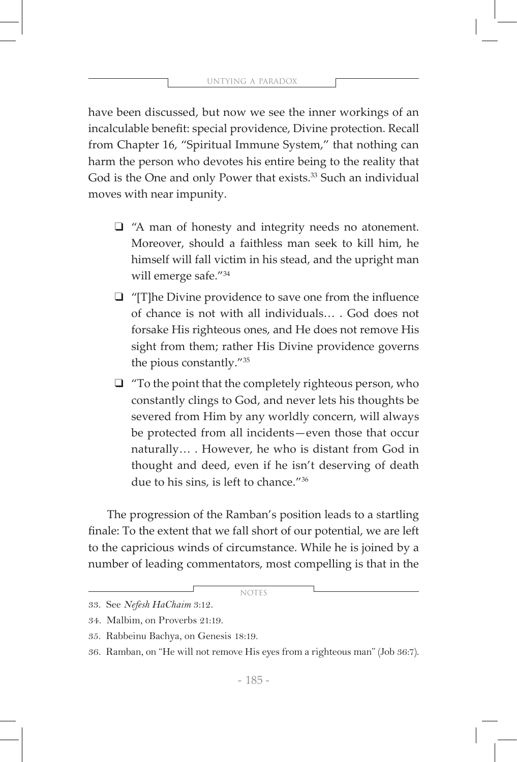have been discussed, but now we see the inner workings of an incalculable benefit: special providence, Divine protection. Recall from Chapter 16, "Spiritual Immune System," that nothing can harm the person who devotes his entire being to the reality that God is the One and only Power that exists.[33] Such an individual moves with near impunity.

- "A man of honesty and integrity needs no atonement. Moreover, should a faithless man seek to kill him, he himself will fall victim in his stead, and the upright man will emerge safe."[34]
- "[T]he Divine providence to save one from the influence of chance is not with all individuals… . God does not forsake His righteous ones, and He does not remove His sight from them; rather His Divine providence governs the pious constantly."[35]
- "To the point that the completely righteous person, who constantly clings to God, and never lets his thoughts be severed from Him by any worldly concern, will always be protected from all incidents—even those that occur naturally… . However, he who is distant from God in thought and deed, even if he isn't deserving of death due to his sins, is left to chance."[36]

The progression of the Ramban's position leads to a startling finale: To the extent that we fall short of our potential, we are left to the capricious winds of circumstance. While he is joined by a number of leading commentators, most compelling is that in the

NOTES

33. See *Nefesh HaChaim* 3:12.

34. Malbim, on Proverbs 21:19.

35. Rabbeinu Bachya, on Genesis 18:19.

36. Ramban, on "He will not remove His eyes from a righteous man" (Job 36:7).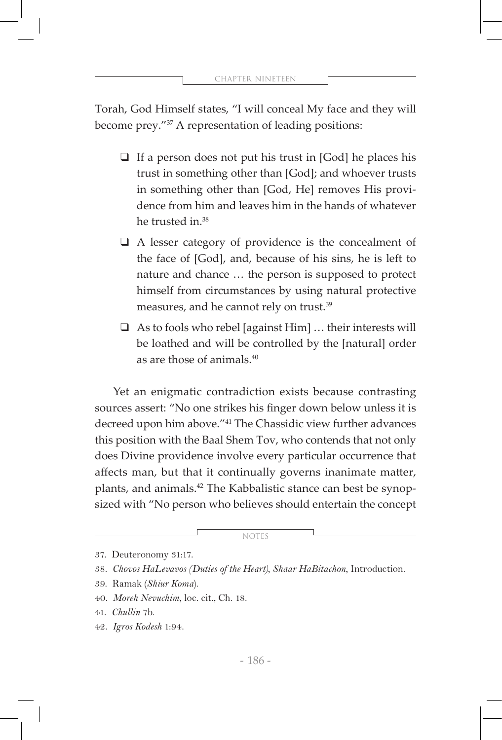Torah, God Himself states, "I will conceal My face and they will become prey."[37] A representation of leading positions:

- If a person does not put his trust in [God] he places his trust in something other than [God]; and whoever trusts in something other than [God, He] removes His providence from him and leaves him in the hands of whatever he trusted in.[38]
- A lesser category of providence is the concealment of the face of [God], and, because of his sins, he is left to nature and chance … the person is supposed to protect himself from circumstances by using natural protective measures, and he cannot rely on trust.[39]
- As to fools who rebel [against Him] … their interests will be loathed and will be controlled by the [natural] order as are those of animals.[40]

Yet an enigmatic contradiction exists because contrasting sources assert: "No one strikes his finger down below unless it is decreed upon him above."[41] The Chassidic view further advances this position with the Baal Shem Tov, who contends that not only does Divine providence involve every particular occurrence that affects man, but that it continually governs inanimate matter, plants, and animals.[42] The Kabbalistic stance can best be synopsized with "No person who believes should entertain the concept

---

NOTES

37. Deuteronomy 31:17.
38. *Chovos HaLevavos (Duties of the Heart)*, *Shaar HaBitachon*, Introduction.
39. Ramak (*Shiur Koma*).
40. *Moreh Nevuchim*, loc. cit., Ch. 18.
41. *Chullin* 7b.
42. *Igros Kodesh* 1:94.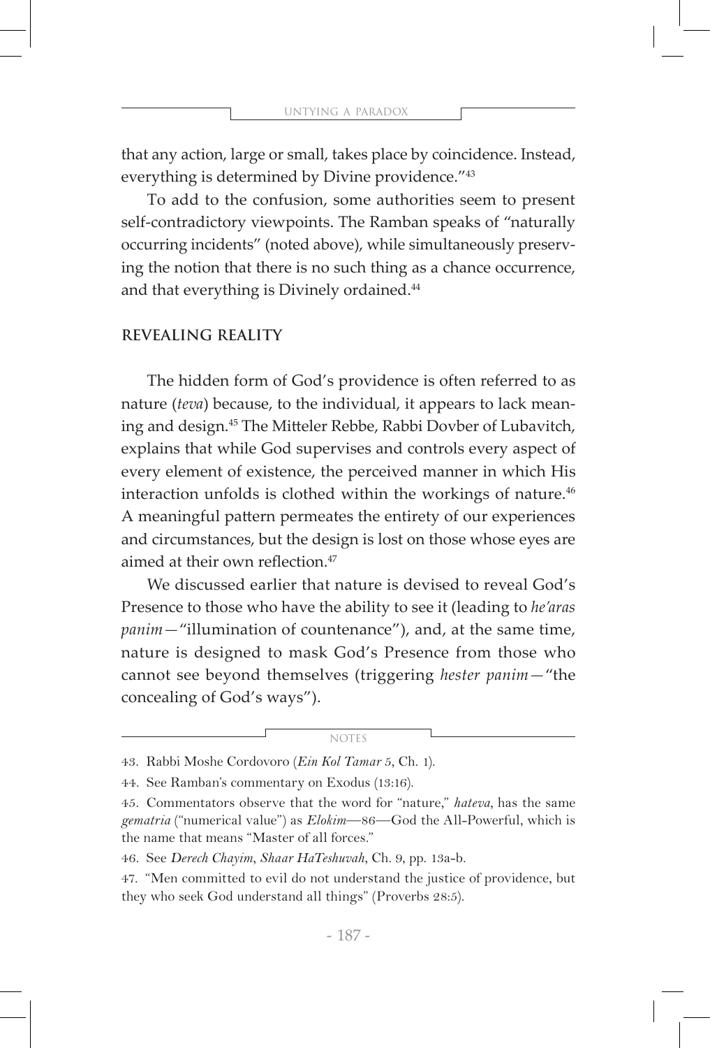that any action, large or small, takes place by coincidence. Instead, everything is determined by Divine providence."[43]

To add to the confusion, some authorities seem to present self-contradictory viewpoints. The Ramban speaks of "naturally occurring incidents" (noted above), while simultaneously preserving the notion that there is no such thing as a chance occurrence, and that everything is Divinely ordained.[44]

## REVEALING REALITY

The hidden form of God's providence is often referred to as nature (*teva*) because, to the individual, it appears to lack meaning and design.[45] The Mitteler Rebbe, Rabbi Dovber of Lubavitch, explains that while God supervises and controls every aspect of every element of existence, the perceived manner in which His interaction unfolds is clothed within the workings of nature.[46] A meaningful pattern permeates the entirety of our experiences and circumstances, but the design is lost on those whose eyes are aimed at their own reflection.[47]

We discussed earlier that nature is devised to reveal God's Presence to those who have the ability to see it (leading to *he'aras panim*—"illumination of countenance"), and, at the same time, nature is designed to mask God's Presence from those who cannot see beyond themselves (triggering *hester panim*—"the concealing of God's ways").

NOTES

43. Rabbi Moshe Cordovoro (*Ein Kol Tamar* 5, Ch. 1).

44. See Ramban's commentary on Exodus (13:16).

45. Commentators observe that the word for "nature," *hateva*, has the same *gematria* ("numerical value") as *Elokim*—86—God the All-Powerful, which is the name that means "Master of all forces."

46. See *Derech Chayim*, *Shaar HaTeshuvah*, Ch. 9, pp. 13a-b.

47. "Men committed to evil do not understand the justice of providence, but they who seek God understand all things" (Proverbs 28:5).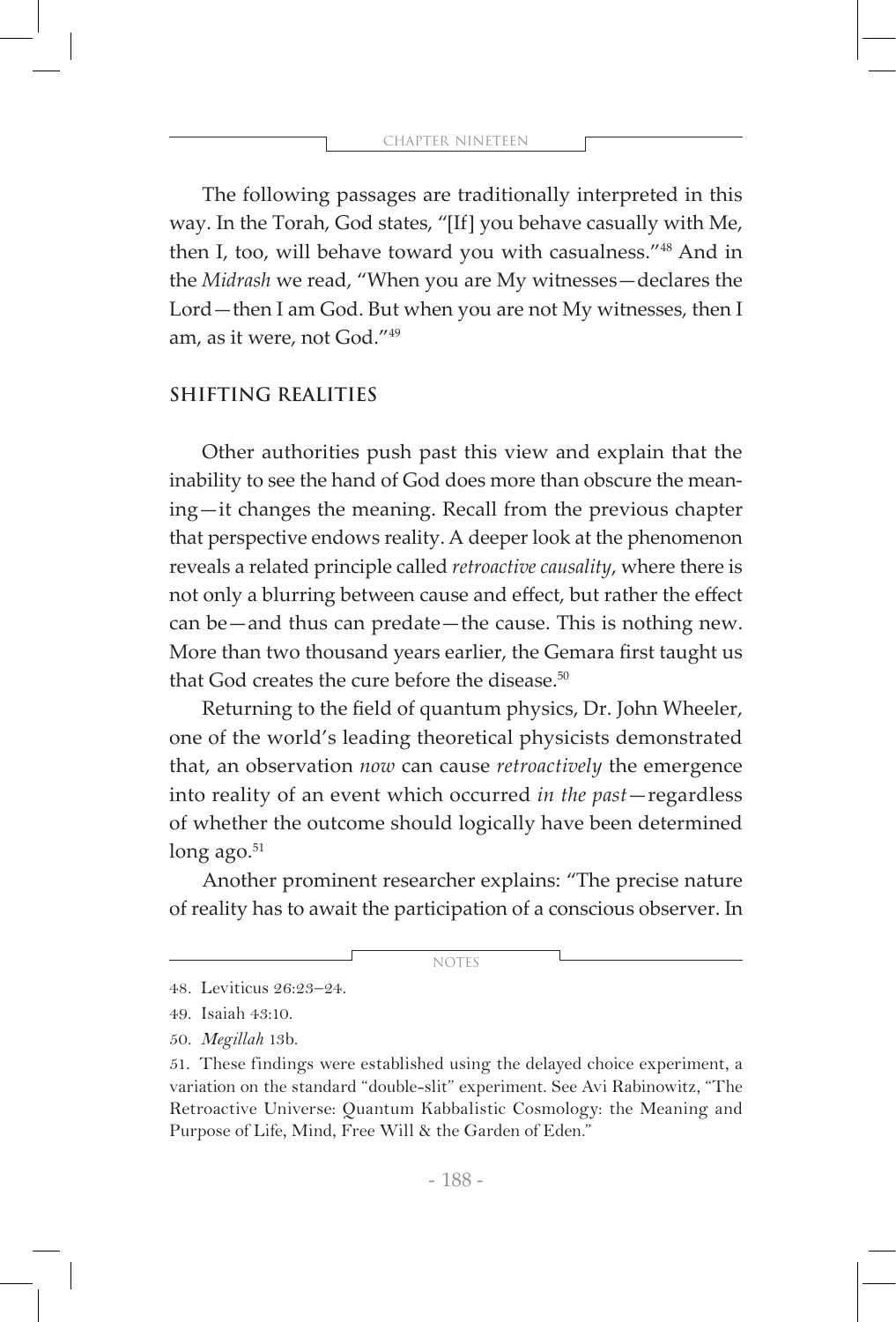The following passages are traditionally interpreted in this way. In the Torah, God states, "[If] you behave casually with Me, then I, too, will behave toward you with casualness."[48] And in the *Midrash* we read, "When you are My witnesses—declares the Lord—then I am God. But when you are not My witnesses, then I am, as it were, not God."[49]

## SHIFTING REALITIES

Other authorities push past this view and explain that the inability to see the hand of God does more than obscure the meaning—it changes the meaning. Recall from the previous chapter that perspective endows reality. A deeper look at the phenomenon reveals a related principle called *retroactive causality*, where there is not only a blurring between cause and effect, but rather the effect can be—and thus can predate—the cause. This is nothing new. More than two thousand years earlier, the Gemara first taught us that God creates the cure before the disease.[50]

Returning to the field of quantum physics, Dr. John Wheeler, one of the world's leading theoretical physicists demonstrated that, an observation *now* can cause *retroactively* the emergence into reality of an event which occurred *in the past*—regardless of whether the outcome should logically have been determined long ago.[51]

Another prominent researcher explains: "The precise nature of reality has to await the participation of a conscious observer. In

---

NOTES

48. Leviticus 26:23–24.

49. Isaiah 43:10.

50. *Megillah* 13b.

51. These findings were established using the delayed choice experiment, a variation on the standard "double-slit" experiment. See Avi Rabinowitz, "The Retroactive Universe: Quantum Kabbalistic Cosmology: the Meaning and Purpose of Life, Mind, Free Will & the Garden of Eden."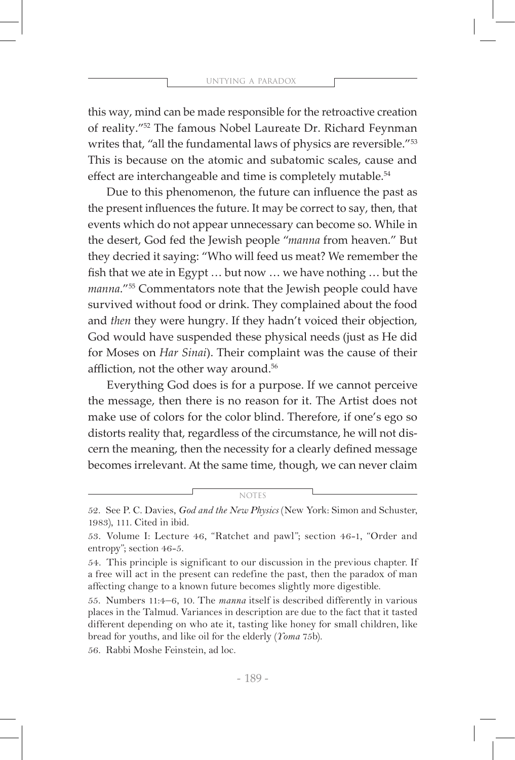this way, mind can be made responsible for the retroactive creation of reality."[52] The famous Nobel Laureate Dr. Richard Feynman writes that, "all the fundamental laws of physics are reversible."[53] This is because on the atomic and subatomic scales, cause and effect are interchangeable and time is completely mutable.[54]

Due to this phenomenon, the future can influence the past as the present influences the future. It may be correct to say, then, that events which do not appear unnecessary can become so. While in the desert, God fed the Jewish people "*manna* from heaven." But they decried it saying: "Who will feed us meat? We remember the fish that we ate in Egypt … but now … we have nothing … but the *manna*."[55] Commentators note that the Jewish people could have survived without food or drink. They complained about the food and *then* they were hungry. If they hadn't voiced their objection, God would have suspended these physical needs (just as He did for Moses on *Har Sinai*). Their complaint was the cause of their affliction, not the other way around.[56]

Everything God does is for a purpose. If we cannot perceive the message, then there is no reason for it. The Artist does not make use of colors for the color blind. Therefore, if one's ego so distorts reality that, regardless of the circumstance, he will not discern the meaning, then the necessity for a clearly defined message becomes irrelevant. At the same time, though, we can never claim

NOTES

52. See P. C. Davies, *God and the New Physics* (New York: Simon and Schuster, 1983), 111. Cited in ibid.

53. Volume I: Lecture 46, "Ratchet and pawl"; section 46-1, "Order and entropy"; section 46-5.

54. This principle is significant to our discussion in the previous chapter. If a free will act in the present can redefine the past, then the paradox of man affecting change to a known future becomes slightly more digestible.

55. Numbers 11:4–6, 10. The *manna* itself is described differently in various places in the Talmud. Variances in description are due to the fact that it tasted different depending on who ate it, tasting like honey for small children, like bread for youths, and like oil for the elderly (*Yoma* 75b).

56. Rabbi Moshe Feinstein, ad loc.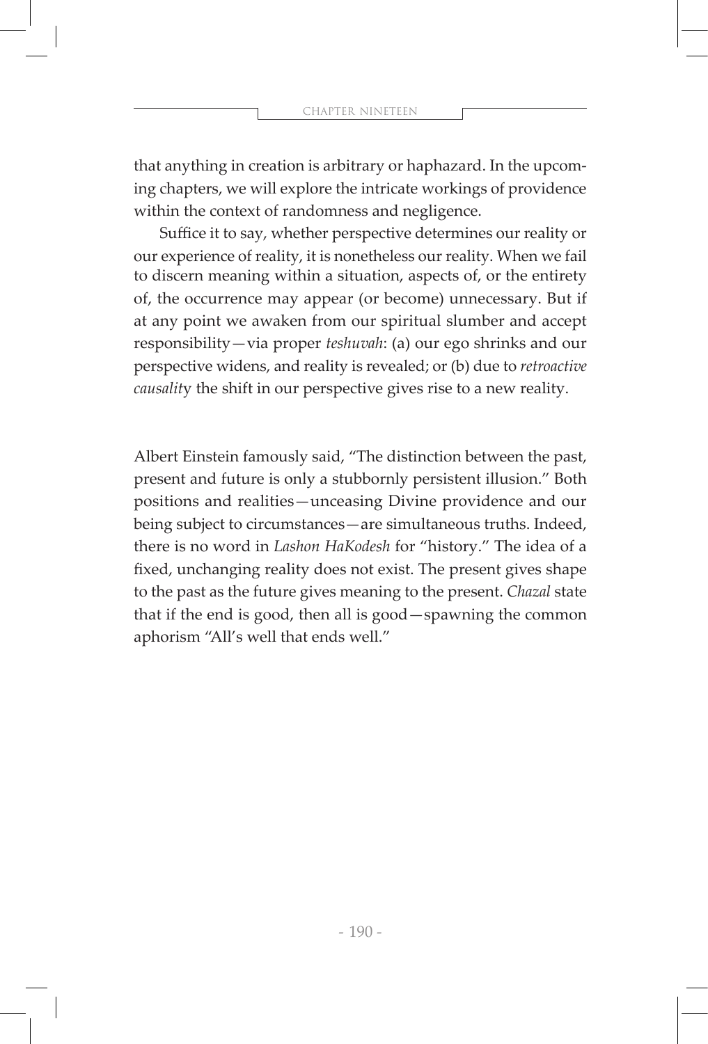that anything in creation is arbitrary or haphazard. In the upcoming chapters, we will explore the intricate workings of providence within the context of randomness and negligence.

Suffice it to say, whether perspective determines our reality or our experience of reality, it is nonetheless our reality. When we fail to discern meaning within a situation, aspects of, or the entirety of, the occurrence may appear (or become) unnecessary. But if at any point we awaken from our spiritual slumber and accept responsibility—via proper *teshuvah*: (a) our ego shrinks and our perspective widens, and reality is revealed; or (b) due to *retroactive causality* the shift in our perspective gives rise to a new reality.

Albert Einstein famously said, "The distinction between the past, present and future is only a stubbornly persistent illusion." Both positions and realities—unceasing Divine providence and our being subject to circumstances—are simultaneous truths. Indeed, there is no word in *Lashon HaKodesh* for "history." The idea of a fixed, unchanging reality does not exist. The present gives shape to the past as the future gives meaning to the present. *Chazal* state that if the end is good, then all is good—spawning the common aphorism "All's well that ends well."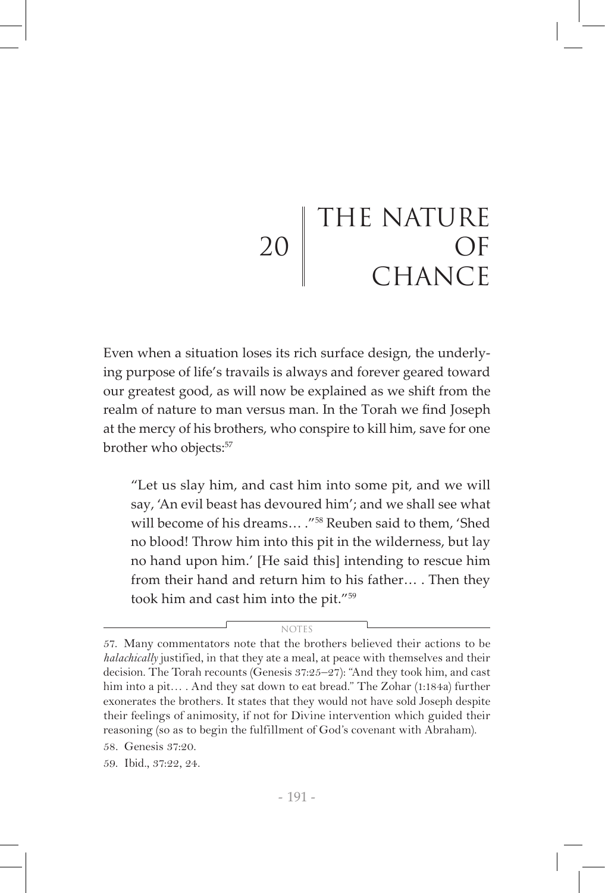# 20 THE NATURE OF CHANCE

Even when a situation loses its rich surface design, the underlying purpose of life's travails is always and forever geared toward our greatest good, as will now be explained as we shift from the realm of nature to man versus man. In the Torah we find Joseph at the mercy of his brothers, who conspire to kill him, save for one brother who objects:[57]

> "Let us slay him, and cast him into some pit, and we will say, 'An evil beast has devoured him'; and we shall see what will become of his dreams… ."[58] Reuben said to them, 'Shed no blood! Throw him into this pit in the wilderness, but lay no hand upon him.' [He said this] intending to rescue him from their hand and return him to his father… . Then they took him and cast him into the pit."[59]

NOTES

57. Many commentators note that the brothers believed their actions to be *halachically* justified, in that they ate a meal, at peace with themselves and their decision. The Torah recounts (Genesis 37:25–27): "And they took him, and cast him into a pit… . And they sat down to eat bread." The Zohar (1:184a) further exonerates the brothers. It states that they would not have sold Joseph despite their feelings of animosity, if not for Divine intervention which guided their reasoning (so as to begin the fulfillment of God's covenant with Abraham).

58. Genesis 37:20.

59. Ibid., 37:22, 24.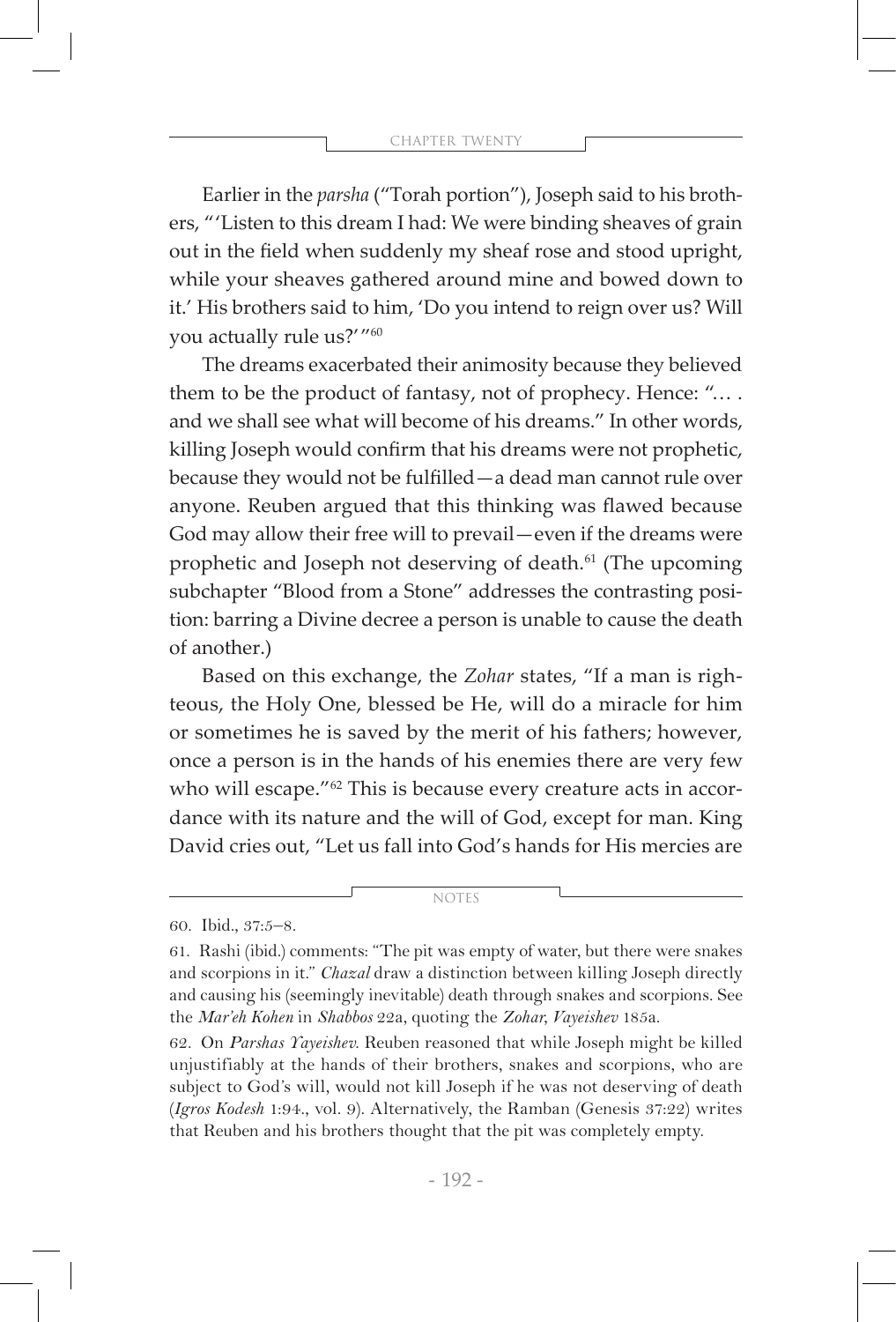Earlier in the *parsha* ("Torah portion"), Joseph said to his brothers, "'Listen to this dream I had: We were binding sheaves of grain out in the field when suddenly my sheaf rose and stood upright, while your sheaves gathered around mine and bowed down to it.' His brothers said to him, 'Do you intend to reign over us? Will you actually rule us?'"[60]

The dreams exacerbated their animosity because they believed them to be the product of fantasy, not of prophecy. Hence: "... . and we shall see what will become of his dreams." In other words, killing Joseph would confirm that his dreams were not prophetic, because they would not be fulfilled—a dead man cannot rule over anyone. Reuben argued that this thinking was flawed because God may allow their free will to prevail—even if the dreams were prophetic and Joseph not deserving of death.[61] (The upcoming subchapter "Blood from a Stone" addresses the contrasting position: barring a Divine decree a person is unable to cause the death of another.)

Based on this exchange, the *Zohar* states, "If a man is righteous, the Holy One, blessed be He, will do a miracle for him or sometimes he is saved by the merit of his fathers; however, once a person is in the hands of his enemies there are very few who will escape."[62] This is because every creature acts in accordance with its nature and the will of God, except for man. King David cries out, "Let us fall into God's hands for His mercies are

NOTES

60. Ibid., 37:5–8.

61. Rashi (ibid.) comments: "The pit was empty of water, but there were snakes and scorpions in it." *Chazal* draw a distinction between killing Joseph directly and causing his (seemingly inevitable) death through snakes and scorpions. See the *Mar'eh Kohen* in *Shabbos* 22a, quoting the *Zohar, Vayeishev* 185a.

62. On *Parshas Vayeishev*. Reuben reasoned that while Joseph might be killed unjustifiably at the hands of their brothers, snakes and scorpions, who are subject to God's will, would not kill Joseph if he was not deserving of death (*Igros Kodesh* 1:94., vol. 9). Alternatively, the Ramban (Genesis 37:22) writes that Reuben and his brothers thought that the pit was completely empty.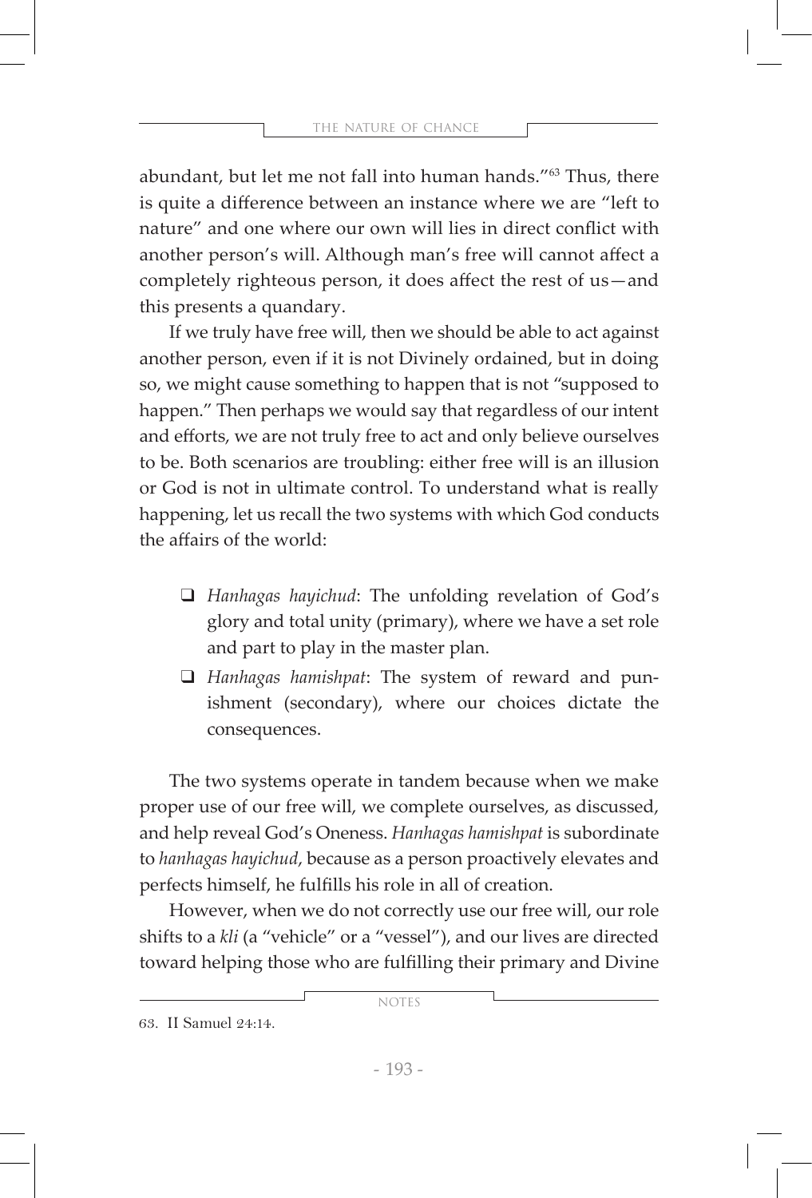abundant, but let me not fall into human hands."[63] Thus, there is quite a difference between an instance where we are "left to nature" and one where our own will lies in direct conflict with another person's will. Although man's free will cannot affect a completely righteous person, it does affect the rest of us—and this presents a quandary.

If we truly have free will, then we should be able to act against another person, even if it is not Divinely ordained, but in doing so, we might cause something to happen that is not "supposed to happen." Then perhaps we would say that regardless of our intent and efforts, we are not truly free to act and only believe ourselves to be. Both scenarios are troubling: either free will is an illusion or God is not in ultimate control. To understand what is really happening, let us recall the two systems with which God conducts the affairs of the world:

- *Hanhagas hayichud*: The unfolding revelation of God's glory and total unity (primary), where we have a set role and part to play in the master plan.
- *Hanhagas hamishpat*: The system of reward and punishment (secondary), where our choices dictate the consequences.

The two systems operate in tandem because when we make proper use of our free will, we complete ourselves, as discussed, and help reveal God's Oneness. *Hanhagas hamishpat* is subordinate to *hanhagas hayichud*, because as a person proactively elevates and perfects himself, he fulfills his role in all of creation.

However, when we do not correctly use our free will, our role shifts to a *kli* (a "vehicle" or a "vessel"), and our lives are directed toward helping those who are fulfilling their primary and Divine

NOTES

63. II Samuel 24:14.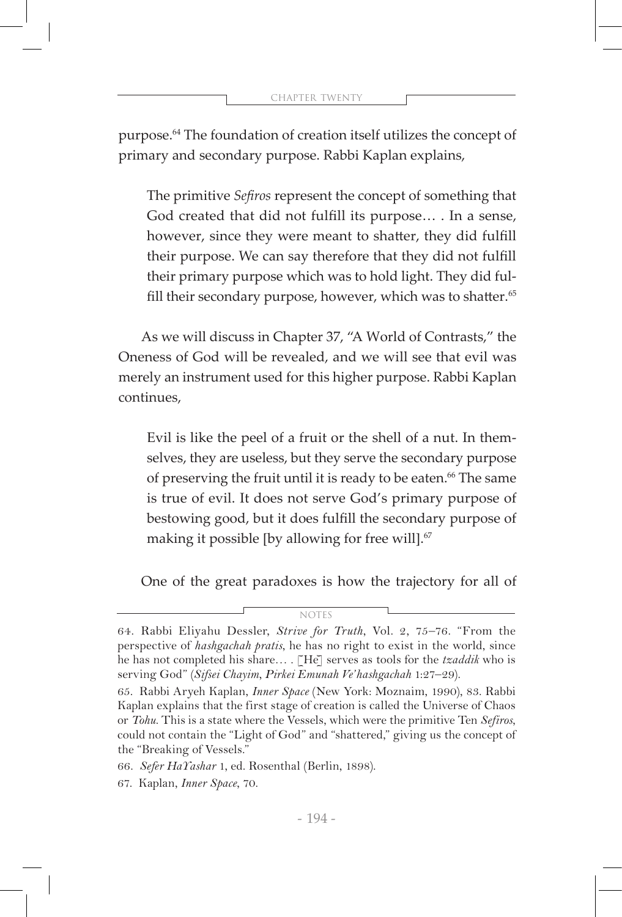purpose.[64] The foundation of creation itself utilizes the concept of primary and secondary purpose. Rabbi Kaplan explains,

> The primitive *Sefiros* represent the concept of something that God created that did not fulfill its purpose… . In a sense, however, since they were meant to shatter, they did fulfill their purpose. We can say therefore that they did not fulfill their primary purpose which was to hold light. They did fulfill their secondary purpose, however, which was to shatter.[65]

As we will discuss in Chapter 37, "A World of Contrasts," the Oneness of God will be revealed, and we will see that evil was merely an instrument used for this higher purpose. Rabbi Kaplan continues,

> Evil is like the peel of a fruit or the shell of a nut. In themselves, they are useless, but they serve the secondary purpose of preserving the fruit until it is ready to be eaten.[66] The same is true of evil. It does not serve God's primary purpose of bestowing good, but it does fulfill the secondary purpose of making it possible [by allowing for free will].[67]

One of the great paradoxes is how the trajectory for all of

---

NOTES

64. Rabbi Eliyahu Dessler, *Strive for Truth*, Vol. 2, 75–76. "From the perspective of *hashgachah pratis*, he has no right to exist in the world, since he has not completed his share… . [He] serves as tools for the *tzaddik* who is serving God" (*Sifsei Chayim*, *Pirkei Emunah Ve'hashgachah* 1:27–29).

65. Rabbi Aryeh Kaplan, *Inner Space* (New York: Moznaim, 1990), 83. Rabbi Kaplan explains that the first stage of creation is called the Universe of Chaos or *Tohu*. This is a state where the Vessels, which were the primitive Ten *Sefiros*, could not contain the "Light of God" and "shattered," giving us the concept of the "Breaking of Vessels."

66. *Sefer HaYashar* 1, ed. Rosenthal (Berlin, 1898).

67. Kaplan, *Inner Space*, 70.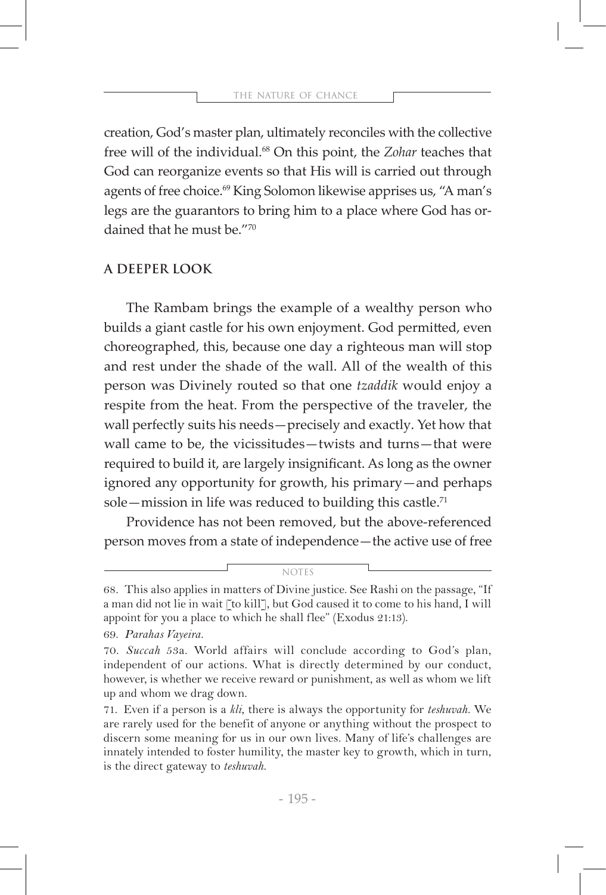creation, God's master plan, ultimately reconciles with the collective free will of the individual.[68] On this point, the *Zohar* teaches that God can reorganize events so that His will is carried out through agents of free choice.[69] King Solomon likewise apprises us, "A man's legs are the guarantors to bring him to a place where God has ordained that he must be."[70]

## A DEEPER LOOK

The Rambam brings the example of a wealthy person who builds a giant castle for his own enjoyment. God permitted, even choreographed, this, because one day a righteous man will stop and rest under the shade of the wall. All of the wealth of this person was Divinely routed so that one *tzaddik* would enjoy a respite from the heat. From the perspective of the traveler, the wall perfectly suits his needs—precisely and exactly. Yet how that wall came to be, the vicissitudes—twists and turns—that were required to build it, are largely insignificant. As long as the owner ignored any opportunity for growth, his primary—and perhaps sole—mission in life was reduced to building this castle.[71]

Providence has not been removed, but the above-referenced person moves from a state of independence—the active use of free

---

NOTES

68. This also applies in matters of Divine justice. See Rashi on the passage, "If a man did not lie in wait [to kill], but God caused it to come to his hand, I will appoint for you a place to which he shall flee" (Exodus 21:13).

69. *Parahas Vayeira.*

70. *Succah* 53a. World affairs will conclude according to God's plan, independent of our actions. What is directly determined by our conduct, however, is whether we receive reward or punishment, as well as whom we lift up and whom we drag down.

71. Even if a person is a *kli*, there is always the opportunity for *teshuvah*. We are rarely used for the benefit of anyone or anything without the prospect to discern some meaning for us in our own lives. Many of life's challenges are innately intended to foster humility, the master key to growth, which in turn, is the direct gateway to *teshuvah*.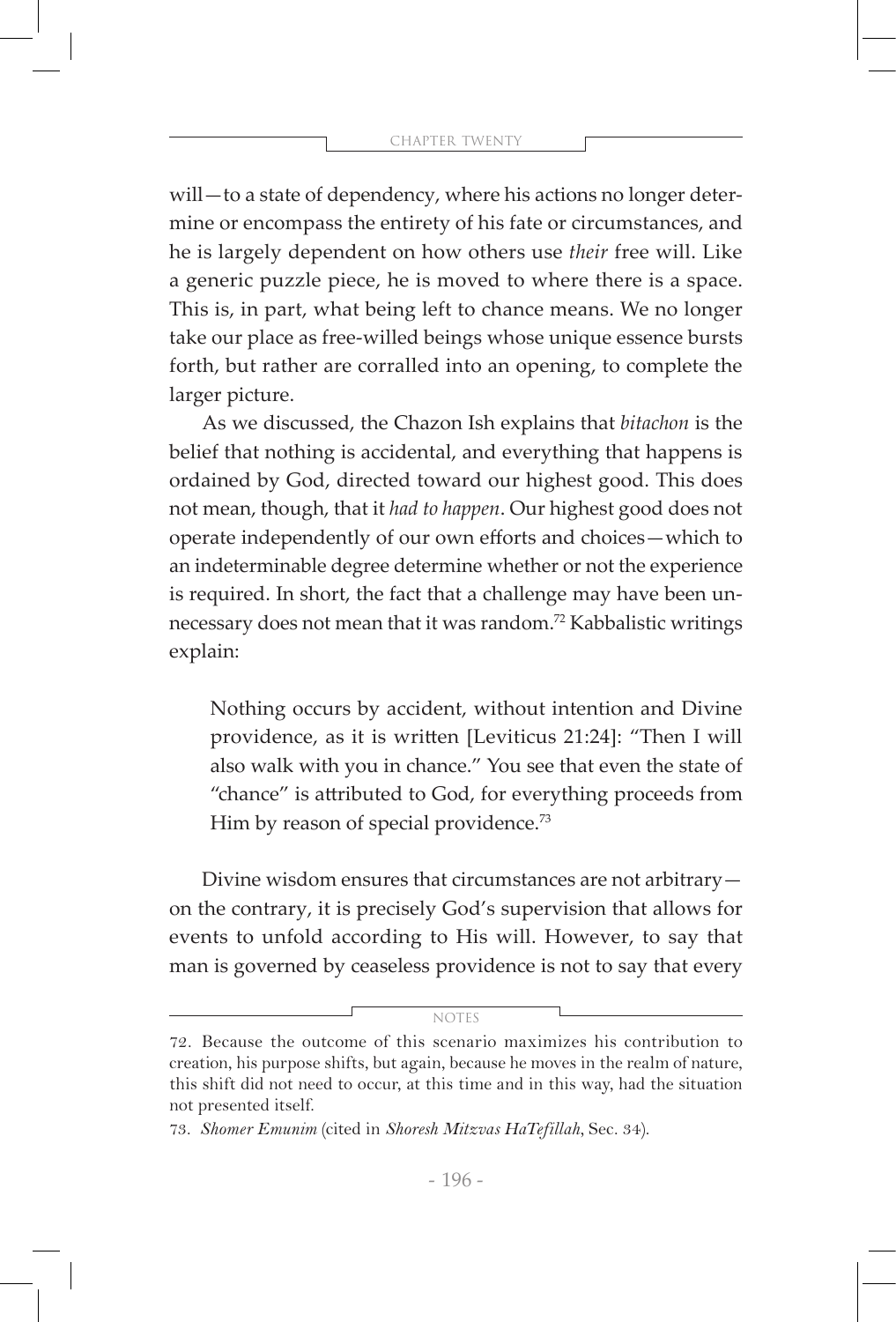will—to a state of dependency, where his actions no longer determine or encompass the entirety of his fate or circumstances, and he is largely dependent on how others use *their* free will. Like a generic puzzle piece, he is moved to where there is a space. This is, in part, what being left to chance means. We no longer take our place as free-willed beings whose unique essence bursts forth, but rather are corralled into an opening, to complete the larger picture.

As we discussed, the Chazon Ish explains that *bitachon* is the belief that nothing is accidental, and everything that happens is ordained by God, directed toward our highest good. This does not mean, though, that it *had to happen*. Our highest good does not operate independently of our own efforts and choices—which to an indeterminable degree determine whether or not the experience is required. In short, the fact that a challenge may have been unnecessary does not mean that it was random.[72] Kabbalistic writings explain:

> Nothing occurs by accident, without intention and Divine providence, as it is written [Leviticus 21:24]: "Then I will also walk with you in chance." You see that even the state of "chance" is attributed to God, for everything proceeds from Him by reason of special providence.[73]

Divine wisdom ensures that circumstances are not arbitrary—on the contrary, it is precisely God's supervision that allows for events to unfold according to His will. However, to say that man is governed by ceaseless providence is not to say that every

NOTES

72. Because the outcome of this scenario maximizes his contribution to creation, his purpose shifts, but again, because he moves in the realm of nature, this shift did not need to occur, at this time and in this way, had the situation not presented itself.

73. *Shomer Emunim* (cited in *Shoresh Mitzvas HaTefillah*, Sec. 34).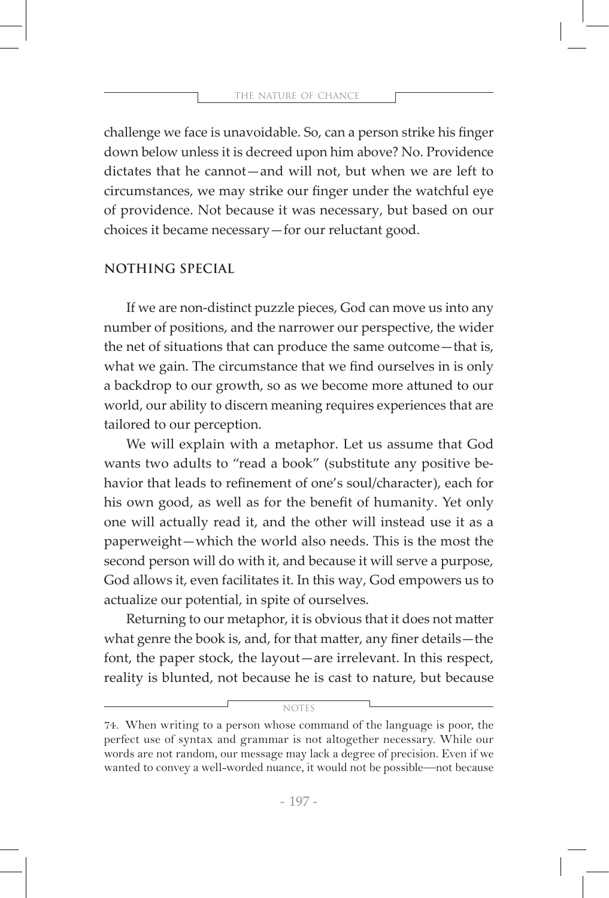challenge we face is unavoidable. So, can a person strike his finger down below unless it is decreed upon him above? No. Providence dictates that he cannot—and will not, but when we are left to circumstances, we may strike our finger under the watchful eye of providence. Not because it was necessary, but based on our choices it became necessary—for our reluctant good.

## NOTHING SPECIAL

If we are non-distinct puzzle pieces, God can move us into any number of positions, and the narrower our perspective, the wider the net of situations that can produce the same outcome—that is, what we gain. The circumstance that we find ourselves in is only a backdrop to our growth, so as we become more attuned to our world, our ability to discern meaning requires experiences that are tailored to our perception.

We will explain with a metaphor. Let us assume that God wants two adults to "read a book" (substitute any positive behavior that leads to refinement of one's soul/character), each for his own good, as well as for the benefit of humanity. Yet only one will actually read it, and the other will instead use it as a paperweight—which the world also needs. This is the most the second person will do with it, and because it will serve a purpose, God allows it, even facilitates it. In this way, God empowers us to actualize our potential, in spite of ourselves.

Returning to our metaphor, it is obvious that it does not matter what genre the book is, and, for that matter, any finer details—the font, the paper stock, the layout—are irrelevant. In this respect, reality is blunted, not because he is cast to nature, but because

NOTES

74. When writing to a person whose command of the language is poor, the perfect use of syntax and grammar is not altogether necessary. While our words are not random, our message may lack a degree of precision. Even if we wanted to convey a well-worded nuance, it would not be possible—not because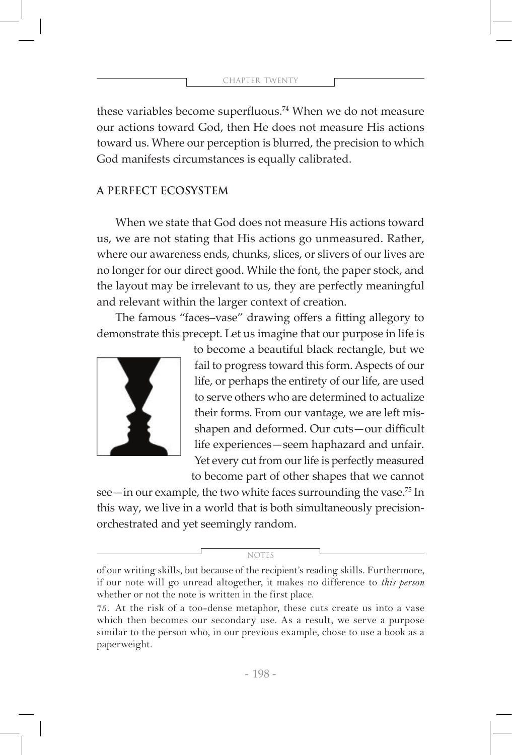these variables become superfluous.[74] When we do not measure our actions toward God, then He does not measure His actions toward us. Where our perception is blurred, the precision to which God manifests circumstances is equally calibrated.

## A PERFECT ECOSYSTEM

When we state that God does not measure His actions toward us, we are not stating that His actions go unmeasured. Rather, where our awareness ends, chunks, slices, or slivers of our lives are no longer for our direct good. While the font, the paper stock, and the layout may be irrelevant to us, they are perfectly meaningful and relevant within the larger context of creation.

The famous "faces–vase" drawing offers a fitting allegory to demonstrate this precept. Let us imagine that our purpose in life is to become a beautiful black rectangle, but we fail to progress toward this form. Aspects of our life, or perhaps the entirety of our life, are used to serve others who are determined to actualize their forms. From our vantage, we are left misshapen and deformed. Our cuts—our difficult life experiences—seem haphazard and unfair. Yet every cut from our life is perfectly measured to become part of other shapes that we cannot see—in our example, the two white faces surrounding the vase.[75] In this way, we live in a world that is both simultaneously precision-orchestrated and yet seemingly random.

NOTES

of our writing skills, but because of the recipient's reading skills. Furthermore, if our note will go unread altogether, it makes no difference to *this person* whether or not the note is written in the first place.

75. At the risk of a too-dense metaphor, these cuts create us into a vase which then becomes our secondary use. As a result, we serve a purpose similar to the person who, in our previous example, chose to use a book as a paperweight.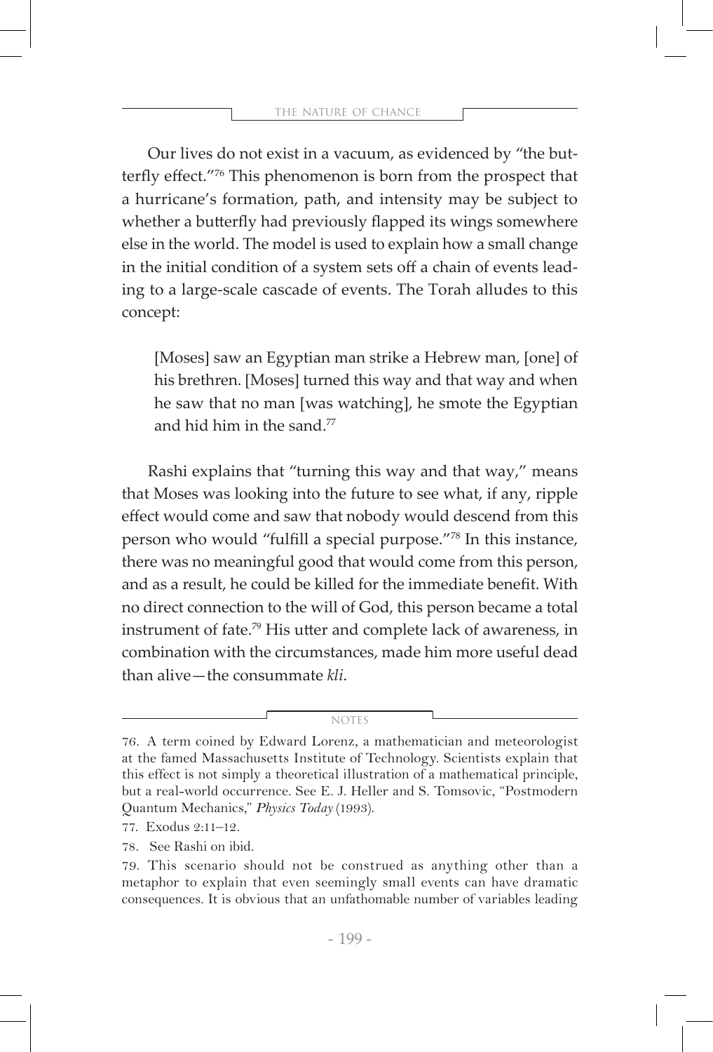Our lives do not exist in a vacuum, as evidenced by "the butterfly effect."[76] This phenomenon is born from the prospect that a hurricane's formation, path, and intensity may be subject to whether a butterfly had previously flapped its wings somewhere else in the world. The model is used to explain how a small change in the initial condition of a system sets off a chain of events leading to a large-scale cascade of events. The Torah alludes to this concept:

> [Moses] saw an Egyptian man strike a Hebrew man, [one] of his brethren. [Moses] turned this way and that way and when he saw that no man [was watching], he smote the Egyptian and hid him in the sand.[77]

Rashi explains that "turning this way and that way," means that Moses was looking into the future to see what, if any, ripple effect would come and saw that nobody would descend from this person who would "fulfill a special purpose."[78] In this instance, there was no meaningful good that would come from this person, and as a result, he could be killed for the immediate benefit. With no direct connection to the will of God, this person became a total instrument of fate.[79] His utter and complete lack of awareness, in combination with the circumstances, made him more useful dead than alive—the consummate *kli*.

---

NOTES

76. A term coined by Edward Lorenz, a mathematician and meteorologist at the famed Massachusetts Institute of Technology. Scientists explain that this effect is not simply a theoretical illustration of a mathematical principle, but a real-world occurrence. See E. J. Heller and S. Tomsovic, "Postmodern Quantum Mechanics," *Physics Today* (1993).

77. Exodus 2:11–12.

78. See Rashi on ibid.

79. This scenario should not be construed as anything other than a metaphor to explain that even seemingly small events can have dramatic consequences. It is obvious that an unfathomable number of variables leading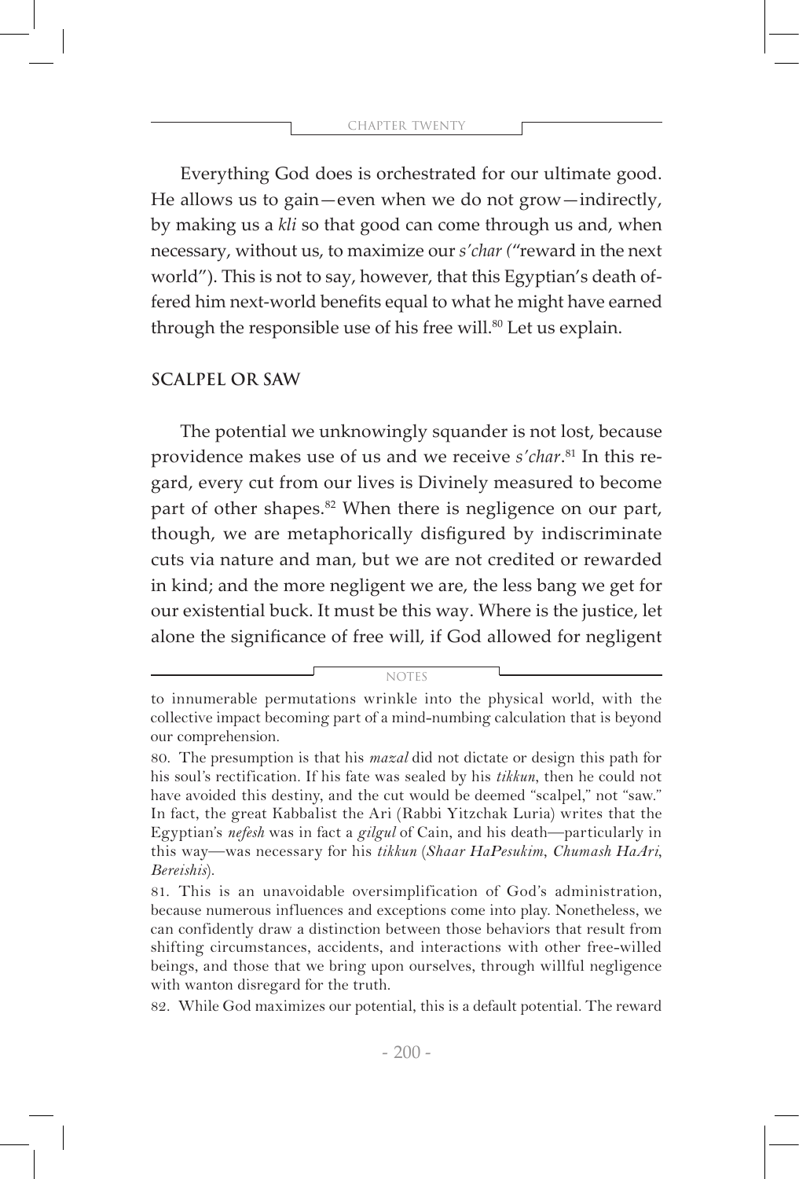Everything God does is orchestrated for our ultimate good. He allows us to gain—even when we do not grow—indirectly, by making us a *kli* so that good can come through us and, when necessary, without us, to maximize our *s'char* ("reward in the next world"). This is not to say, however, that this Egyptian's death offered him next-world benefits equal to what he might have earned through the responsible use of his free will.[80] Let us explain.

## SCALPEL OR SAW

The potential we unknowingly squander is not lost, because providence makes use of us and we receive *s'char*.[81] In this regard, every cut from our lives is Divinely measured to become part of other shapes.[82] When there is negligence on our part, though, we are metaphorically disfigured by indiscriminate cuts via nature and man, but we are not credited or rewarded in kind; and the more negligent we are, the less bang we get for our existential buck. It must be this way. Where is the justice, let alone the significance of free will, if God allowed for negligent

NOTES

to innumerable permutations wrinkle into the physical world, with the collective impact becoming part of a mind-numbing calculation that is beyond our comprehension.

80. The presumption is that his *mazal* did not dictate or design this path for his soul's rectification. If his fate was sealed by his *tikkun*, then he could not have avoided this destiny, and the cut would be deemed "scalpel," not "saw." In fact, the great Kabbalist the Ari (Rabbi Yitzchak Luria) writes that the Egyptian's *nefesh* was in fact a *gilgul* of Cain, and his death—particularly in this way—was necessary for his *tikkun* (*Shaar HaPesukim*, *Chumash HaAri*, *Bereishis*).

81. This is an unavoidable oversimplification of God's administration, because numerous influences and exceptions come into play. Nonetheless, we can confidently draw a distinction between those behaviors that result from shifting circumstances, accidents, and interactions with other free-willed beings, and those that we bring upon ourselves, through willful negligence with wanton disregard for the truth.

82. While God maximizes our potential, this is a default potential. The reward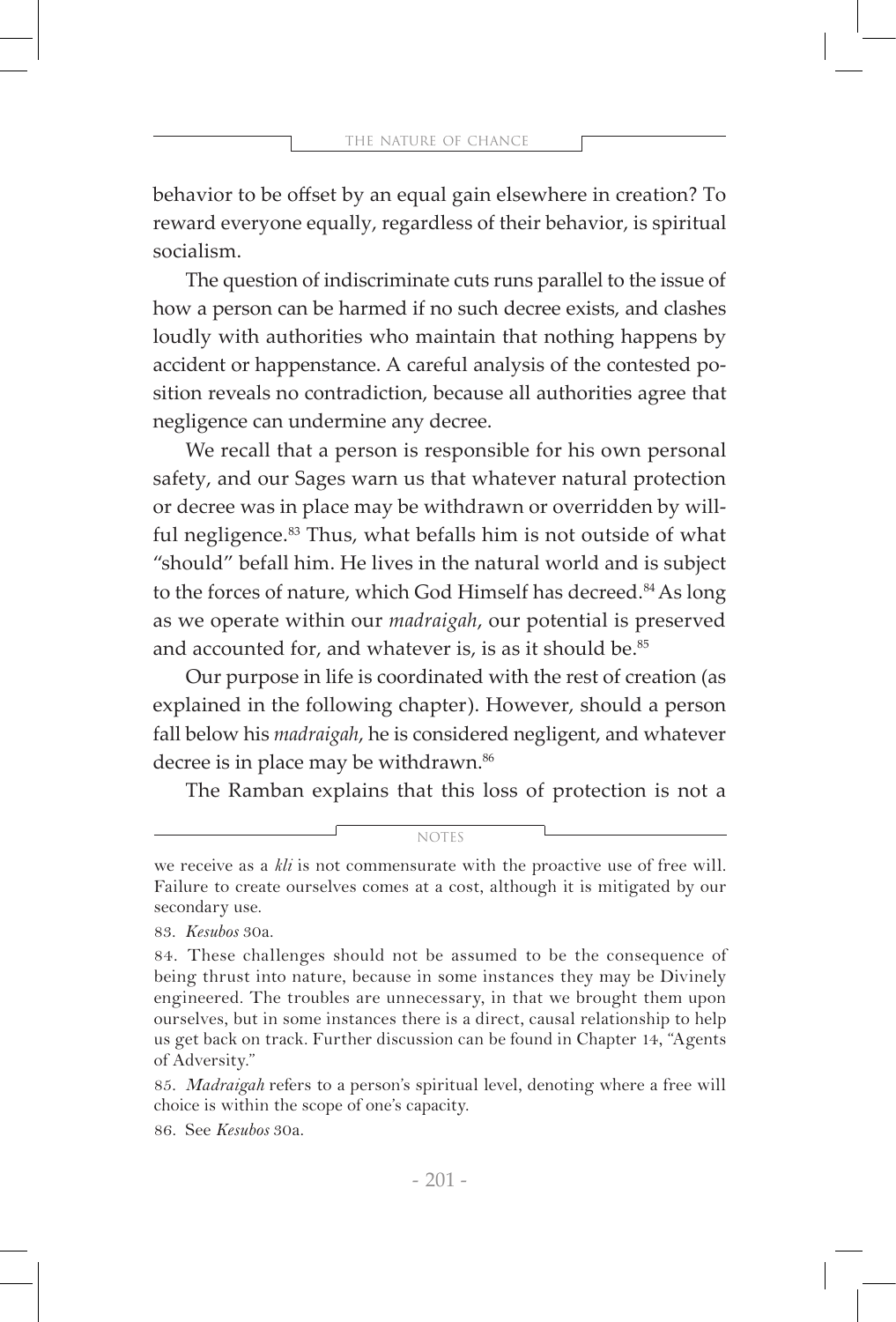behavior to be offset by an equal gain elsewhere in creation? To reward everyone equally, regardless of their behavior, is spiritual socialism.

The question of indiscriminate cuts runs parallel to the issue of how a person can be harmed if no such decree exists, and clashes loudly with authorities who maintain that nothing happens by accident or happenstance. A careful analysis of the contested position reveals no contradiction, because all authorities agree that negligence can undermine any decree.

We recall that a person is responsible for his own personal safety, and our Sages warn us that whatever natural protection or decree was in place may be withdrawn or overridden by willful negligence.[83] Thus, what befalls him is not outside of what "should" befall him. He lives in the natural world and is subject to the forces of nature, which God Himself has decreed.[84] As long as we operate within our *madraigah*, our potential is preserved and accounted for, and whatever is, is as it should be.[85]

Our purpose in life is coordinated with the rest of creation (as explained in the following chapter). However, should a person fall below his *madraigah*, he is considered negligent, and whatever decree is in place may be withdrawn.[86]

The Ramban explains that this loss of protection is not a

---

NOTES

we receive as a *kli* is not commensurate with the proactive use of free will. Failure to create ourselves comes at a cost, although it is mitigated by our secondary use.

83. *Kesubos* 30a.

84. These challenges should not be assumed to be the consequence of being thrust into nature, because in some instances they may be Divinely engineered. The troubles are unnecessary, in that we brought them upon ourselves, but in some instances there is a direct, causal relationship to help us get back on track. Further discussion can be found in Chapter 14, "Agents of Adversity."

85. *Madraigah* refers to a person's spiritual level, denoting where a free will choice is within the scope of one's capacity.

86. See *Kesubos* 30a.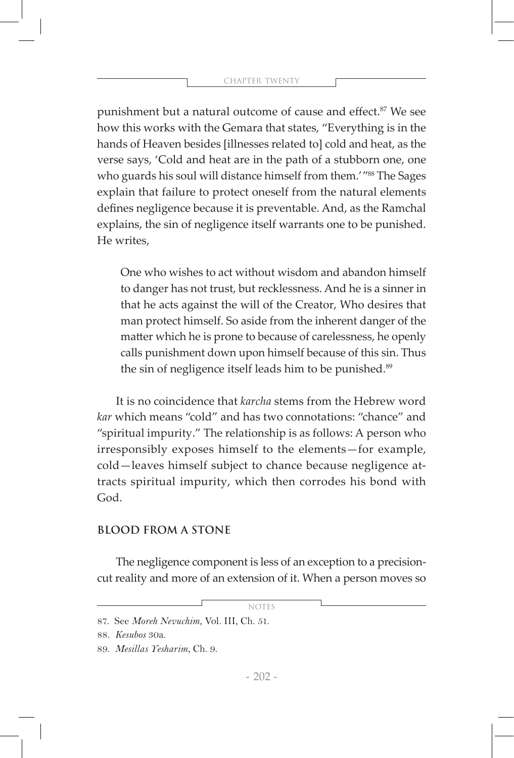punishment but a natural outcome of cause and effect.[87] We see how this works with the Gemara that states, "Everything is in the hands of Heaven besides [illnesses related to] cold and heat, as the verse says, 'Cold and heat are in the path of a stubborn one, one who guards his soul will distance himself from them.'"[88] The Sages explain that failure to protect oneself from the natural elements defines negligence because it is preventable. And, as the Ramchal explains, the sin of negligence itself warrants one to be punished. He writes,

> One who wishes to act without wisdom and abandon himself to danger has not trust, but recklessness. And he is a sinner in that he acts against the will of the Creator, Who desires that man protect himself. So aside from the inherent danger of the matter which he is prone to because of carelessness, he openly calls punishment down upon himself because of this sin. Thus the sin of negligence itself leads him to be punished.[89]

It is no coincidence that *karcha* stems from the Hebrew word *kar* which means "cold" and has two connotations: "chance" and "spiritual impurity." The relationship is as follows: A person who irresponsibly exposes himself to the elements—for example, cold—leaves himself subject to chance because negligence attracts spiritual impurity, which then corrodes his bond with God.

## BLOOD FROM A STONE

The negligence component is less of an exception to a precision-cut reality and more of an extension of it. When a person moves so

---

NOTES

87. See *Moreh Nevuchim*, Vol. III, Ch. 51.
88. *Kesubos* 30a.
89. *Mesillas Yesharim*, Ch. 9.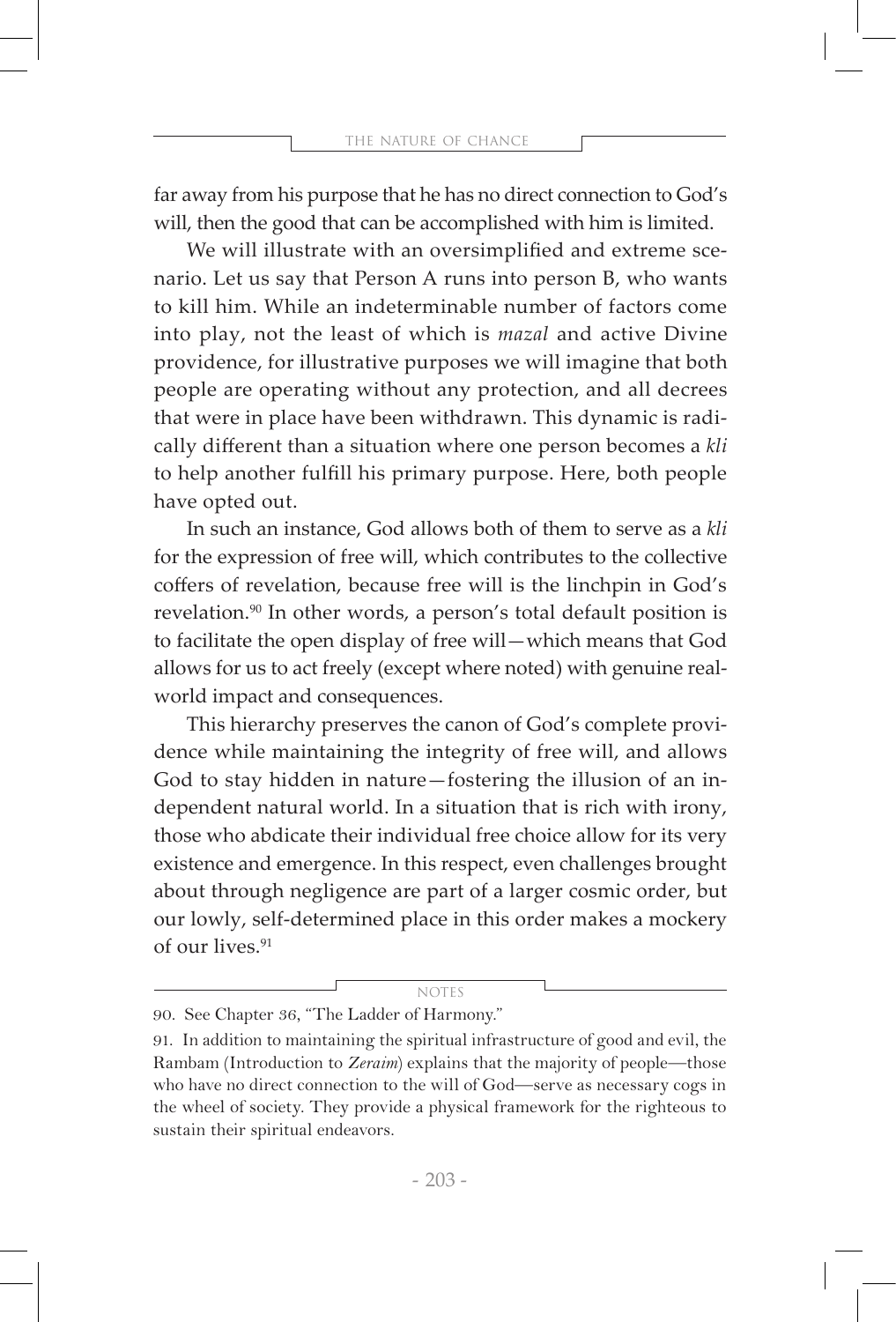far away from his purpose that he has no direct connection to God's will, then the good that can be accomplished with him is limited.

We will illustrate with an oversimplified and extreme scenario. Let us say that Person A runs into person B, who wants to kill him. While an indeterminable number of factors come into play, not the least of which is *mazal* and active Divine providence, for illustrative purposes we will imagine that both people are operating without any protection, and all decrees that were in place have been withdrawn. This dynamic is radically different than a situation where one person becomes a *kli* to help another fulfill his primary purpose. Here, both people have opted out.

In such an instance, God allows both of them to serve as a *kli* for the expression of free will, which contributes to the collective coffers of revelation, because free will is the linchpin in God's revelation.[90] In other words, a person's total default position is to facilitate the open display of free will—which means that God allows for us to act freely (except where noted) with genuine real-world impact and consequences.

This hierarchy preserves the canon of God's complete providence while maintaining the integrity of free will, and allows God to stay hidden in nature—fostering the illusion of an independent natural world. In a situation that is rich with irony, those who abdicate their individual free choice allow for its very existence and emergence. In this respect, even challenges brought about through negligence are part of a larger cosmic order, but our lowly, self-determined place in this order makes a mockery of our lives.[91]

NOTES

90. See Chapter 36, "The Ladder of Harmony."

91. In addition to maintaining the spiritual infrastructure of good and evil, the Rambam (Introduction to *Zeraim*) explains that the majority of people—those who have no direct connection to the will of God—serve as necessary cogs in the wheel of society. They provide a physical framework for the righteous to sustain their spiritual endeavors.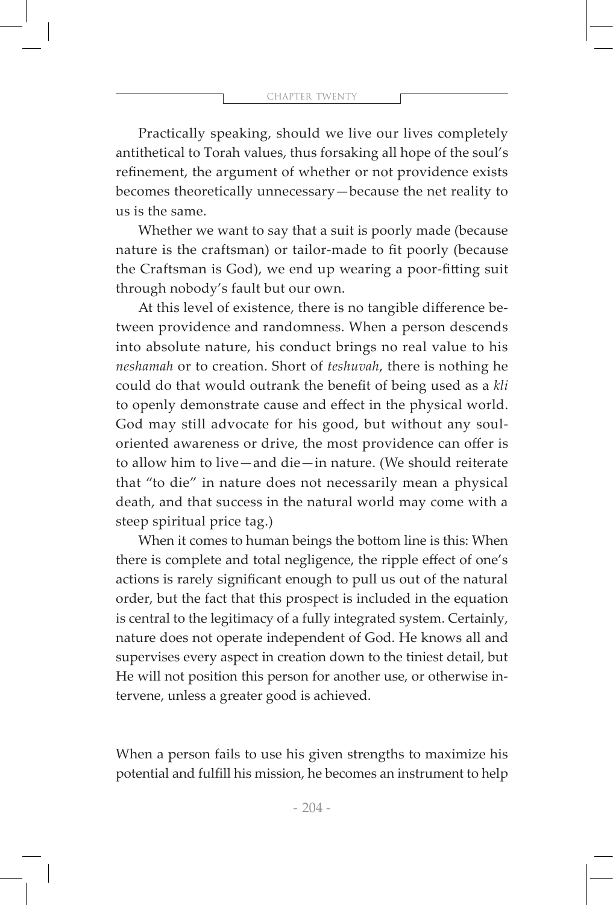Practically speaking, should we live our lives completely antithetical to Torah values, thus forsaking all hope of the soul's refinement, the argument of whether or not providence exists becomes theoretically unnecessary—because the net reality to us is the same.

Whether we want to say that a suit is poorly made (because nature is the craftsman) or tailor-made to fit poorly (because the Craftsman is God), we end up wearing a poor-fitting suit through nobody's fault but our own.

At this level of existence, there is no tangible difference between providence and randomness. When a person descends into absolute nature, his conduct brings no real value to his *neshamah* or to creation. Short of *teshuvah*, there is nothing he could do that would outrank the benefit of being used as a *kli* to openly demonstrate cause and effect in the physical world. God may still advocate for his good, but without any soul-oriented awareness or drive, the most providence can offer is to allow him to live—and die—in nature. (We should reiterate that "to die" in nature does not necessarily mean a physical death, and that success in the natural world may come with a steep spiritual price tag.)

When it comes to human beings the bottom line is this: When there is complete and total negligence, the ripple effect of one's actions is rarely significant enough to pull us out of the natural order, but the fact that this prospect is included in the equation is central to the legitimacy of a fully integrated system. Certainly, nature does not operate independent of God. He knows all and supervises every aspect in creation down to the tiniest detail, but He will not position this person for another use, or otherwise intervene, unless a greater good is achieved.

When a person fails to use his given strengths to maximize his potential and fulfill his mission, he becomes an instrument to help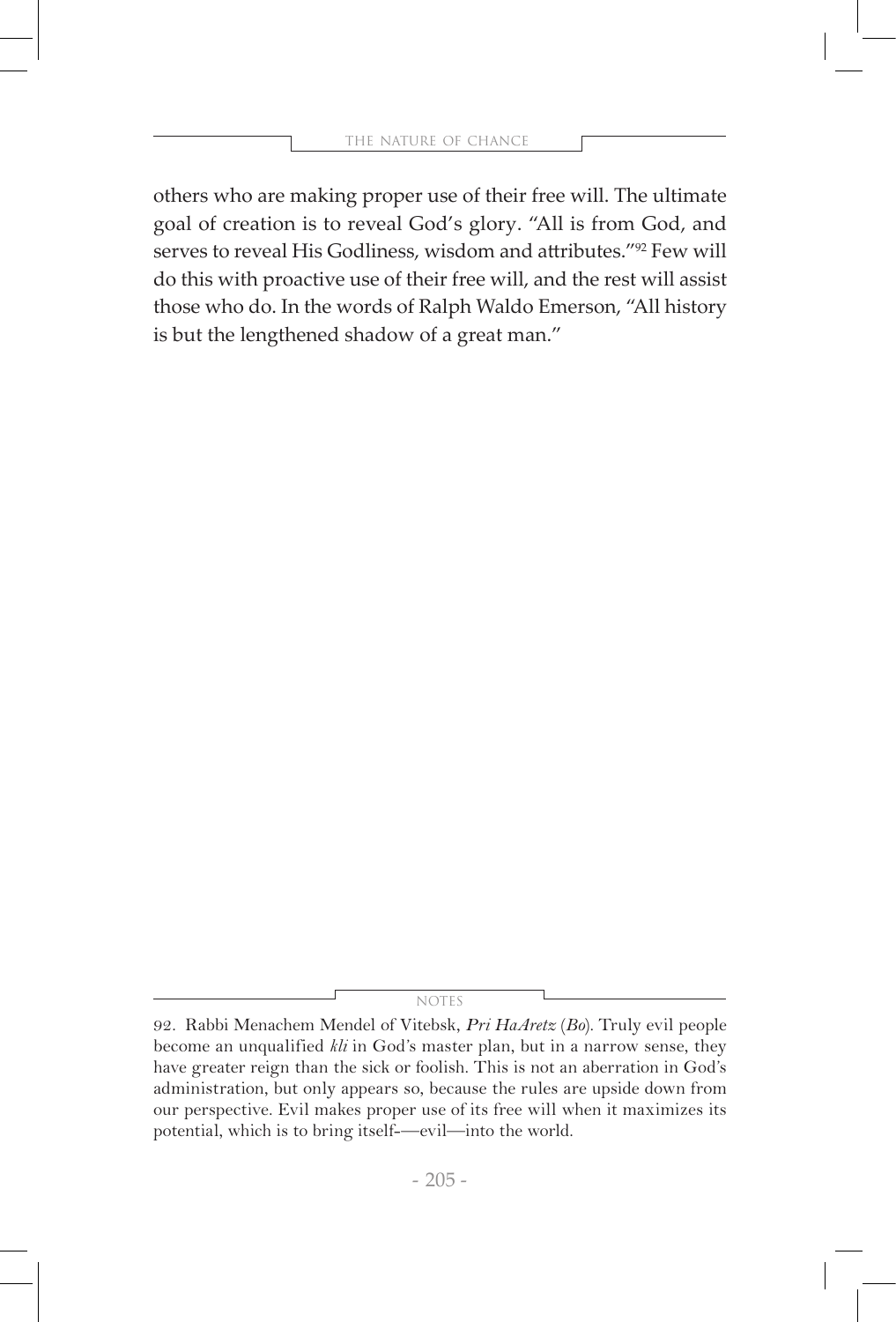others who are making proper use of their free will. The ultimate goal of creation is to reveal God's glory. "All is from God, and serves to reveal His Godliness, wisdom and attributes."[92] Few will do this with proactive use of their free will, and the rest will assist those who do. In the words of Ralph Waldo Emerson, "All history is but the lengthened shadow of a great man."

---

NOTES

92. Rabbi Menachem Mendel of Vitebsk, *Pri HaAretz* (*Bo*). Truly evil people become an unqualified *kli* in God's master plan, but in a narrow sense, they have greater reign than the sick or foolish. This is not an aberration in God's administration, but only appears so, because the rules are upside down from our perspective. Evil makes proper use of its free will when it maximizes its potential, which is to bring itself-—evil—into the world.